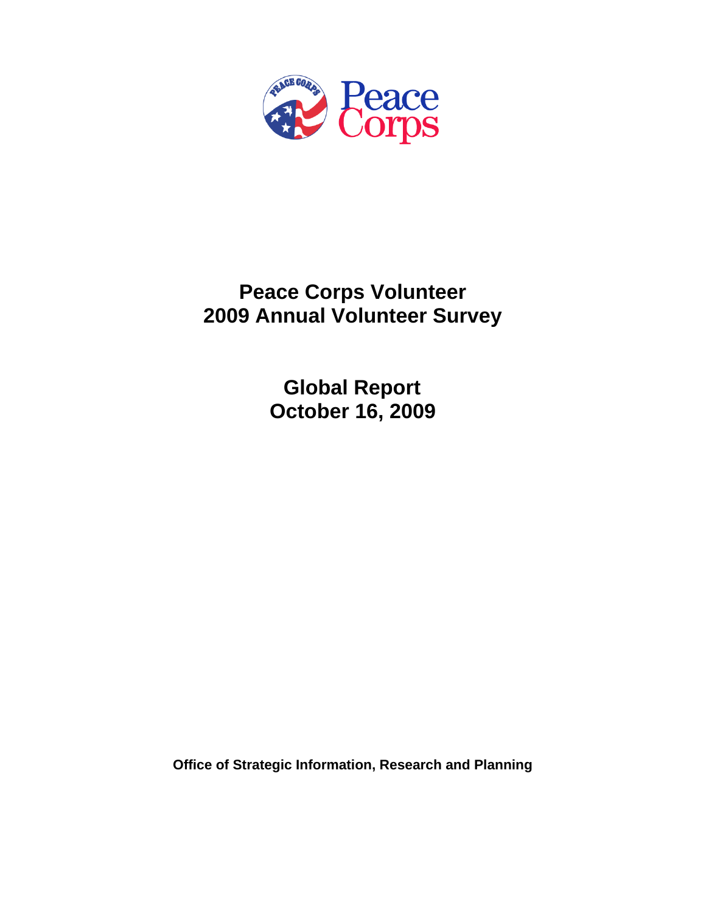# Peace Corps Volunteer
# 2009 Annual Volunteer Survey

## Global Report
## October 16, 2009

**Office of Strategic Information, Research and Planning**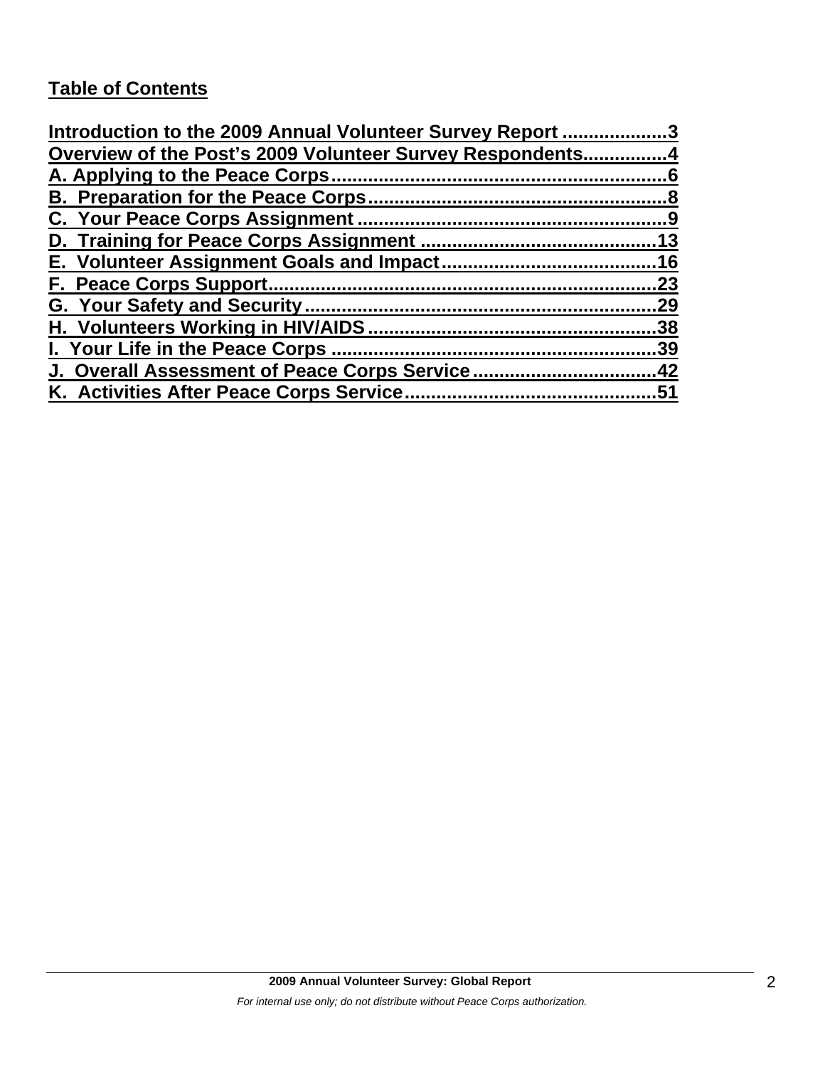## Table of Contents

Introduction to the 2009 Annual Volunteer Survey Report ....................3
Overview of the Post's 2009 Volunteer Survey Respondents................4
A. Applying to the Peace Corps..............................................................6
B. Preparation for the Peace Corps........................................................8
C. Your Peace Corps Assignment ..........................................................9
D. Training for Peace Corps Assignment ...........................................13
E. Volunteer Assignment Goals and Impact.......................................16
F. Peace Corps Support........................................................................23
G. Your Safety and Security..................................................................29
H. Volunteers Working in HIV/AIDS......................................................38
I. Your Life in the Peace Corps ............................................................39
J. Overall Assessment of Peace Corps Service ..................................42
K. Activities After Peace Corps Service...............................................51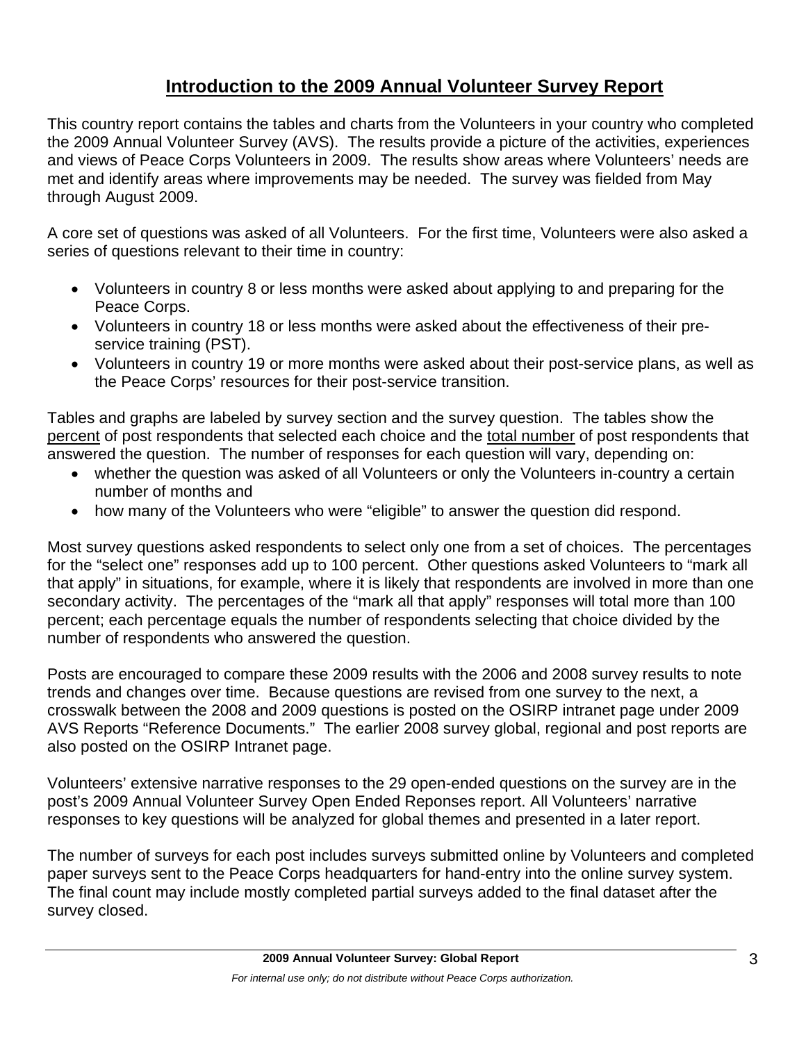# Introduction to the 2009 Annual Volunteer Survey Report

This country report contains the tables and charts from the Volunteers in your country who completed the 2009 Annual Volunteer Survey (AVS). The results provide a picture of the activities, experiences and views of Peace Corps Volunteers in 2009. The results show areas where Volunteers' needs are met and identify areas where improvements may be needed. The survey was fielded from May through August 2009.

A core set of questions was asked of all Volunteers. For the first time, Volunteers were also asked a series of questions relevant to their time in country:

- Volunteers in country 8 or less months were asked about applying to and preparing for the Peace Corps.
- Volunteers in country 18 or less months were asked about the effectiveness of their pre-service training (PST).
- Volunteers in country 19 or more months were asked about their post-service plans, as well as the Peace Corps' resources for their post-service transition.

Tables and graphs are labeled by survey section and the survey question. The tables show the percent of post respondents that selected each choice and the total number of post respondents that answered the question. The number of responses for each question will vary, depending on:

- whether the question was asked of all Volunteers or only the Volunteers in-country a certain number of months and
- how many of the Volunteers who were "eligible" to answer the question did respond.

Most survey questions asked respondents to select only one from a set of choices. The percentages for the "select one" responses add up to 100 percent. Other questions asked Volunteers to "mark all that apply" in situations, for example, where it is likely that respondents are involved in more than one secondary activity. The percentages of the "mark all that apply" responses will total more than 100 percent; each percentage equals the number of respondents selecting that choice divided by the number of respondents who answered the question.

Posts are encouraged to compare these 2009 results with the 2006 and 2008 survey results to note trends and changes over time. Because questions are revised from one survey to the next, a crosswalk between the 2008 and 2009 questions is posted on the OSIRP intranet page under 2009 AVS Reports "Reference Documents." The earlier 2008 survey global, regional and post reports are also posted on the OSIRP Intranet page.

Volunteers' extensive narrative responses to the 29 open-ended questions on the survey are in the post's 2009 Annual Volunteer Survey Open Ended Reponses report. All Volunteers' narrative responses to key questions will be analyzed for global themes and presented in a later report.

The number of surveys for each post includes surveys submitted online by Volunteers and completed paper surveys sent to the Peace Corps headquarters for hand-entry into the online survey system. The final count may include mostly completed partial surveys added to the final dataset after the survey closed.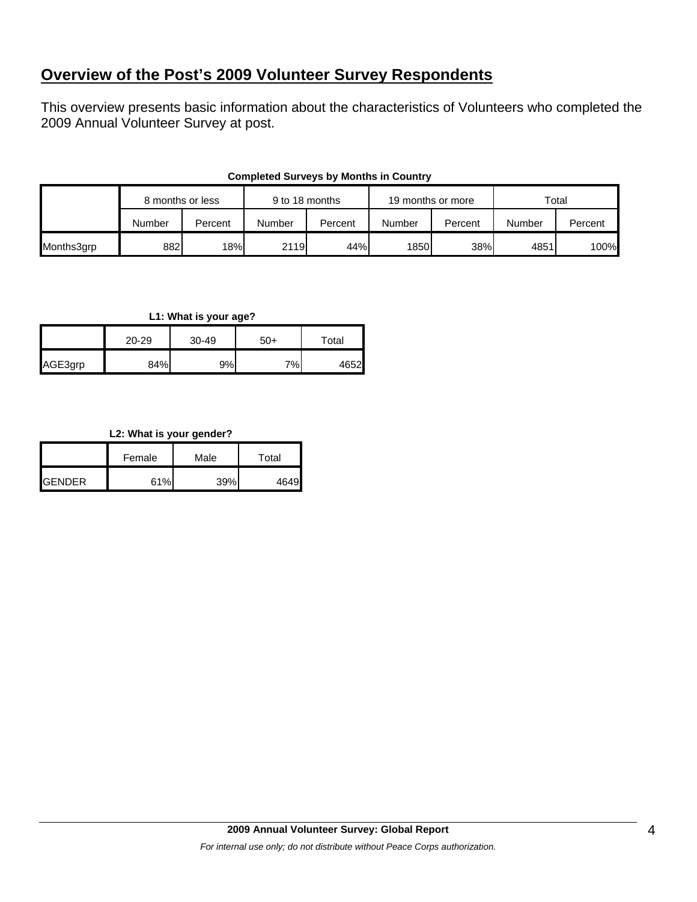## **Overview of the Post's 2009 Volunteer Survey Respondents**

This overview presents basic information about the characteristics of Volunteers who completed the 2009 Annual Volunteer Survey at post.

**Completed Surveys by Months in Country**

| | 8 months or less | | 9 to 18 months | | 19 months or more | | Total | |
|---|---|---|---|---|---|---|---|---|
| | Number | Percent | Number | Percent | Number | Percent | Number | Percent |
| Months3grp | 882 | 18% | 2119 | 44% | 1850 | 38% | 4851 | 100% |

**L1: What is your age?**

| | 20-29 | 30-49 | 50+ | Total |
|---|---|---|---|---|
| AGE3grp | 84% | 9% | 7% | 4652 |

**L2: What is your gender?**

| | Female | Male | Total |
|---|---|---|---|
| GENDER | 61% | 39% | 4649 |

**2009 Annual Volunteer Survey: Global Report**

*For internal use only; do not distribute without Peace Corps authorization.*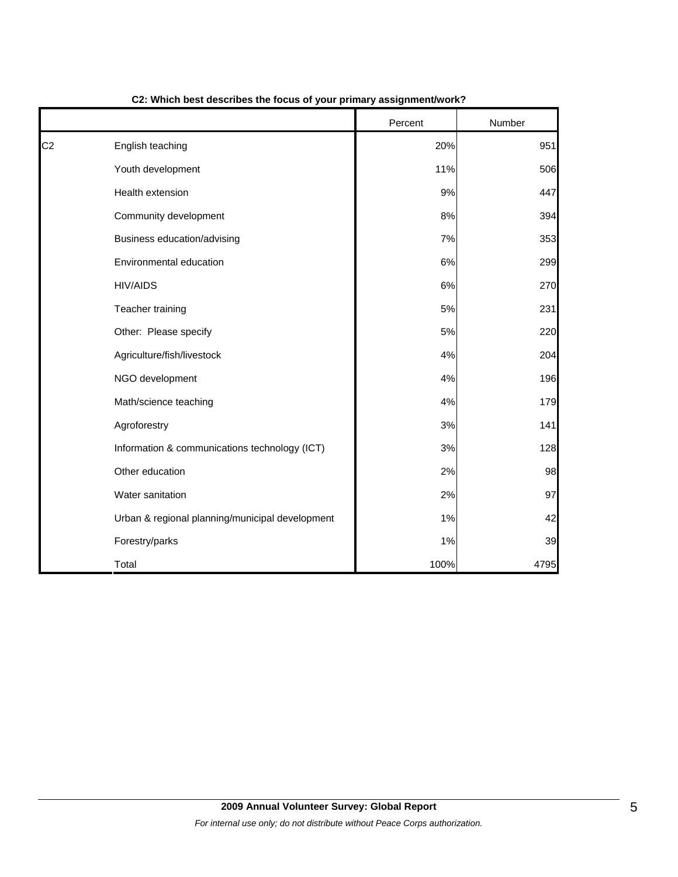**C2: Which best describes the focus of your primary assignment/work?**

| | | Percent | Number |
|---|---|---|---|
| C2 | English teaching | 20% | 951 |
| | Youth development | 11% | 506 |
| | Health extension | 9% | 447 |
| | Community development | 8% | 394 |
| | Business education/advising | 7% | 353 |
| | Environmental education | 6% | 299 |
| | HIV/AIDS | 6% | 270 |
| | Teacher training | 5% | 231 |
| | Other: Please specify | 5% | 220 |
| | Agriculture/fish/livestock | 4% | 204 |
| | NGO development | 4% | 196 |
| | Math/science teaching | 4% | 179 |
| | Agroforestry | 3% | 141 |
| | Information & communications technology (ICT) | 3% | 128 |
| | Other education | 2% | 98 |
| | Water sanitation | 2% | 97 |
| | Urban & regional planning/municipal development | 1% | 42 |
| | Forestry/parks | 1% | 39 |
| | Total | 100% | 4795 |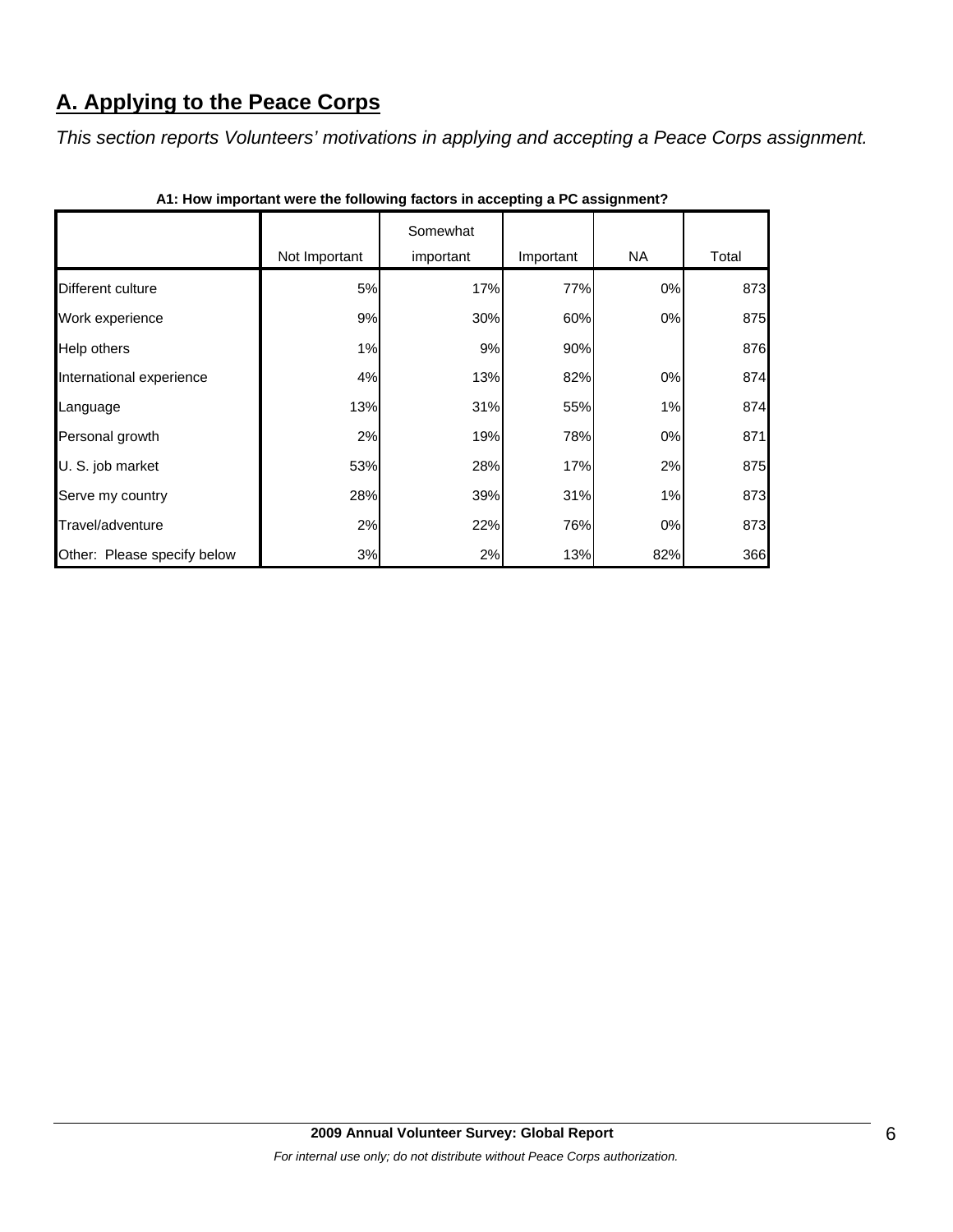## A. Applying to the Peace Corps

*This section reports Volunteers' motivations in applying and accepting a Peace Corps assignment.*

**A1: How important were the following factors in accepting a PC assignment?**

| | Not Important | Somewhat important | Important | NA | Total |
|---|---|---|---|---|---|
| Different culture | 5% | 17% | 77% | 0% | 873 |
| Work experience | 9% | 30% | 60% | 0% | 875 |
| Help others | 1% | 9% | 90% | | 876 |
| International experience | 4% | 13% | 82% | 0% | 874 |
| Language | 13% | 31% | 55% | 1% | 874 |
| Personal growth | 2% | 19% | 78% | 0% | 871 |
| U. S. job market | 53% | 28% | 17% | 2% | 875 |
| Serve my country | 28% | 39% | 31% | 1% | 873 |
| Travel/adventure | 2% | 22% | 76% | 0% | 873 |
| Other: Please specify below | 3% | 2% | 13% | 82% | 366 |

**2009 Annual Volunteer Survey: Global Report**

*For internal use only; do not distribute without Peace Corps authorization.*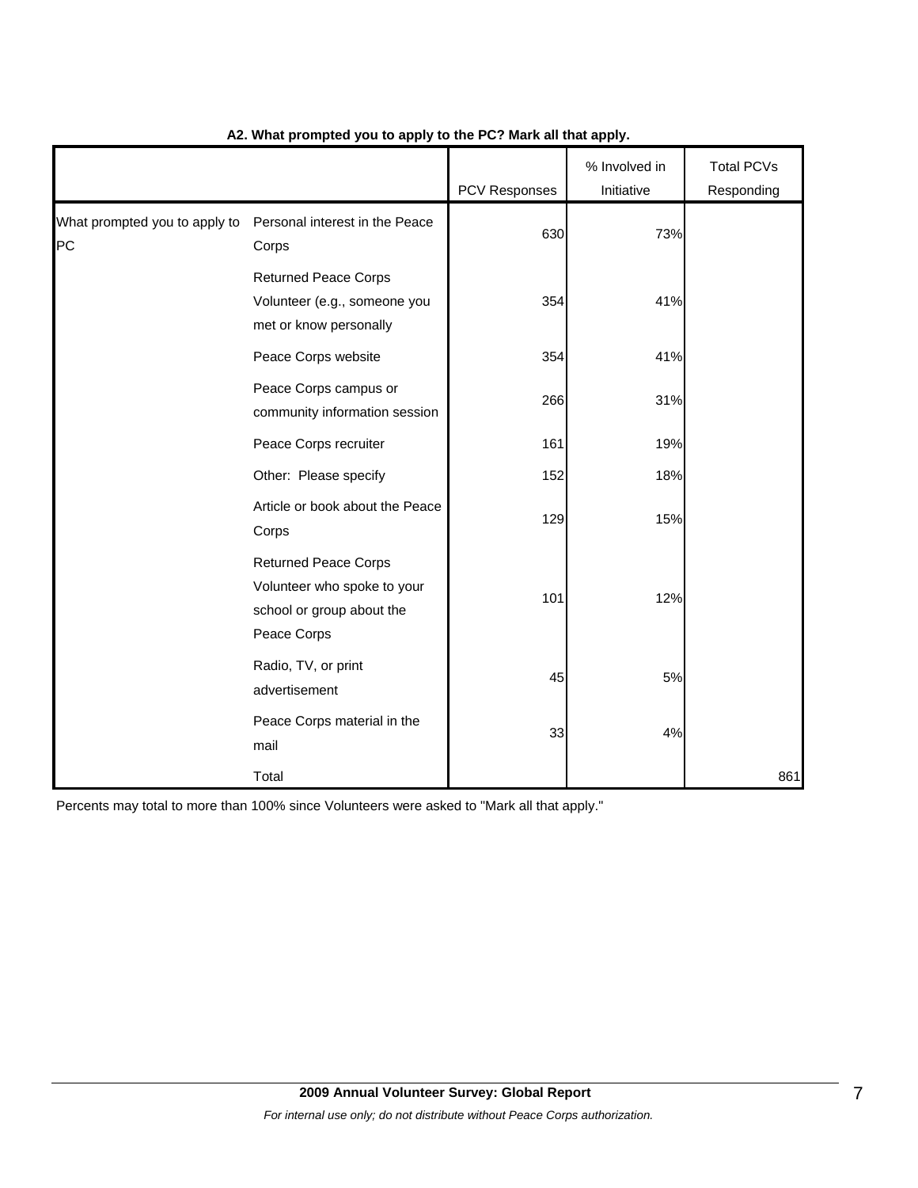**A2. What prompted you to apply to the PC? Mark all that apply.**

| | | PCV Responses | % Involved in Initiative | Total PCVs Responding |
|---|---|---|---|---|
| What prompted you to apply to PC | Personal interest in the Peace Corps | 630 | 73% | |
| | Returned Peace Corps Volunteer (e.g., someone you met or know personally | 354 | 41% | |
| | Peace Corps website | 354 | 41% | |
| | Peace Corps campus or community information session | 266 | 31% | |
| | Peace Corps recruiter | 161 | 19% | |
| | Other: Please specify | 152 | 18% | |
| | Article or book about the Peace Corps | 129 | 15% | |
| | Returned Peace Corps Volunteer who spoke to your school or group about the Peace Corps | 101 | 12% | |
| | Radio, TV, or print advertisement | 45 | 5% | |
| | Peace Corps material in the mail | 33 | 4% | |
| | Total | | | 861 |

Percents may total to more than 100% since Volunteers were asked to "Mark all that apply."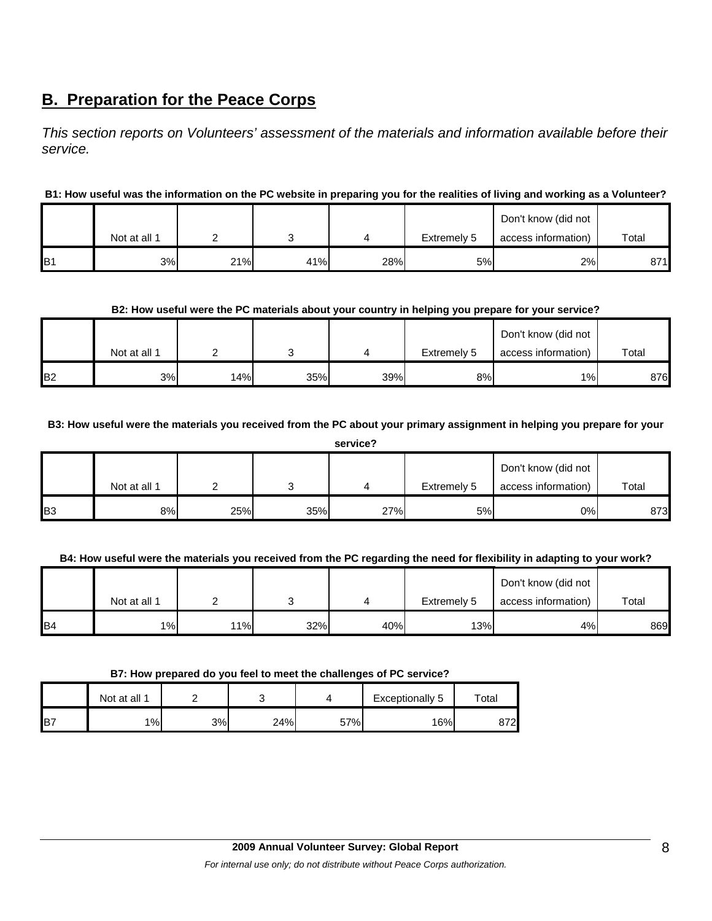## B. Preparation for the Peace Corps

*This section reports on Volunteers' assessment of the materials and information available before their service.*

**B1: How useful was the information on the PC website in preparing you for the realities of living and working as a Volunteer?**

| | Not at all 1 | 2 | 3 | 4 | Extremely 5 | Don't know (did not access information) | Total |
|---|---|---|---|---|---|---|---|
| B1 | 3% | 21% | 41% | 28% | 5% | 2% | 871 |

**B2: How useful were the PC materials about your country in helping you prepare for your service?**

| | Not at all 1 | 2 | 3 | 4 | Extremely 5 | Don't know (did not access information) | Total |
|---|---|---|---|---|---|---|---|
| B2 | 3% | 14% | 35% | 39% | 8% | 1% | 876 |

**B3: How useful were the materials you received from the PC about your primary assignment in helping you prepare for your service?**

| | Not at all 1 | 2 | 3 | 4 | Extremely 5 | Don't know (did not access information) | Total |
|---|---|---|---|---|---|---|---|
| B3 | 8% | 25% | 35% | 27% | 5% | 0% | 873 |

**B4: How useful were the materials you received from the PC regarding the need for flexibility in adapting to your work?**

| | Not at all 1 | 2 | 3 | 4 | Extremely 5 | Don't know (did not access information) | Total |
|---|---|---|---|---|---|---|---|
| B4 | 1% | 11% | 32% | 40% | 13% | 4% | 869 |

**B7: How prepared do you feel to meet the challenges of PC service?**

| | Not at all 1 | 2 | 3 | 4 | Exceptionally 5 | Total |
|---|---|---|---|---|---|---|
| B7 | 1% | 3% | 24% | 57% | 16% | 872 |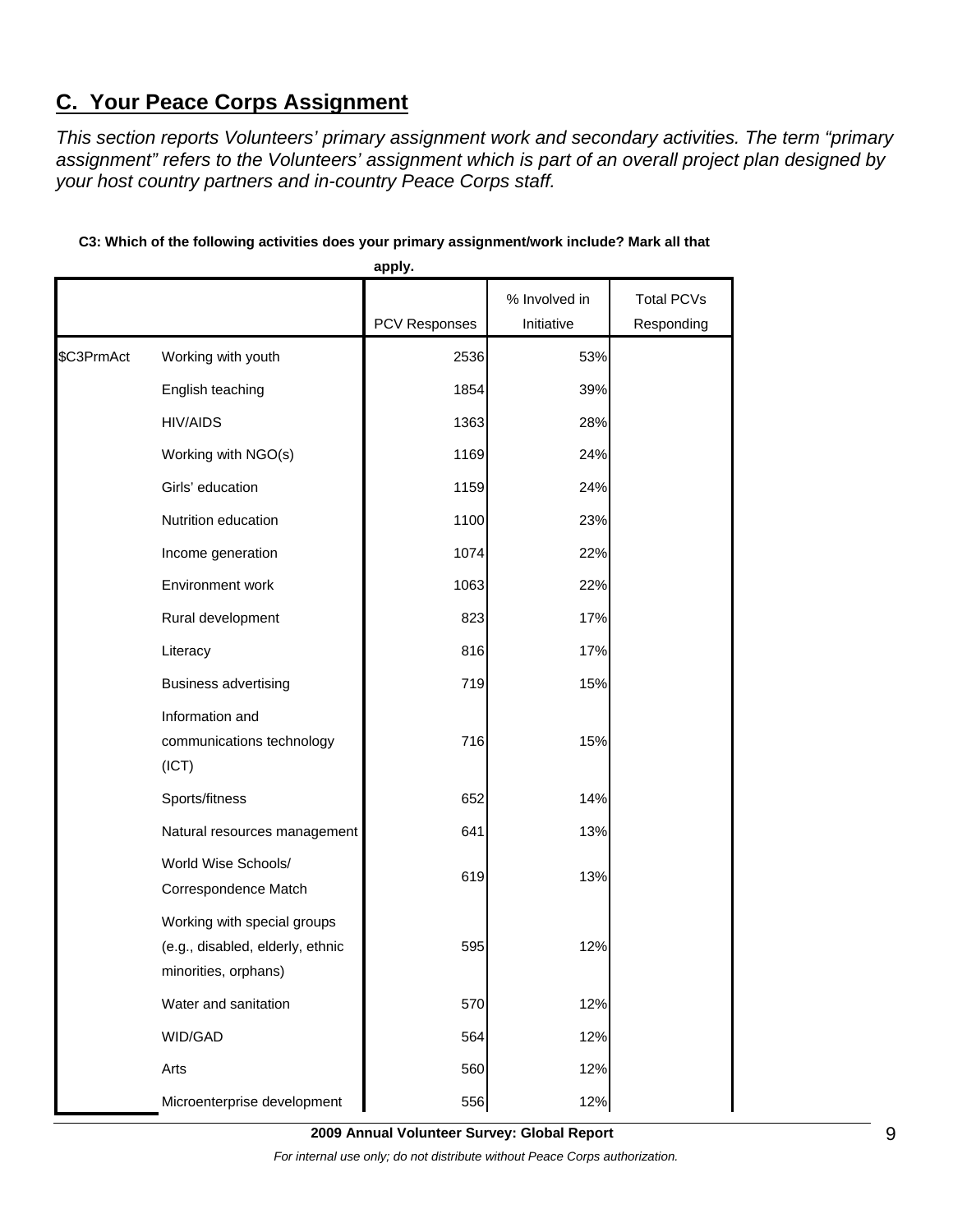## C. Your Peace Corps Assignment

*This section reports Volunteers' primary assignment work and secondary activities. The term "primary assignment" refers to the Volunteers' assignment which is part of an overall project plan designed by your host country partners and in-country Peace Corps staff.*

**C3: Which of the following activities does your primary assignment/work include? Mark all that apply.**

| | | PCV Responses | % Involved in Initiative | Total PCVs Responding |
|---|---|---|---|---|
| $C3PrmAct | Working with youth | 2536 | 53% | |
| | English teaching | 1854 | 39% | |
| | HIV/AIDS | 1363 | 28% | |
| | Working with NGO(s) | 1169 | 24% | |
| | Girls' education | 1159 | 24% | |
| | Nutrition education | 1100 | 23% | |
| | Income generation | 1074 | 22% | |
| | Environment work | 1063 | 22% | |
| | Rural development | 823 | 17% | |
| | Literacy | 816 | 17% | |
| | Business advertising | 719 | 15% | |
| | Information and communications technology (ICT) | 716 | 15% | |
| | Sports/fitness | 652 | 14% | |
| | Natural resources management | 641 | 13% | |
| | World Wise Schools/ Correspondence Match | 619 | 13% | |
| | Working with special groups (e.g., disabled, elderly, ethnic minorities, orphans) | 595 | 12% | |
| | Water and sanitation | 570 | 12% | |
| | WID/GAD | 564 | 12% | |
| | Arts | 560 | 12% | |
| | Microenterprise development | 556 | 12% | |

**2009 Annual Volunteer Survey: Global Report**

*For internal use only; do not distribute without Peace Corps authorization.*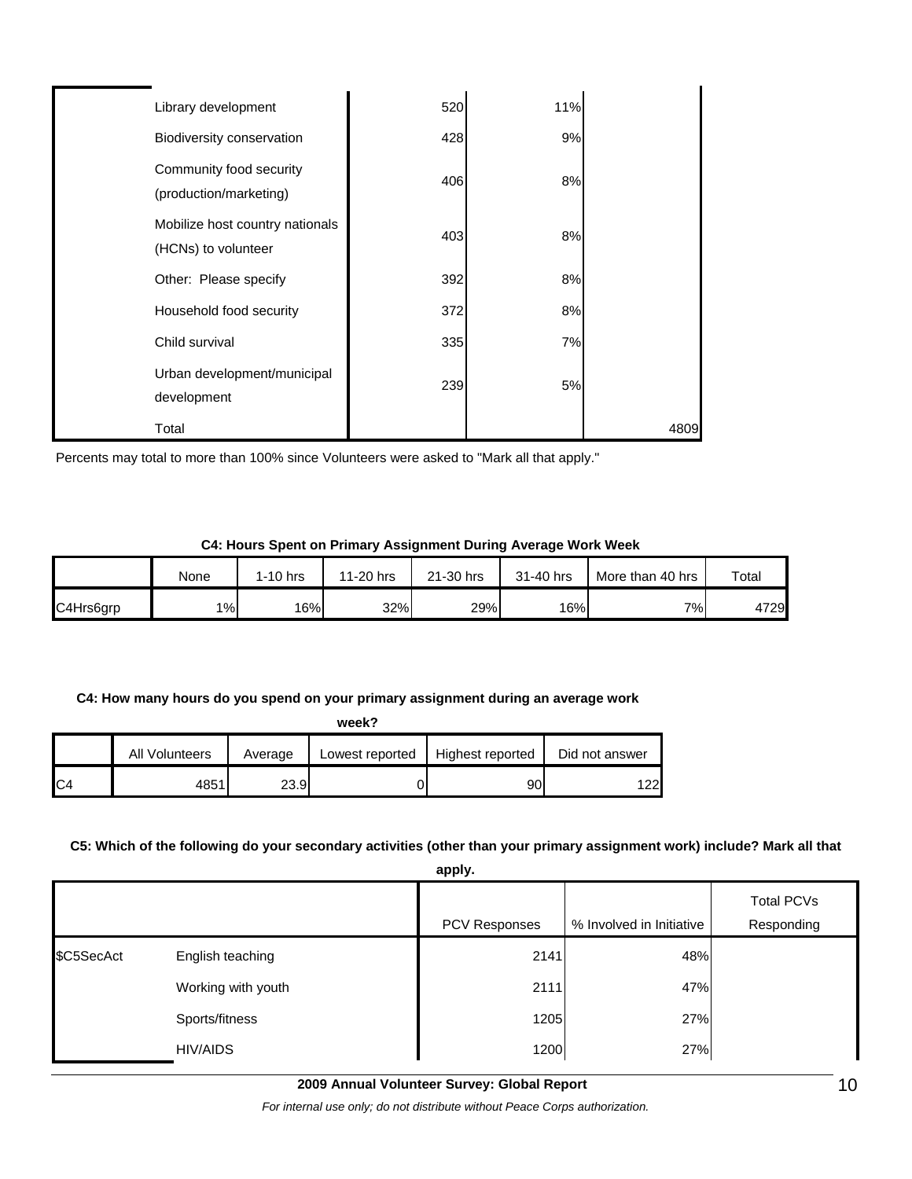| | | | | |
|---|---|---|---|---|
| | Library development | 520 | 11% | |
| | Biodiversity conservation | 428 | 9% | |
| | Community food security (production/marketing) | 406 | 8% | |
| | Mobilize host country nationals (HCNs) to volunteer | 403 | 8% | |
| | Other: Please specify | 392 | 8% | |
| | Household food security | 372 | 8% | |
| | Child survival | 335 | 7% | |
| | Urban development/municipal development | 239 | 5% | |
| | Total | | | 4809 |

Percents may total to more than 100% since Volunteers were asked to "Mark all that apply."

**C4: Hours Spent on Primary Assignment During Average Work Week**

| | None | 1-10 hrs | 11-20 hrs | 21-30 hrs | 31-40 hrs | More than 40 hrs | Total |
|---|---|---|---|---|---|---|---|
| C4Hrs6grp | 1% | 16% | 32% | 29% | 16% | 7% | 4729 |

**C4: How many hours do you spend on your primary assignment during an average work week?**

| | All Volunteers | Average | Lowest reported | Highest reported | Did not answer |
|---|---|---|---|---|---|
| C4 | 4851 | 23.9 | 0 | 90 | 122 |

**C5: Which of the following do your secondary activities (other than your primary assignment work) include? Mark all that apply.**

| | | PCV Responses | % Involved in Initiative | Total PCVs Responding |
|---|---|---|---|---|
| $C5SecAct | English teaching | 2141 | 48% | |
| | Working with youth | 2111 | 47% | |
| | Sports/fitness | 1205 | 27% | |
| | HIV/AIDS | 1200 | 27% | |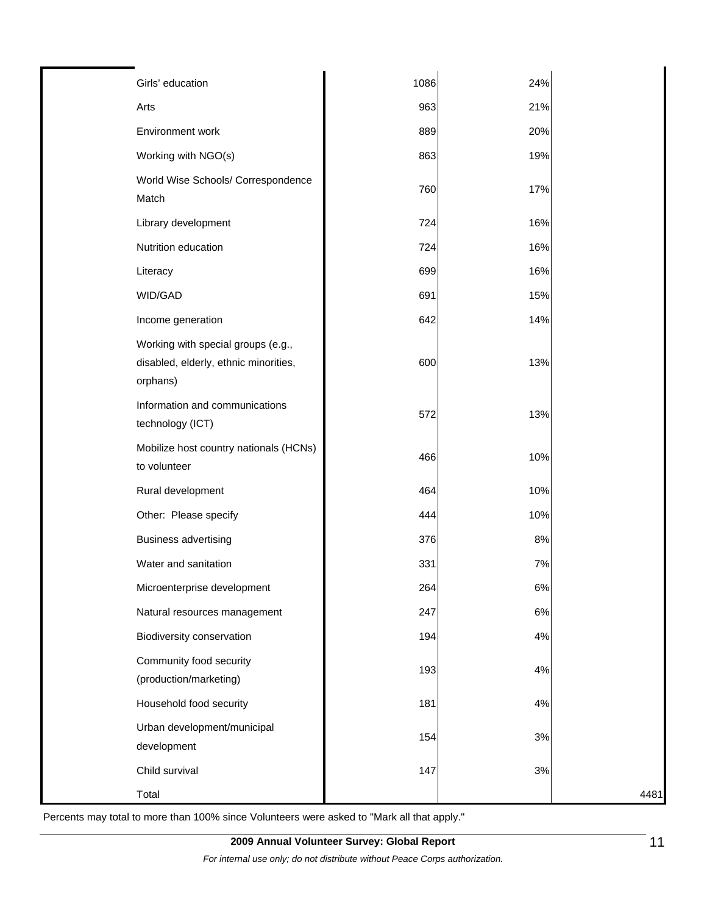| | | | | |
|---|---|---|---|---|
| | Girls' education | 1086 | 24% | |
| | Arts | 963 | 21% | |
| | Environment work | 889 | 20% | |
| | Working with NGO(s) | 863 | 19% | |
| | World Wise Schools/ Correspondence Match | 760 | 17% | |
| | Library development | 724 | 16% | |
| | Nutrition education | 724 | 16% | |
| | Literacy | 699 | 16% | |
| | WID/GAD | 691 | 15% | |
| | Income generation | 642 | 14% | |
| | Working with special groups (e.g., disabled, elderly, ethnic minorities, orphans) | 600 | 13% | |
| | Information and communications technology (ICT) | 572 | 13% | |
| | Mobilize host country nationals (HCNs) to volunteer | 466 | 10% | |
| | Rural development | 464 | 10% | |
| | Other: Please specify | 444 | 10% | |
| | Business advertising | 376 | 8% | |
| | Water and sanitation | 331 | 7% | |
| | Microenterprise development | 264 | 6% | |
| | Natural resources management | 247 | 6% | |
| | Biodiversity conservation | 194 | 4% | |
| | Community food security (production/marketing) | 193 | 4% | |
| | Household food security | 181 | 4% | |
| | Urban development/municipal development | 154 | 3% | |
| | Child survival | 147 | 3% | |
| | Total | | | 4481 |

Percents may total to more than 100% since Volunteers were asked to "Mark all that apply."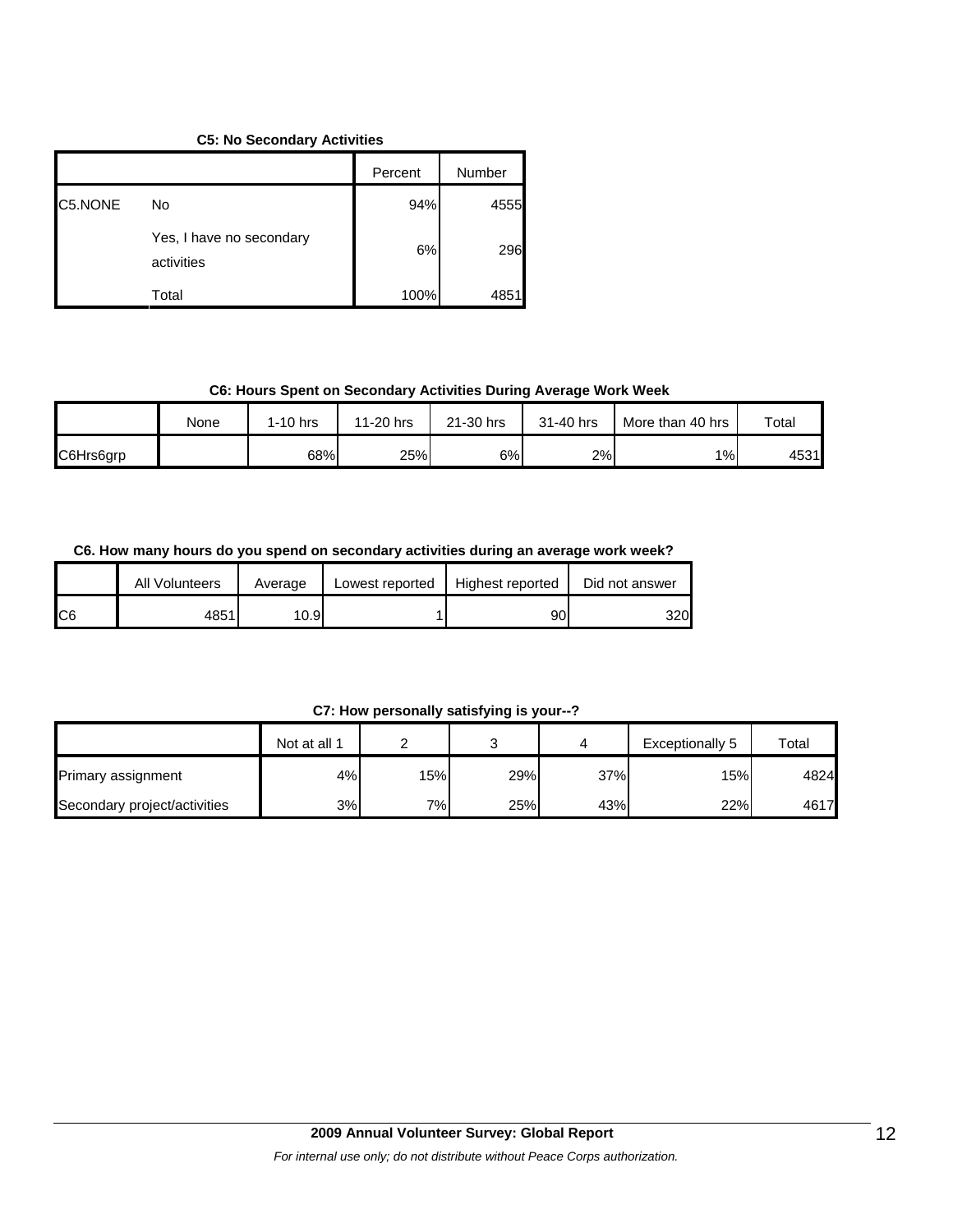**C5: No Secondary Activities**

| | | Percent | Number |
|---|---|---|---|
| C5.NONE | No | 94% | 4555 |
| | Yes, I have no secondary activities | 6% | 296 |
| | Total | 100% | 4851 |

**C6: Hours Spent on Secondary Activities During Average Work Week**

| | None | 1-10 hrs | 11-20 hrs | 21-30 hrs | 31-40 hrs | More than 40 hrs | Total |
|---|---|---|---|---|---|---|---|
| C6Hrs6grp | | 68% | 25% | 6% | 2% | 1% | 4531 |

**C6. How many hours do you spend on secondary activities during an average work week?**

| | All Volunteers | Average | Lowest reported | Highest reported | Did not answer |
|---|---|---|---|---|---|
| C6 | 4851 | 10.9 | 1 | 90 | 320 |

**C7: How personally satisfying is your--?**

| | Not at all 1 | 2 | 3 | 4 | Exceptionally 5 | Total |
|---|---|---|---|---|---|---|
| Primary assignment | 4% | 15% | 29% | 37% | 15% | 4824 |
| Secondary project/activities | 3% | 7% | 25% | 43% | 22% | 4617 |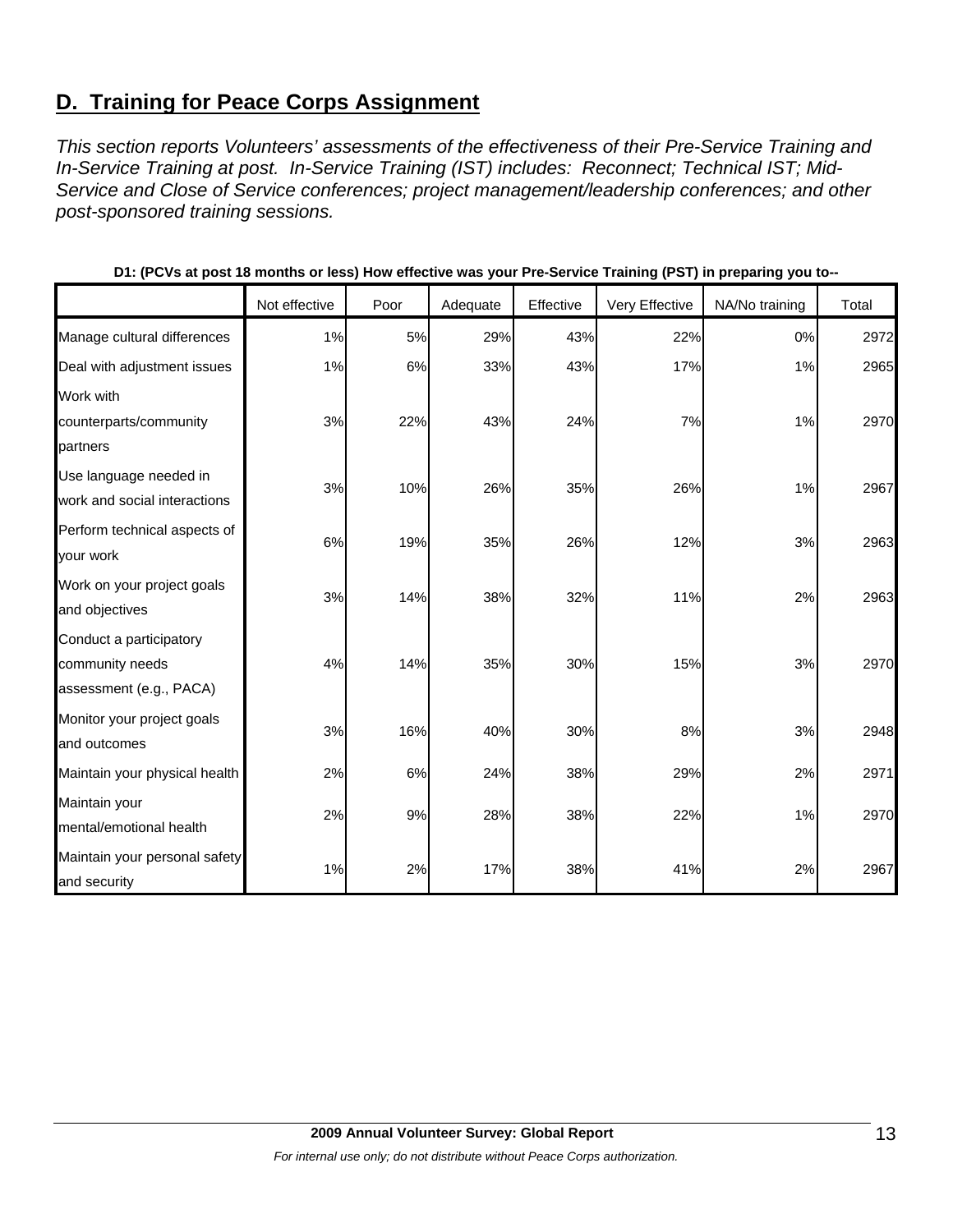## D. Training for Peace Corps Assignment

*This section reports Volunteers' assessments of the effectiveness of their Pre-Service Training and In-Service Training at post. In-Service Training (IST) includes: Reconnect; Technical IST; Mid-Service and Close of Service conferences; project management/leadership conferences; and other post-sponsored training sessions.*

**D1: (PCVs at post 18 months or less) How effective was your Pre-Service Training (PST) in preparing you to--**

| | Not effective | Poor | Adequate | Effective | Very Effective | NA/No training | Total |
|---|---|---|---|---|---|---|---|
| Manage cultural differences | 1% | 5% | 29% | 43% | 22% | 0% | 2972 |
| Deal with adjustment issues | 1% | 6% | 33% | 43% | 17% | 1% | 2965 |
| Work with counterparts/community partners | 3% | 22% | 43% | 24% | 7% | 1% | 2970 |
| Use language needed in work and social interactions | 3% | 10% | 26% | 35% | 26% | 1% | 2967 |
| Perform technical aspects of your work | 6% | 19% | 35% | 26% | 12% | 3% | 2963 |
| Work on your project goals and objectives | 3% | 14% | 38% | 32% | 11% | 2% | 2963 |
| Conduct a participatory community needs assessment (e.g., PACA) | 4% | 14% | 35% | 30% | 15% | 3% | 2970 |
| Monitor your project goals and outcomes | 3% | 16% | 40% | 30% | 8% | 3% | 2948 |
| Maintain your physical health | 2% | 6% | 24% | 38% | 29% | 2% | 2971 |
| Maintain your mental/emotional health | 2% | 9% | 28% | 38% | 22% | 1% | 2970 |
| Maintain your personal safety and security | 1% | 2% | 17% | 38% | 41% | 2% | 2967 |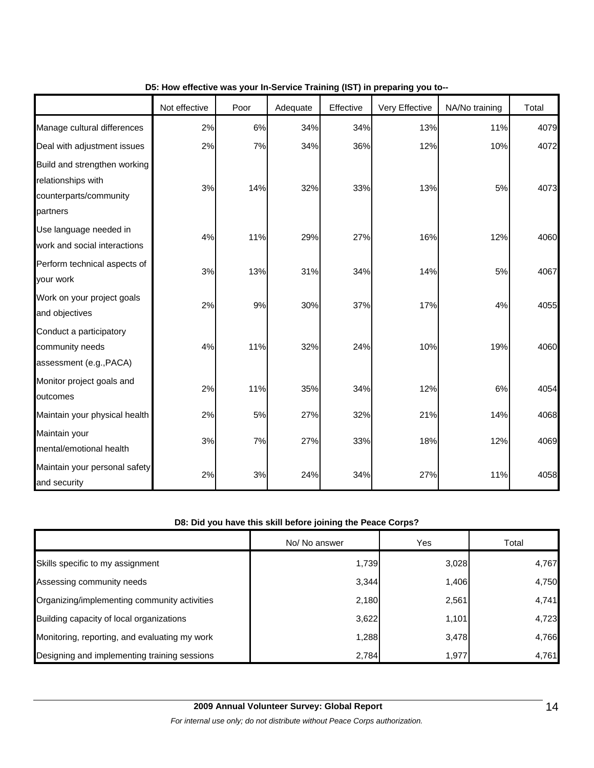**D5: How effective was your In-Service Training (IST) in preparing you to--**

| | Not effective | Poor | Adequate | Effective | Very Effective | NA/No training | Total |
|---|---|---|---|---|---|---|---|
| Manage cultural differences | 2% | 6% | 34% | 34% | 13% | 11% | 4079 |
| Deal with adjustment issues | 2% | 7% | 34% | 36% | 12% | 10% | 4072 |
| Build and strengthen working relationships with counterparts/community partners | 3% | 14% | 32% | 33% | 13% | 5% | 4073 |
| Use language needed in work and social interactions | 4% | 11% | 29% | 27% | 16% | 12% | 4060 |
| Perform technical aspects of your work | 3% | 13% | 31% | 34% | 14% | 5% | 4067 |
| Work on your project goals and objectives | 2% | 9% | 30% | 37% | 17% | 4% | 4055 |
| Conduct a participatory community needs assessment (e.g.,PACA) | 4% | 11% | 32% | 24% | 10% | 19% | 4060 |
| Monitor project goals and outcomes | 2% | 11% | 35% | 34% | 12% | 6% | 4054 |
| Maintain your physical health | 2% | 5% | 27% | 32% | 21% | 14% | 4068 |
| Maintain your mental/emotional health | 3% | 7% | 27% | 33% | 18% | 12% | 4069 |
| Maintain your personal safety and security | 2% | 3% | 24% | 34% | 27% | 11% | 4058 |

**D8: Did you have this skill before joining the Peace Corps?**

| | No/ No answer | Yes | Total |
|---|---|---|---|
| Skills specific to my assignment | 1,739 | 3,028 | 4,767 |
| Assessing community needs | 3,344 | 1,406 | 4,750 |
| Organizing/implementing community activities | 2,180 | 2,561 | 4,741 |
| Building capacity of local organizations | 3,622 | 1,101 | 4,723 |
| Monitoring, reporting, and evaluating my work | 1,288 | 3,478 | 4,766 |
| Designing and implementing training sessions | 2,784 | 1,977 | 4,761 |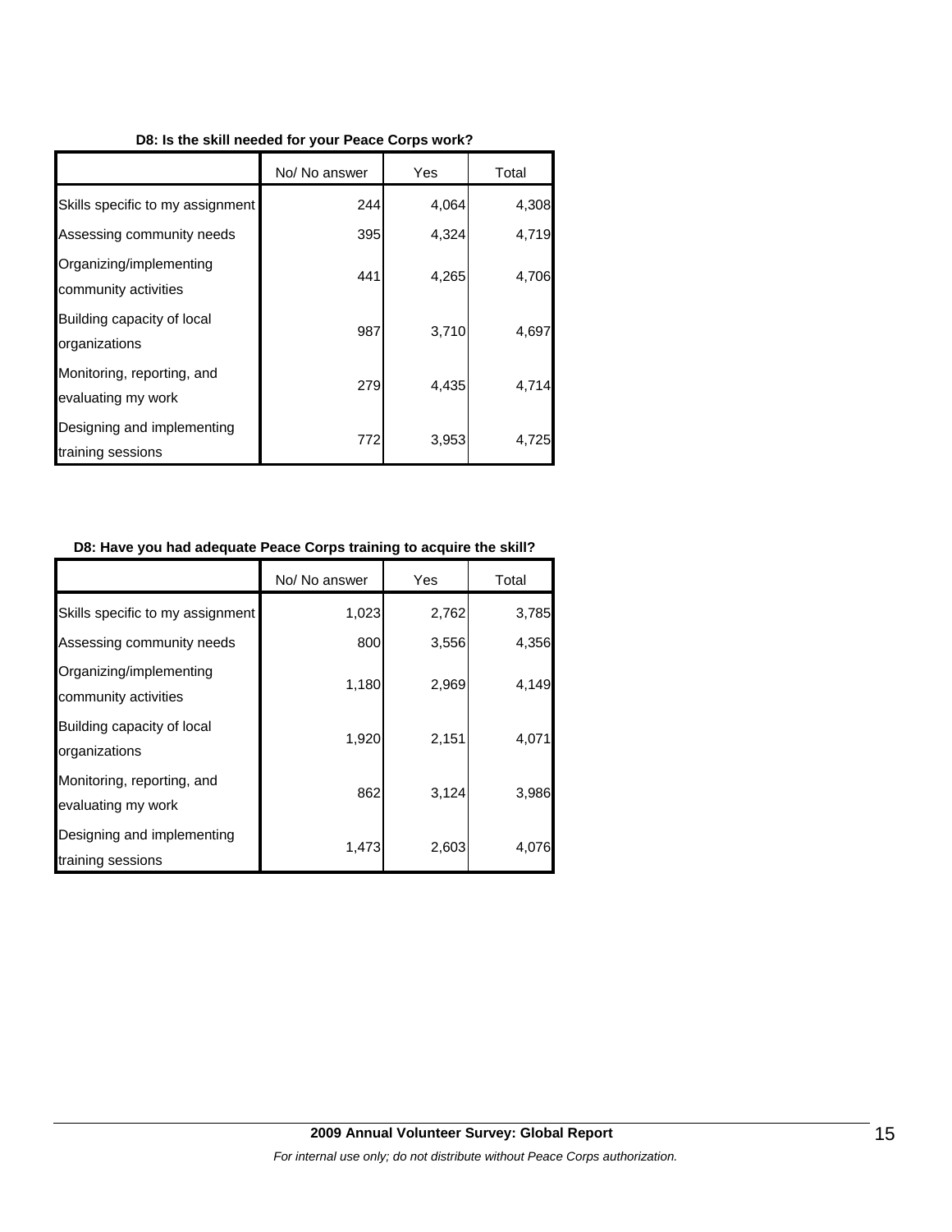**D8: Is the skill needed for your Peace Corps work?**

| | No/ No answer | Yes | Total |
|---|---|---|---|
| Skills specific to my assignment | 244 | 4,064 | 4,308 |
| Assessing community needs | 395 | 4,324 | 4,719 |
| Organizing/implementing community activities | 441 | 4,265 | 4,706 |
| Building capacity of local organizations | 987 | 3,710 | 4,697 |
| Monitoring, reporting, and evaluating my work | 279 | 4,435 | 4,714 |
| Designing and implementing training sessions | 772 | 3,953 | 4,725 |

**D8: Have you had adequate Peace Corps training to acquire the skill?**

| | No/ No answer | Yes | Total |
|---|---|---|---|
| Skills specific to my assignment | 1,023 | 2,762 | 3,785 |
| Assessing community needs | 800 | 3,556 | 4,356 |
| Organizing/implementing community activities | 1,180 | 2,969 | 4,149 |
| Building capacity of local organizations | 1,920 | 2,151 | 4,071 |
| Monitoring, reporting, and evaluating my work | 862 | 3,124 | 3,986 |
| Designing and implementing training sessions | 1,473 | 2,603 | 4,076 |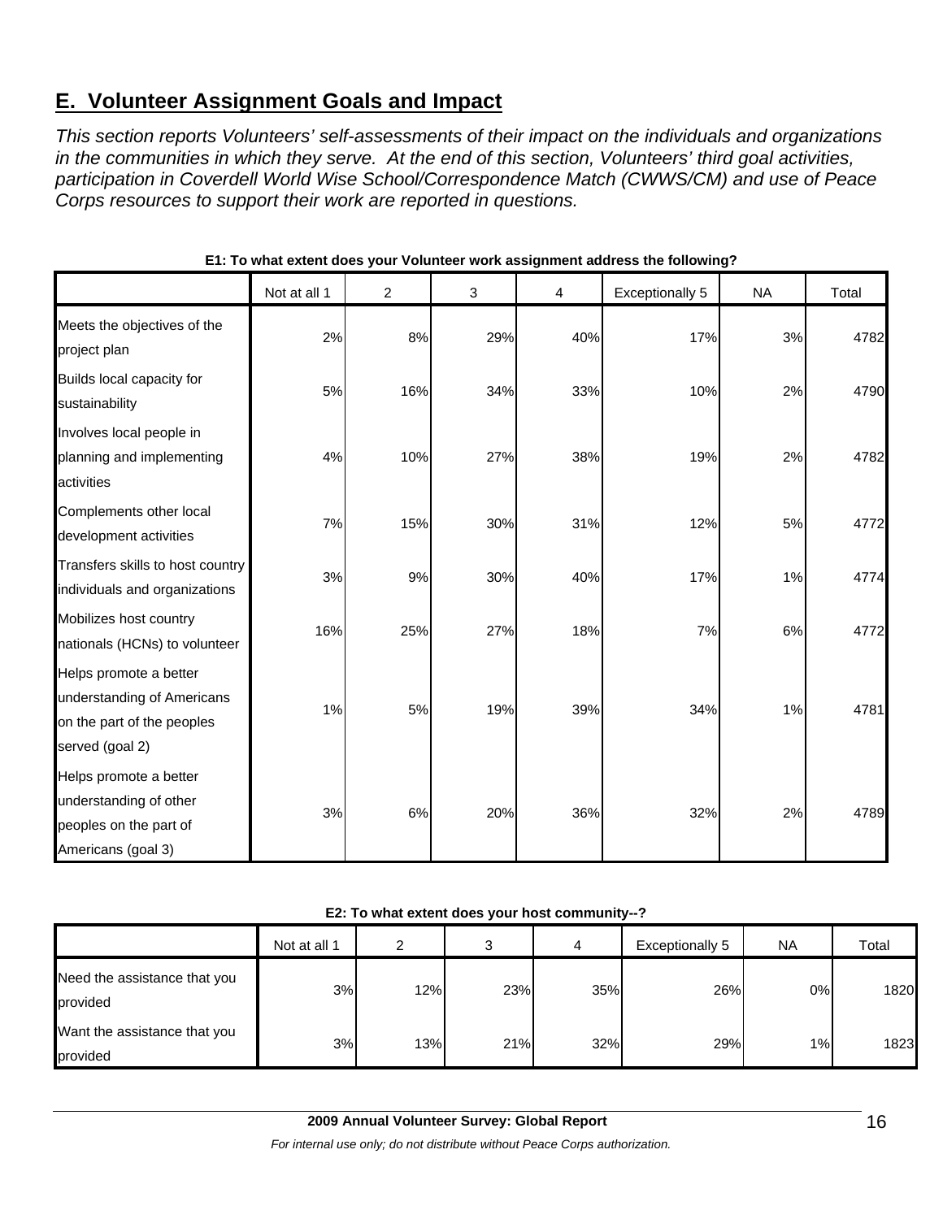## E. Volunteer Assignment Goals and Impact

*This section reports Volunteers' self-assessments of their impact on the individuals and organizations in the communities in which they serve. At the end of this section, Volunteers' third goal activities, participation in Coverdell World Wise School/Correspondence Match (CWWS/CM) and use of Peace Corps resources to support their work are reported in questions.*

**E1: To what extent does your Volunteer work assignment address the following?**

| | Not at all 1 | 2 | 3 | 4 | Exceptionally 5 | NA | Total |
|---|---|---|---|---|---|---|---|
| Meets the objectives of the project plan | 2% | 8% | 29% | 40% | 17% | 3% | 4782 |
| Builds local capacity for sustainability | 5% | 16% | 34% | 33% | 10% | 2% | 4790 |
| Involves local people in planning and implementing activities | 4% | 10% | 27% | 38% | 19% | 2% | 4782 |
| Complements other local development activities | 7% | 15% | 30% | 31% | 12% | 5% | 4772 |
| Transfers skills to host country individuals and organizations | 3% | 9% | 30% | 40% | 17% | 1% | 4774 |
| Mobilizes host country nationals (HCNs) to volunteer | 16% | 25% | 27% | 18% | 7% | 6% | 4772 |
| Helps promote a better understanding of Americans on the part of the peoples served (goal 2) | 1% | 5% | 19% | 39% | 34% | 1% | 4781 |
| Helps promote a better understanding of other peoples on the part of Americans (goal 3) | 3% | 6% | 20% | 36% | 32% | 2% | 4789 |

**E2: To what extent does your host community--?**

| | Not at all 1 | 2 | 3 | 4 | Exceptionally 5 | NA | Total |
|---|---|---|---|---|---|---|---|
| Need the assistance that you provided | 3% | 12% | 23% | 35% | 26% | 0% | 1820 |
| Want the assistance that you provided | 3% | 13% | 21% | 32% | 29% | 1% | 1823 |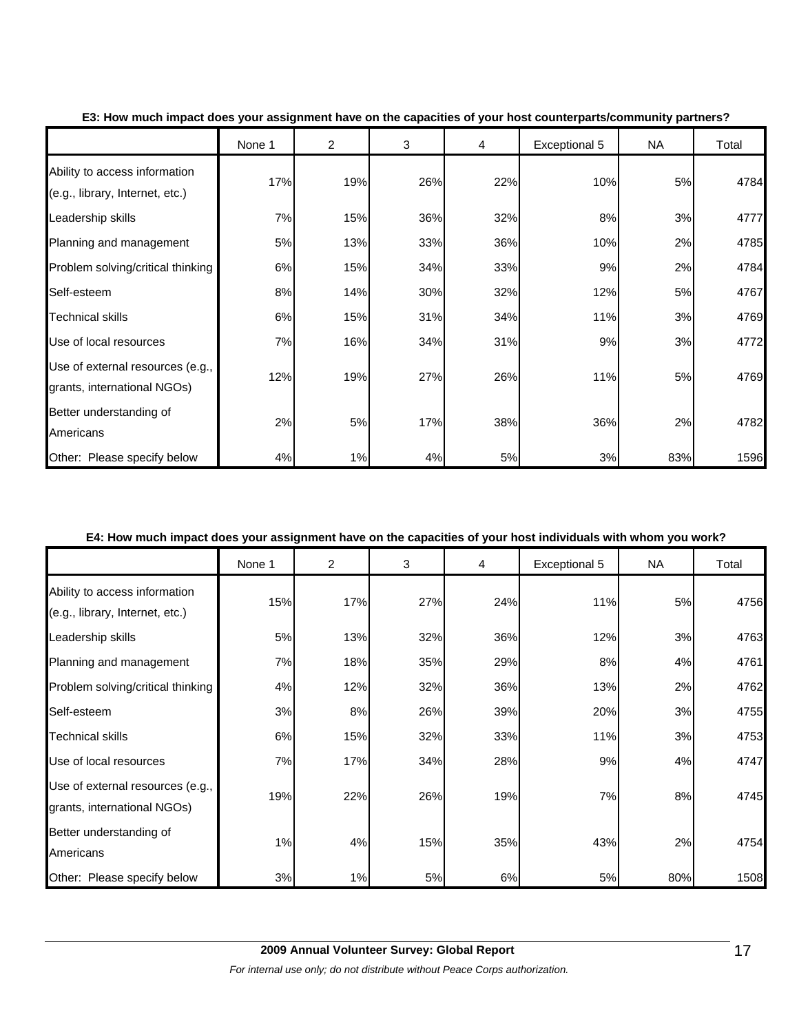**E3: How much impact does your assignment have on the capacities of your host counterparts/community partners?**

| | None 1 | 2 | 3 | 4 | Exceptional 5 | NA | Total |
|---|---|---|---|---|---|---|---|
| Ability to access information (e.g., library, Internet, etc.) | 17% | 19% | 26% | 22% | 10% | 5% | 4784 |
| Leadership skills | 7% | 15% | 36% | 32% | 8% | 3% | 4777 |
| Planning and management | 5% | 13% | 33% | 36% | 10% | 2% | 4785 |
| Problem solving/critical thinking | 6% | 15% | 34% | 33% | 9% | 2% | 4784 |
| Self-esteem | 8% | 14% | 30% | 32% | 12% | 5% | 4767 |
| Technical skills | 6% | 15% | 31% | 34% | 11% | 3% | 4769 |
| Use of local resources | 7% | 16% | 34% | 31% | 9% | 3% | 4772 |
| Use of external resources (e.g., grants, international NGOs) | 12% | 19% | 27% | 26% | 11% | 5% | 4769 |
| Better understanding of Americans | 2% | 5% | 17% | 38% | 36% | 2% | 4782 |
| Other: Please specify below | 4% | 1% | 4% | 5% | 3% | 83% | 1596 |

**E4: How much impact does your assignment have on the capacities of your host individuals with whom you work?**

| | None 1 | 2 | 3 | 4 | Exceptional 5 | NA | Total |
|---|---|---|---|---|---|---|---|
| Ability to access information (e.g., library, Internet, etc.) | 15% | 17% | 27% | 24% | 11% | 5% | 4756 |
| Leadership skills | 5% | 13% | 32% | 36% | 12% | 3% | 4763 |
| Planning and management | 7% | 18% | 35% | 29% | 8% | 4% | 4761 |
| Problem solving/critical thinking | 4% | 12% | 32% | 36% | 13% | 2% | 4762 |
| Self-esteem | 3% | 8% | 26% | 39% | 20% | 3% | 4755 |
| Technical skills | 6% | 15% | 32% | 33% | 11% | 3% | 4753 |
| Use of local resources | 7% | 17% | 34% | 28% | 9% | 4% | 4747 |
| Use of external resources (e.g., grants, international NGOs) | 19% | 22% | 26% | 19% | 7% | 8% | 4745 |
| Better understanding of Americans | 1% | 4% | 15% | 35% | 43% | 2% | 4754 |
| Other: Please specify below | 3% | 1% | 5% | 6% | 5% | 80% | 1508 |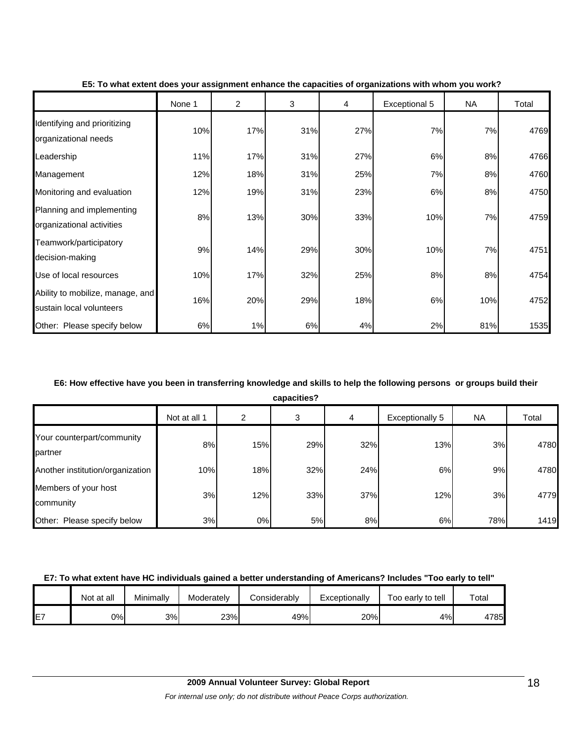**E5: To what extent does your assignment enhance the capacities of organizations with whom you work?**

| | None 1 | 2 | 3 | 4 | Exceptional 5 | NA | Total |
|---|---|---|---|---|---|---|---|
| Identifying and prioritizing organizational needs | 10% | 17% | 31% | 27% | 7% | 7% | 4769 |
| Leadership | 11% | 17% | 31% | 27% | 6% | 8% | 4766 |
| Management | 12% | 18% | 31% | 25% | 7% | 8% | 4760 |
| Monitoring and evaluation | 12% | 19% | 31% | 23% | 6% | 8% | 4750 |
| Planning and implementing organizational activities | 8% | 13% | 30% | 33% | 10% | 7% | 4759 |
| Teamwork/participatory decision-making | 9% | 14% | 29% | 30% | 10% | 7% | 4751 |
| Use of local resources | 10% | 17% | 32% | 25% | 8% | 8% | 4754 |
| Ability to mobilize, manage, and sustain local volunteers | 16% | 20% | 29% | 18% | 6% | 10% | 4752 |
| Other: Please specify below | 6% | 1% | 6% | 4% | 2% | 81% | 1535 |

**E6: How effective have you been in transferring knowledge and skills to help the following persons or groups build their capacities?**

| | Not at all 1 | 2 | 3 | 4 | Exceptionally 5 | NA | Total |
|---|---|---|---|---|---|---|---|
| Your counterpart/community partner | 8% | 15% | 29% | 32% | 13% | 3% | 4780 |
| Another institution/organization | 10% | 18% | 32% | 24% | 6% | 9% | 4780 |
| Members of your host community | 3% | 12% | 33% | 37% | 12% | 3% | 4779 |
| Other: Please specify below | 3% | 0% | 5% | 8% | 6% | 78% | 1419 |

**E7: To what extent have HC individuals gained a better understanding of Americans? Includes "Too early to tell"**

| | Not at all | Minimally | Moderately | Considerably | Exceptionally | Too early to tell | Total |
|---|---|---|---|---|---|---|---|
| E7 | 0% | 3% | 23% | 49% | 20% | 4% | 4785 |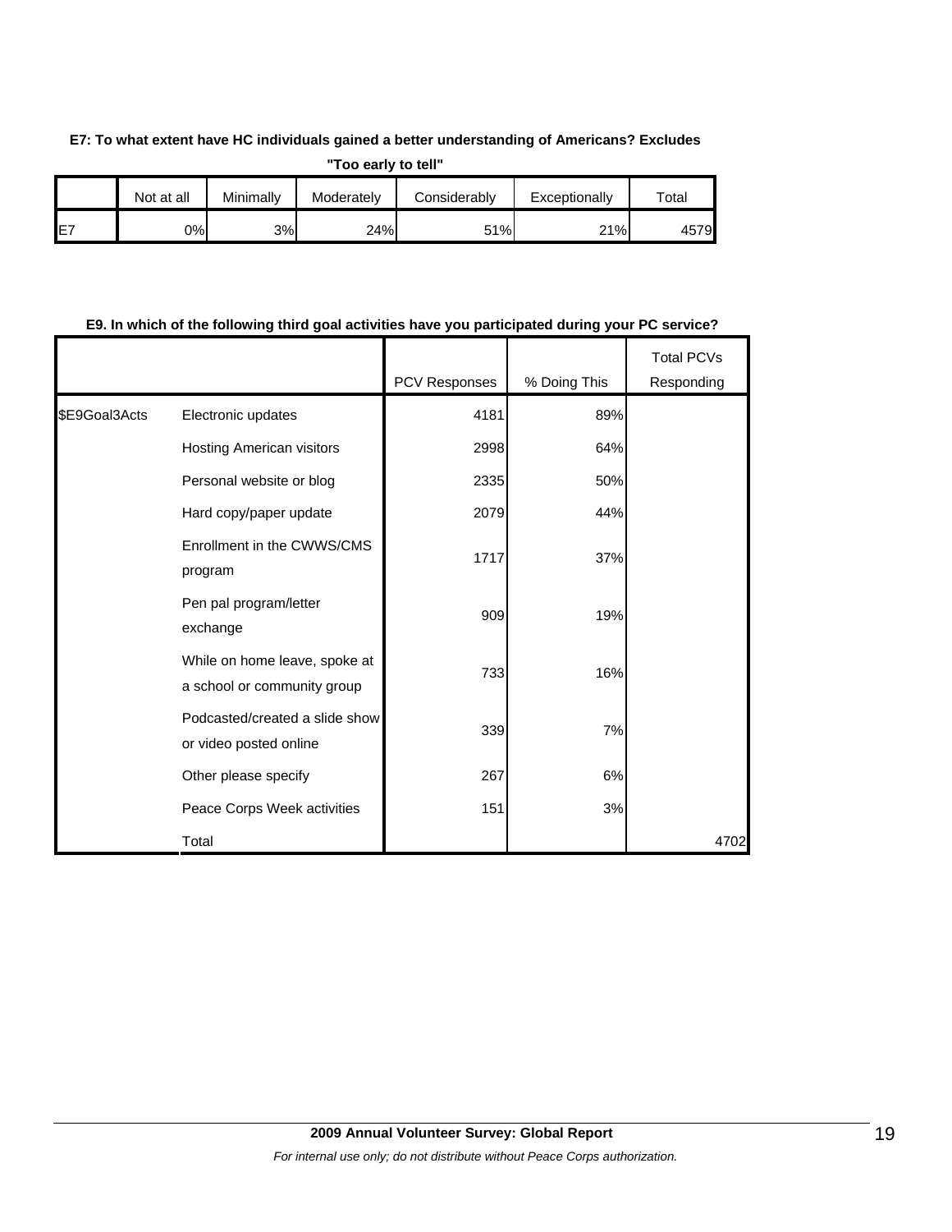**E7: To what extent have HC individuals gained a better understanding of Americans? Excludes "Too early to tell"**

| | Not at all | Minimally | Moderately | Considerably | Exceptionally | Total |
|---|---|---|---|---|---|---|
| E7 | 0% | 3% | 24% | 51% | 21% | 4579 |

**E9. In which of the following third goal activities have you participated during your PC service?**

| | | PCV Responses | % Doing This | Total PCVs Responding |
|---|---|---|---|---|
| $E9Goal3Acts | Electronic updates | 4181 | 89% | |
| | Hosting American visitors | 2998 | 64% | |
| | Personal website or blog | 2335 | 50% | |
| | Hard copy/paper update | 2079 | 44% | |
| | Enrollment in the CWWS/CMS program | 1717 | 37% | |
| | Pen pal program/letter exchange | 909 | 19% | |
| | While on home leave, spoke at a school or community group | 733 | 16% | |
| | Podcasted/created a slide show or video posted online | 339 | 7% | |
| | Other please specify | 267 | 6% | |
| | Peace Corps Week activities | 151 | 3% | |
| | Total | | | 4702 |

**2009 Annual Volunteer Survey: Global Report**

*For internal use only; do not distribute without Peace Corps authorization.*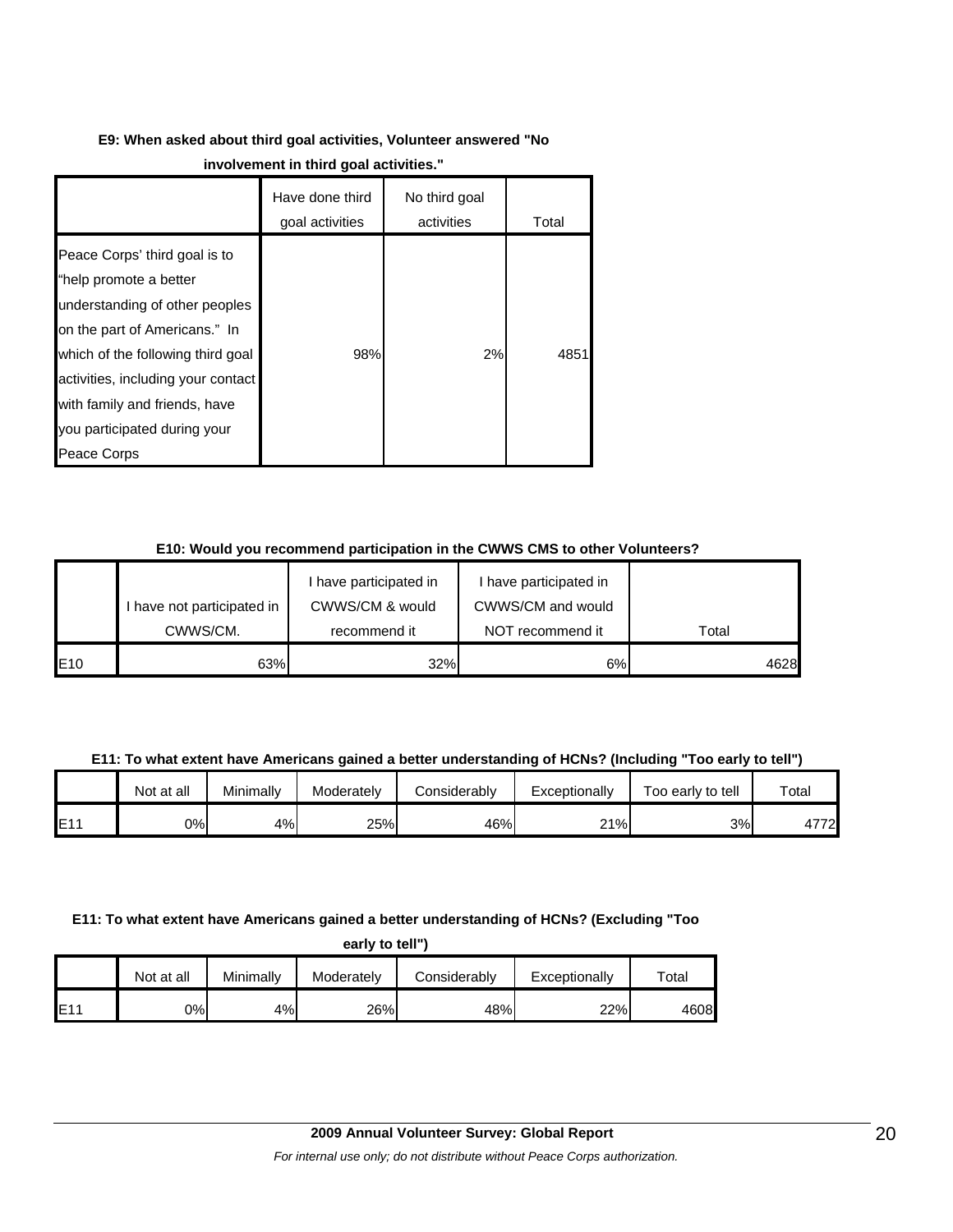**E9: When asked about third goal activities, Volunteer answered "No involvement in third goal activities."**

| | Have done third goal activities | No third goal activities | Total |
|---|---|---|---|
| Peace Corps' third goal is to "help promote a better understanding of other peoples on the part of Americans." In which of the following third goal activities, including your contact with family and friends, have you participated during your Peace Corps | 98% | 2% | 4851 |

**E10: Would you recommend participation in the CWWS CMS to other Volunteers?**

| | I have not participated in CWWS/CM. | I have participated in CWWS/CM & would recommend it | I have participated in CWWS/CM and would NOT recommend it | Total |
|---|---|---|---|---|
| E10 | 63% | 32% | 6% | 4628 |

**E11: To what extent have Americans gained a better understanding of HCNs? (Including "Too early to tell")**

| | Not at all | Minimally | Moderately | Considerably | Exceptionally | Too early to tell | Total |
|---|---|---|---|---|---|---|---|
| E11 | 0% | 4% | 25% | 46% | 21% | 3% | 4772 |

**E11: To what extent have Americans gained a better understanding of HCNs? (Excluding "Too early to tell")**

| | Not at all | Minimally | Moderately | Considerably | Exceptionally | Total |
|---|---|---|---|---|---|---|
| E11 | 0% | 4% | 26% | 48% | 22% | 4608 |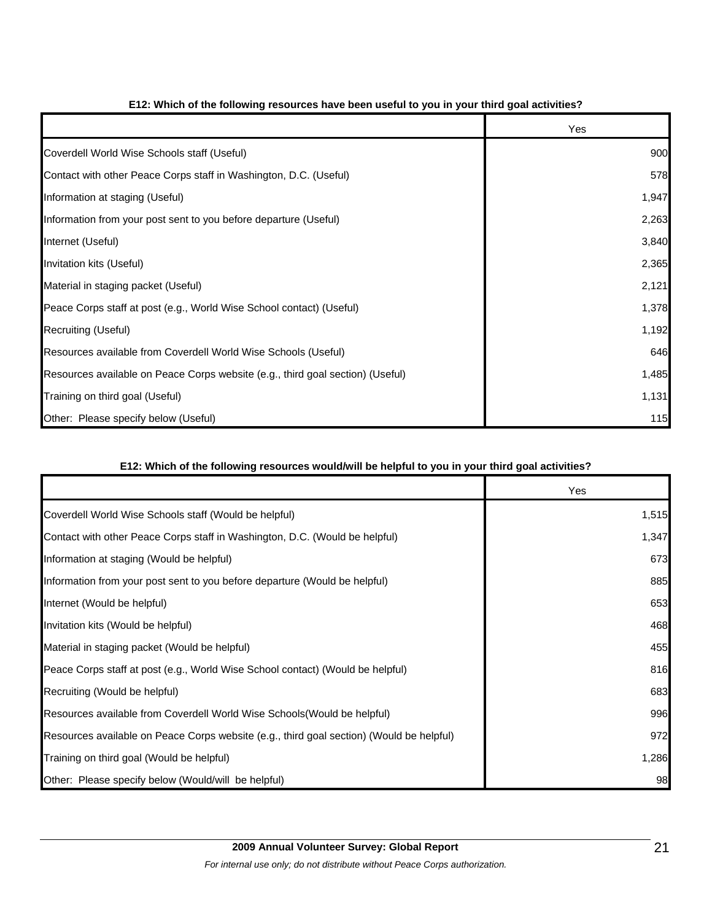**E12: Which of the following resources have been useful to you in your third goal activities?**

| | Yes |
|---|---|
| Coverdell World Wise Schools staff (Useful) | 900 |
| Contact with other Peace Corps staff in Washington, D.C. (Useful) | 578 |
| Information at staging (Useful) | 1,947 |
| Information from your post sent to you before departure (Useful) | 2,263 |
| Internet (Useful) | 3,840 |
| Invitation kits (Useful) | 2,365 |
| Material in staging packet (Useful) | 2,121 |
| Peace Corps staff at post (e.g., World Wise School contact) (Useful) | 1,378 |
| Recruiting (Useful) | 1,192 |
| Resources available from Coverdell World Wise Schools (Useful) | 646 |
| Resources available on Peace Corps website (e.g., third goal section) (Useful) | 1,485 |
| Training on third goal (Useful) | 1,131 |
| Other: Please specify below (Useful) | 115 |

**E12: Which of the following resources would/will be helpful to you in your third goal activities?**

| | Yes |
|---|---|
| Coverdell World Wise Schools staff (Would be helpful) | 1,515 |
| Contact with other Peace Corps staff in Washington, D.C. (Would be helpful) | 1,347 |
| Information at staging (Would be helpful) | 673 |
| Information from your post sent to you before departure (Would be helpful) | 885 |
| Internet (Would be helpful) | 653 |
| Invitation kits (Would be helpful) | 468 |
| Material in staging packet (Would be helpful) | 455 |
| Peace Corps staff at post (e.g., World Wise School contact) (Would be helpful) | 816 |
| Recruiting (Would be helpful) | 683 |
| Resources available from Coverdell World Wise Schools(Would be helpful) | 996 |
| Resources available on Peace Corps website (e.g., third goal section) (Would be helpful) | 972 |
| Training on third goal (Would be helpful) | 1,286 |
| Other: Please specify below (Would/will be helpful) | 98 |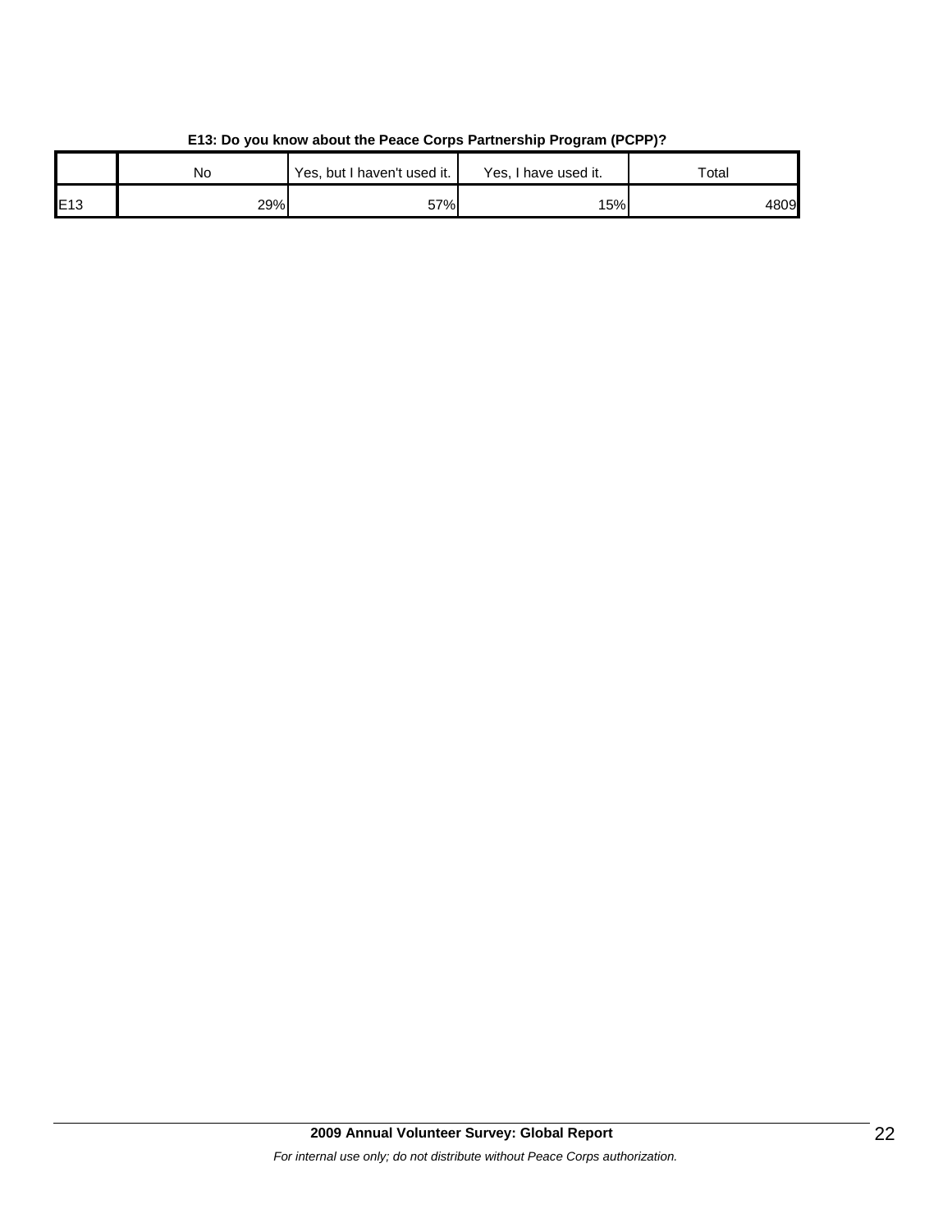**E13: Do you know about the Peace Corps Partnership Program (PCPP)?**

| | No | Yes, but I haven't used it. | Yes, I have used it. | Total |
|---|---|---|---|---|
| E13 | 29% | 57% | 15% | 4809 |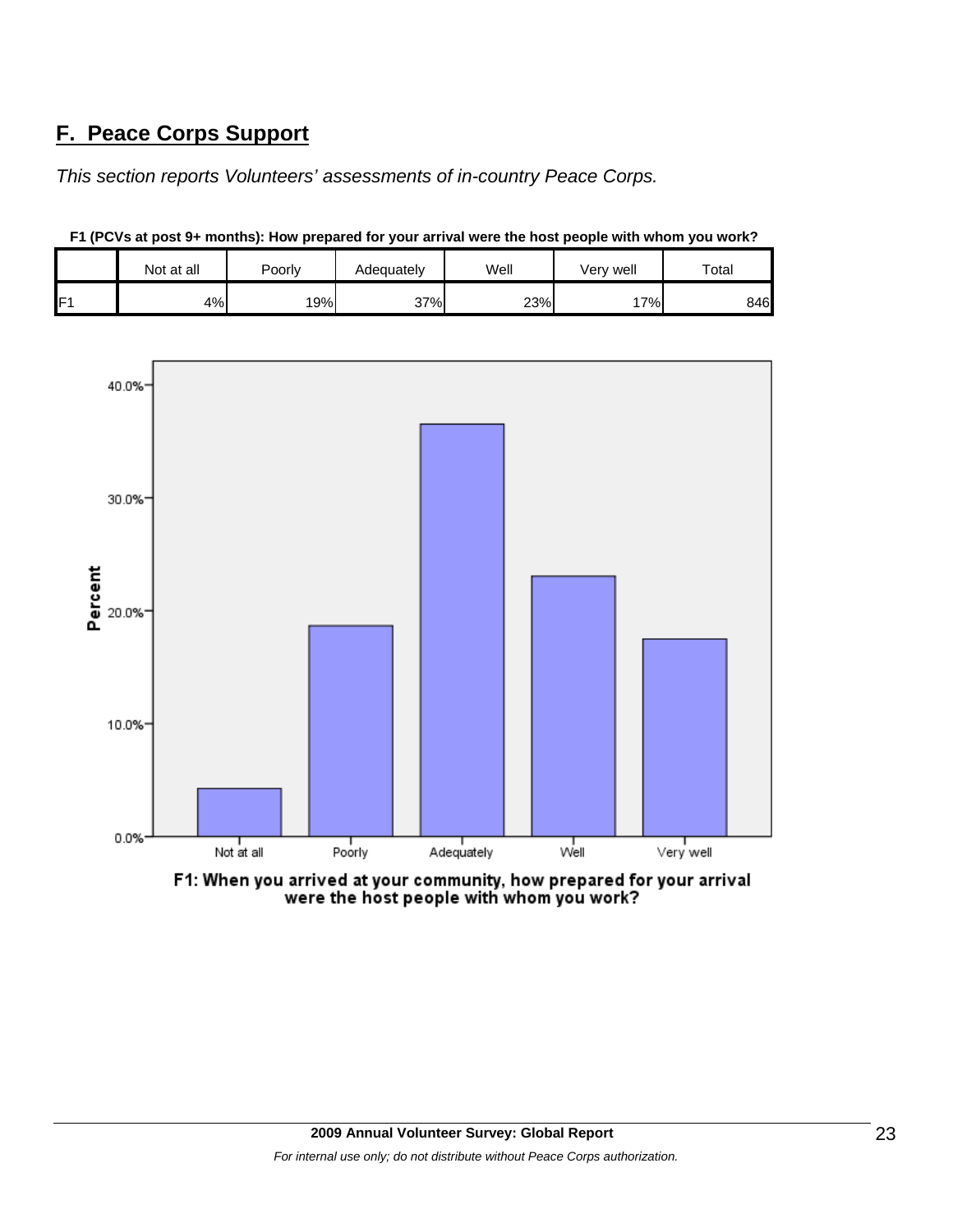## F. Peace Corps Support

*This section reports Volunteers' assessments of in-country Peace Corps.*

**F1 (PCVs at post 9+ months): How prepared for your arrival were the host people with whom you work?**

| | Not at all | Poorly | Adequately | Well | Very well | Total |
|---|---|---|---|---|---|---|
| F1 | 4% | 19% | 37% | 23% | 17% | 846 |

F1: When you arrived at your community, how prepared for your arrival were the host people with whom you work?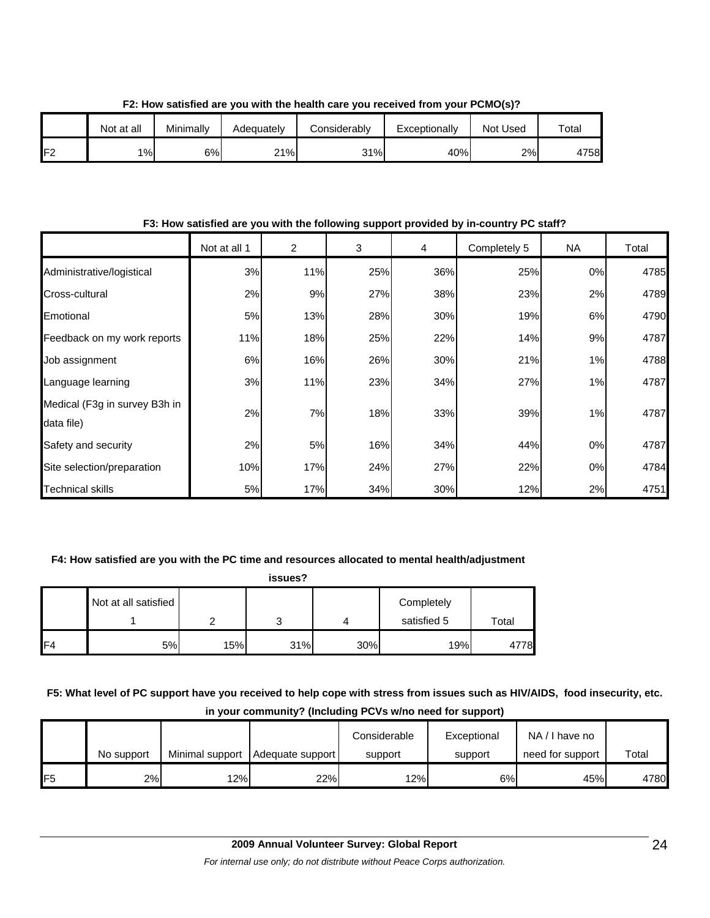**F2: How satisfied are you with the health care you received from your PCMO(s)?**

| | Not at all | Minimally | Adequately | Considerably | Exceptionally | Not Used | Total |
|---|---|---|---|---|---|---|---|
| F2 | 1% | 6% | 21% | 31% | 40% | 2% | 4758 |

**F3: How satisfied are you with the following support provided by in-country PC staff?**

| | Not at all 1 | 2 | 3 | 4 | Completely 5 | NA | Total |
|---|---|---|---|---|---|---|---|
| Administrative/logistical | 3% | 11% | 25% | 36% | 25% | 0% | 4785 |
| Cross-cultural | 2% | 9% | 27% | 38% | 23% | 2% | 4789 |
| Emotional | 5% | 13% | 28% | 30% | 19% | 6% | 4790 |
| Feedback on my work reports | 11% | 18% | 25% | 22% | 14% | 9% | 4787 |
| Job assignment | 6% | 16% | 26% | 30% | 21% | 1% | 4788 |
| Language learning | 3% | 11% | 23% | 34% | 27% | 1% | 4787 |
| Medical (F3g in survey B3h in data file) | 2% | 7% | 18% | 33% | 39% | 1% | 4787 |
| Safety and security | 2% | 5% | 16% | 34% | 44% | 0% | 4787 |
| Site selection/preparation | 10% | 17% | 24% | 27% | 22% | 0% | 4784 |
| Technical skills | 5% | 17% | 34% | 30% | 12% | 2% | 4751 |

**F4: How satisfied are you with the PC time and resources allocated to mental health/adjustment issues?**

| | Not at all satisfied 1 | 2 | 3 | 4 | Completely satisfied 5 | Total |
|---|---|---|---|---|---|---|
| F4 | 5% | 15% | 31% | 30% | 19% | 4778 |

**F5: What level of PC support have you received to help cope with stress from issues such as HIV/AIDS, food insecurity, etc. in your community? (Including PCVs w/no need for support)**

| | No support | Minimal support | Adequate support | Considerable support | Exceptional support | NA / I have no need for support | Total |
|---|---|---|---|---|---|---|---|
| F5 | 2% | 12% | 22% | 12% | 6% | 45% | 4780 |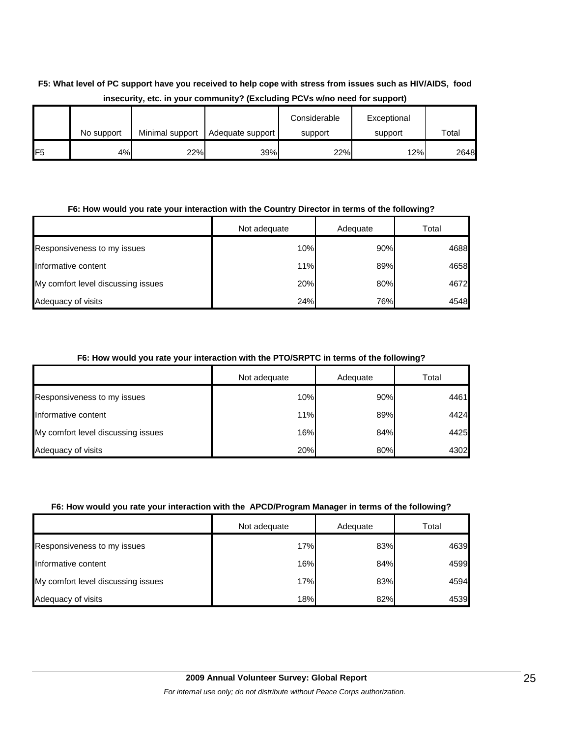**F5: What level of PC support have you received to help cope with stress from issues such as HIV/AIDS, food insecurity, etc. in your community? (Excluding PCVs w/no need for support)**

| | No support | Minimal support | Adequate support | Considerable support | Exceptional support | Total |
|---|---|---|---|---|---|---|
| F5 | 4% | 22% | 39% | 22% | 12% | 2648 |

**F6: How would you rate your interaction with the Country Director in terms of the following?**

| | Not adequate | Adequate | Total |
|---|---|---|---|
| Responsiveness to my issues | 10% | 90% | 4688 |
| Informative content | 11% | 89% | 4658 |
| My comfort level discussing issues | 20% | 80% | 4672 |
| Adequacy of visits | 24% | 76% | 4548 |

**F6: How would you rate your interaction with the PTO/SRPTC in terms of the following?**

| | Not adequate | Adequate | Total |
|---|---|---|---|
| Responsiveness to my issues | 10% | 90% | 4461 |
| Informative content | 11% | 89% | 4424 |
| My comfort level discussing issues | 16% | 84% | 4425 |
| Adequacy of visits | 20% | 80% | 4302 |

**F6: How would you rate your interaction with the APCD/Program Manager in terms of the following?**

| | Not adequate | Adequate | Total |
|---|---|---|---|
| Responsiveness to my issues | 17% | 83% | 4639 |
| Informative content | 16% | 84% | 4599 |
| My comfort level discussing issues | 17% | 83% | 4594 |
| Adequacy of visits | 18% | 82% | 4539 |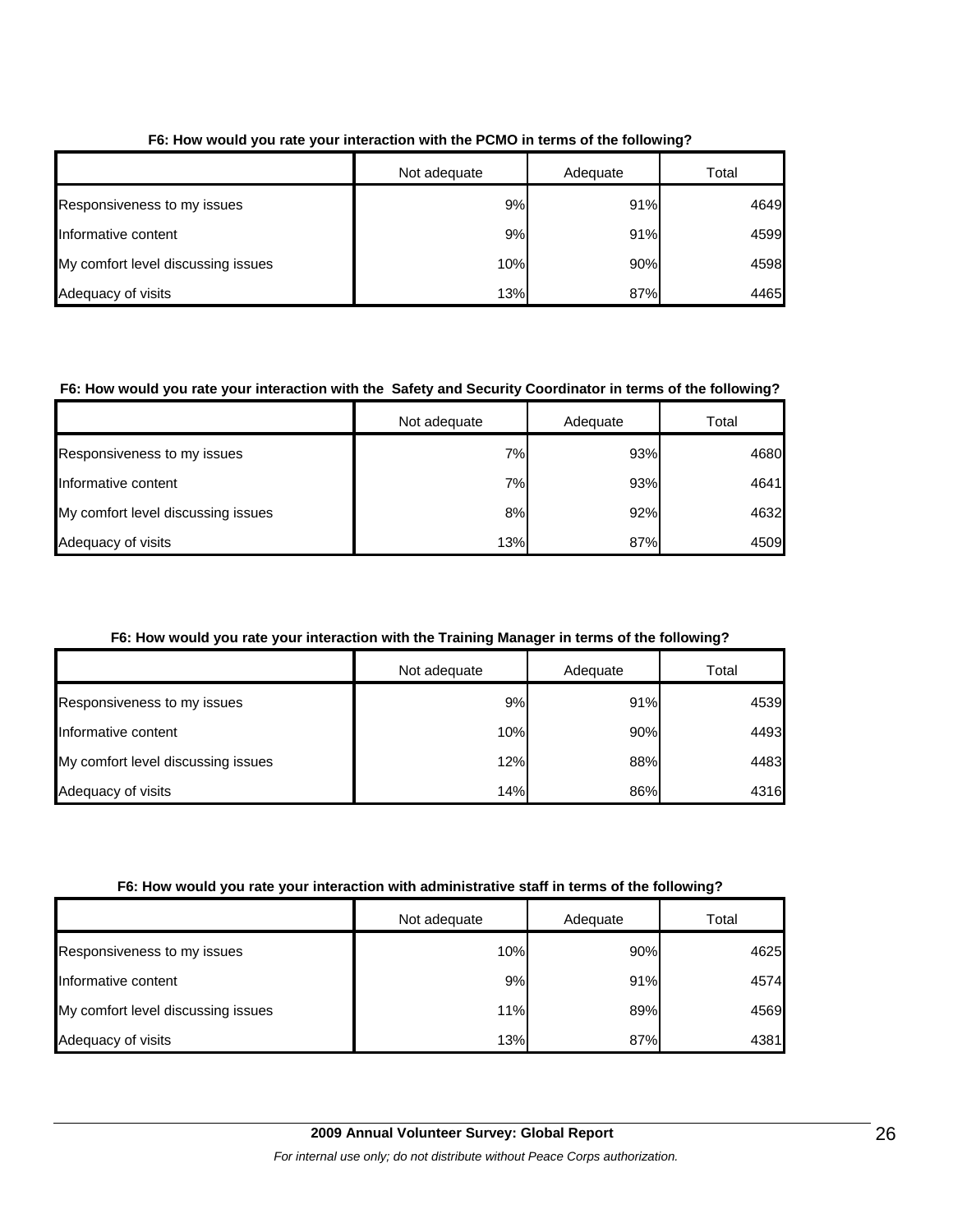**F6: How would you rate your interaction with the PCMO in terms of the following?**

| | Not adequate | Adequate | Total |
|---|---|---|---|
| Responsiveness to my issues | 9% | 91% | 4649 |
| Informative content | 9% | 91% | 4599 |
| My comfort level discussing issues | 10% | 90% | 4598 |
| Adequacy of visits | 13% | 87% | 4465 |

**F6: How would you rate your interaction with the Safety and Security Coordinator in terms of the following?**

| | Not adequate | Adequate | Total |
|---|---|---|---|
| Responsiveness to my issues | 7% | 93% | 4680 |
| Informative content | 7% | 93% | 4641 |
| My comfort level discussing issues | 8% | 92% | 4632 |
| Adequacy of visits | 13% | 87% | 4509 |

**F6: How would you rate your interaction with the Training Manager in terms of the following?**

| | Not adequate | Adequate | Total |
|---|---|---|---|
| Responsiveness to my issues | 9% | 91% | 4539 |
| Informative content | 10% | 90% | 4493 |
| My comfort level discussing issues | 12% | 88% | 4483 |
| Adequacy of visits | 14% | 86% | 4316 |

**F6: How would you rate your interaction with administrative staff in terms of the following?**

| | Not adequate | Adequate | Total |
|---|---|---|---|
| Responsiveness to my issues | 10% | 90% | 4625 |
| Informative content | 9% | 91% | 4574 |
| My comfort level discussing issues | 11% | 89% | 4569 |
| Adequacy of visits | 13% | 87% | 4381 |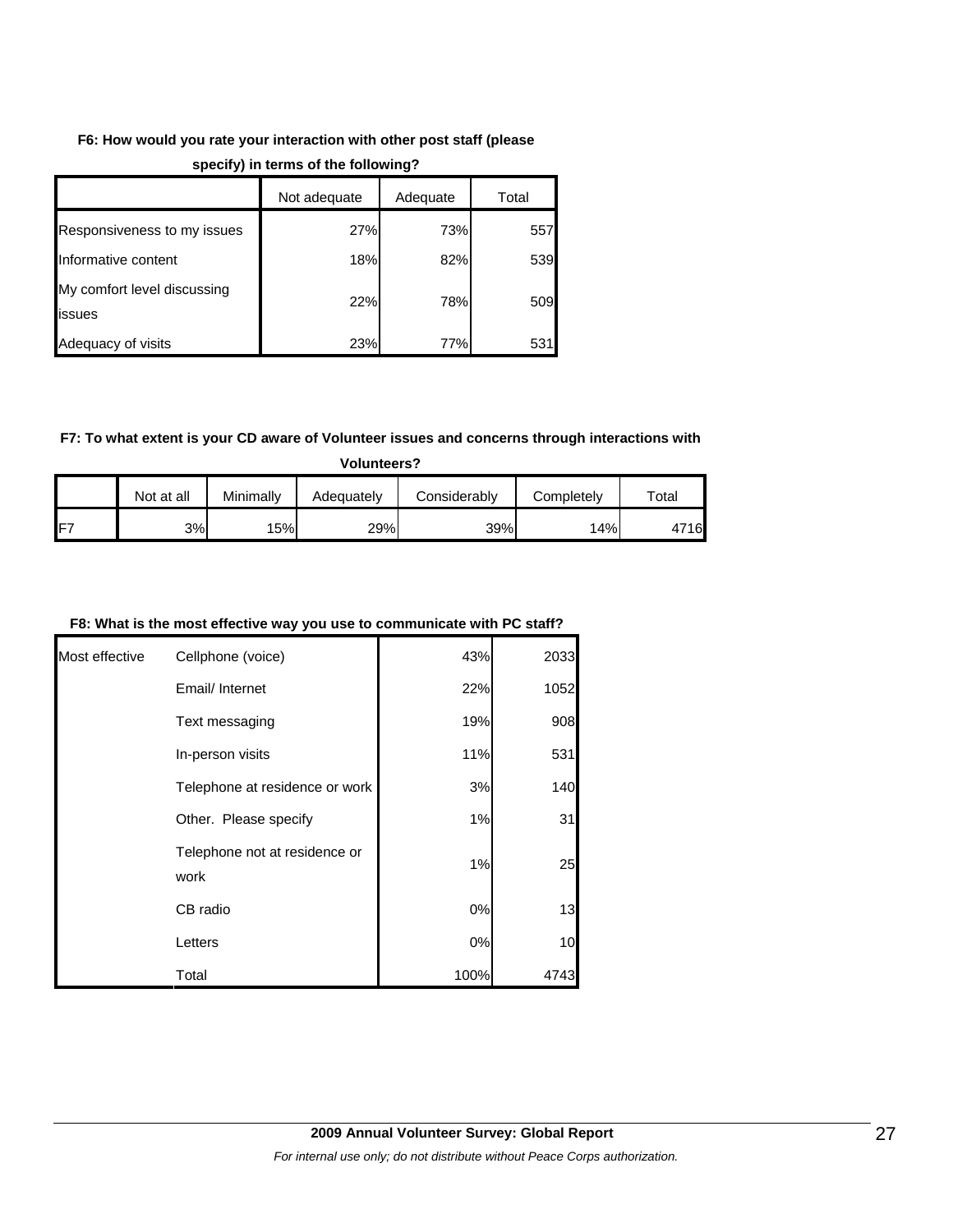**F6: How would you rate your interaction with other post staff (please specify) in terms of the following?**

| | Not adequate | Adequate | Total |
|---|---|---|---|
| Responsiveness to my issues | 27% | 73% | 557 |
| Informative content | 18% | 82% | 539 |
| My comfort level discussing issues | 22% | 78% | 509 |
| Adequacy of visits | 23% | 77% | 531 |

**F7: To what extent is your CD aware of Volunteer issues and concerns through interactions with Volunteers?**

| | Not at all | Minimally | Adequately | Considerably | Completely | Total |
|---|---|---|---|---|---|---|
| F7 | 3% | 15% | 29% | 39% | 14% | 4716 |

**F8: What is the most effective way you use to communicate with PC staff?**

| | | | |
|---|---|---|---|
| Most effective | Cellphone (voice) | 43% | 2033 |
| | Email/ Internet | 22% | 1052 |
| | Text messaging | 19% | 908 |
| | In-person visits | 11% | 531 |
| | Telephone at residence or work | 3% | 140 |
| | Other. Please specify | 1% | 31 |
| | Telephone not at residence or work | 1% | 25 |
| | CB radio | 0% | 13 |
| | Letters | 0% | 10 |
| | Total | 100% | 4743 |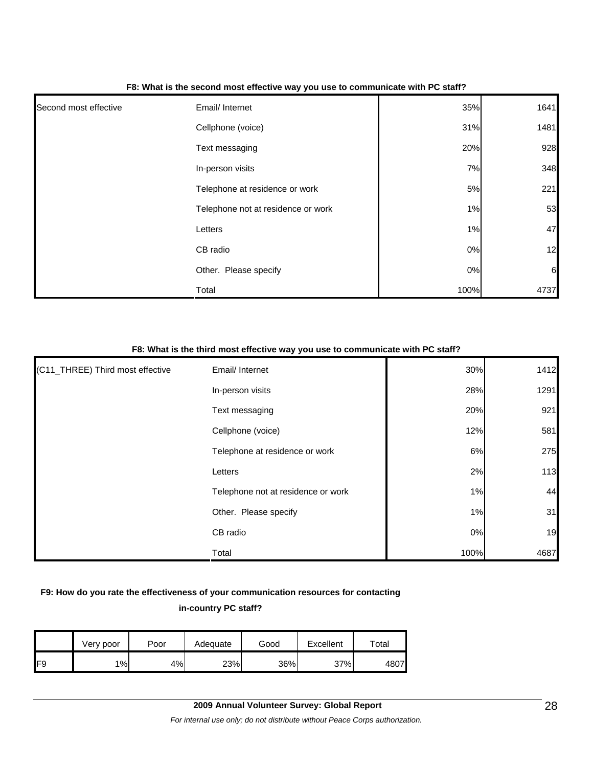**F8: What is the second most effective way you use to communicate with PC staff?**

| | | | |
|---|---|---|---|
| Second most effective | Email/ Internet | 35% | 1641 |
| | Cellphone (voice) | 31% | 1481 |
| | Text messaging | 20% | 928 |
| | In-person visits | 7% | 348 |
| | Telephone at residence or work | 5% | 221 |
| | Telephone not at residence or work | 1% | 53 |
| | Letters | 1% | 47 |
| | CB radio | 0% | 12 |
| | Other. Please specify | 0% | 6 |
| | Total | 100% | 4737 |

**F8: What is the third most effective way you use to communicate with PC staff?**

| | | | |
|---|---|---|---|
| (C11_THREE) Third most effective | Email/ Internet | 30% | 1412 |
| | In-person visits | 28% | 1291 |
| | Text messaging | 20% | 921 |
| | Cellphone (voice) | 12% | 581 |
| | Telephone at residence or work | 6% | 275 |
| | Letters | 2% | 113 |
| | Telephone not at residence or work | 1% | 44 |
| | Other. Please specify | 1% | 31 |
| | CB radio | 0% | 19 |
| | Total | 100% | 4687 |

**F9: How do you rate the effectiveness of your communication resources for contacting in-country PC staff?**

| | Very poor | Poor | Adequate | Good | Excellent | Total |
|---|---|---|---|---|---|---|
| F9 | 1% | 4% | 23% | 36% | 37% | 4807 |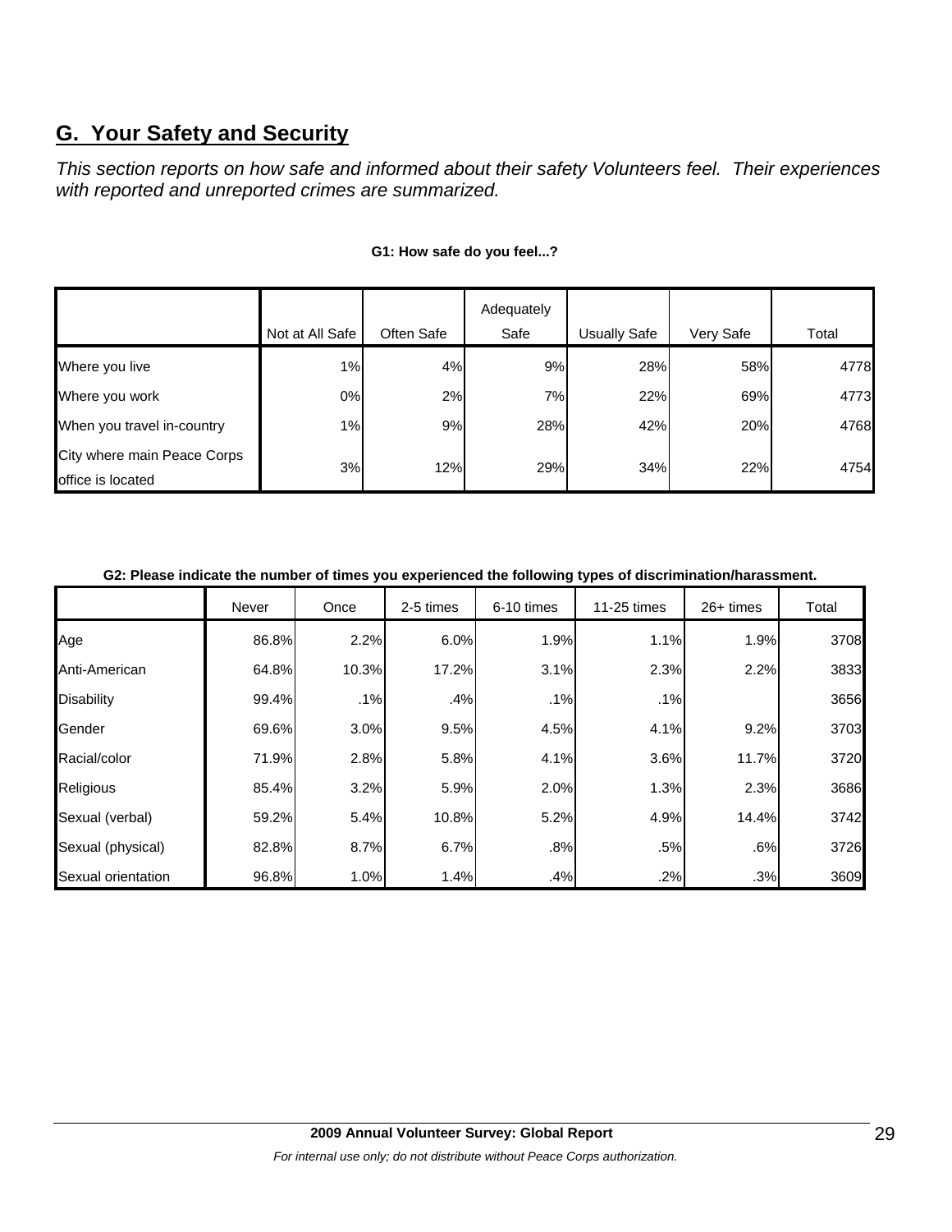## G. Your Safety and Security

*This section reports on how safe and informed about their safety Volunteers feel. Their experiences with reported and unreported crimes are summarized.*

**G1: How safe do you feel...?**

| | Not at All Safe | Often Safe | Adequately Safe | Usually Safe | Very Safe | Total |
|---|---|---|---|---|---|---|
| Where you live | 1% | 4% | 9% | 28% | 58% | 4778 |
| Where you work | 0% | 2% | 7% | 22% | 69% | 4773 |
| When you travel in-country | 1% | 9% | 28% | 42% | 20% | 4768 |
| City where main Peace Corps office is located | 3% | 12% | 29% | 34% | 22% | 4754 |

**G2: Please indicate the number of times you experienced the following types of discrimination/harassment.**

| | Never | Once | 2-5 times | 6-10 times | 11-25 times | 26+ times | Total |
|---|---|---|---|---|---|---|---|
| Age | 86.8% | 2.2% | 6.0% | 1.9% | 1.1% | 1.9% | 3708 |
| Anti-American | 64.8% | 10.3% | 17.2% | 3.1% | 2.3% | 2.2% | 3833 |
| Disability | 99.4% | .1% | .4% | .1% | .1% | | 3656 |
| Gender | 69.6% | 3.0% | 9.5% | 4.5% | 4.1% | 9.2% | 3703 |
| Racial/color | 71.9% | 2.8% | 5.8% | 4.1% | 3.6% | 11.7% | 3720 |
| Religious | 85.4% | 3.2% | 5.9% | 2.0% | 1.3% | 2.3% | 3686 |
| Sexual (verbal) | 59.2% | 5.4% | 10.8% | 5.2% | 4.9% | 14.4% | 3742 |
| Sexual (physical) | 82.8% | 8.7% | 6.7% | .8% | .5% | .6% | 3726 |
| Sexual orientation | 96.8% | 1.0% | 1.4% | .4% | .2% | .3% | 3609 |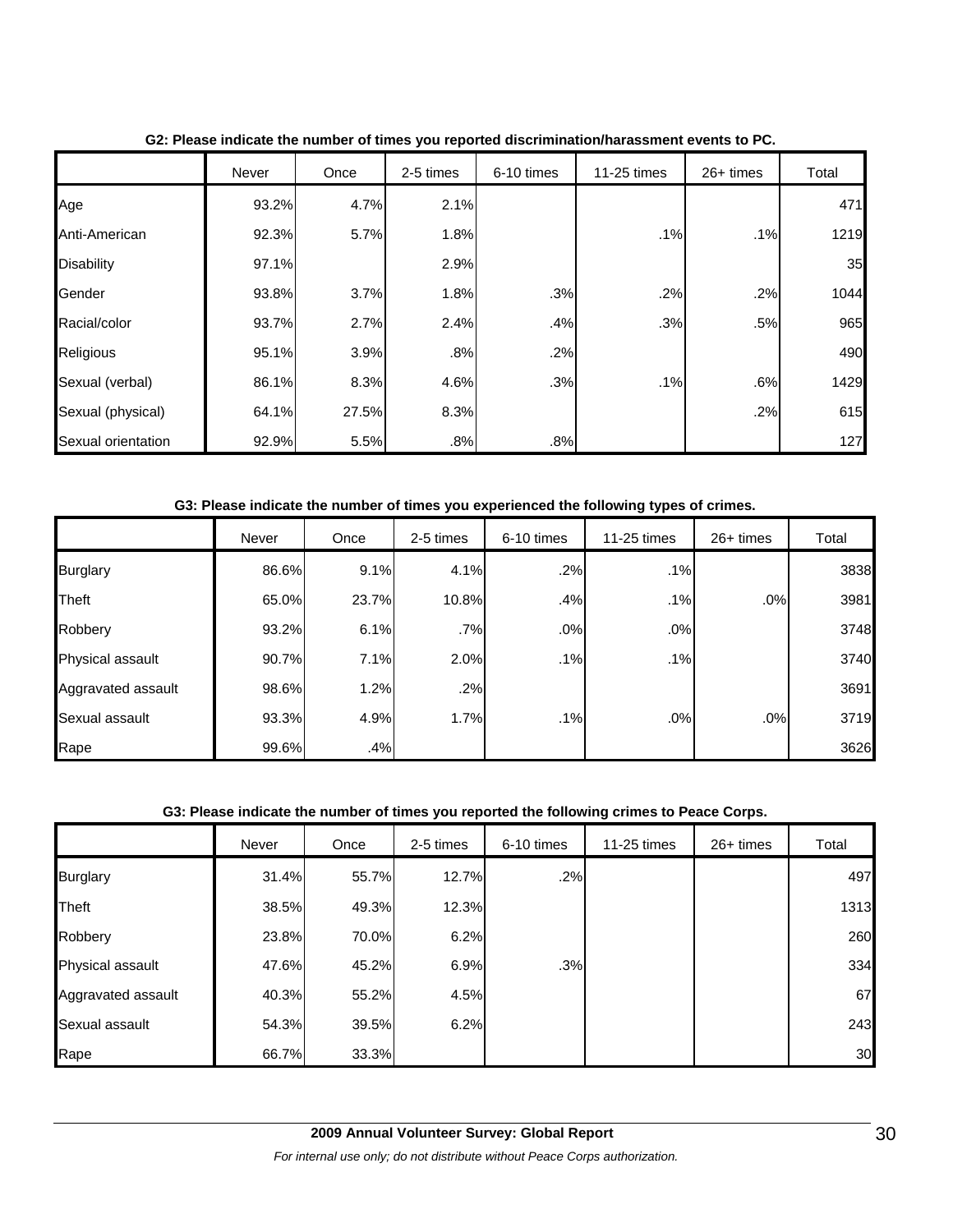**G2: Please indicate the number of times you reported discrimination/harassment events to PC.**

| | Never | Once | 2-5 times | 6-10 times | 11-25 times | 26+ times | Total |
|---|---|---|---|---|---|---|---|
| Age | 93.2% | 4.7% | 2.1% | | | | 471 |
| Anti-American | 92.3% | 5.7% | 1.8% | | .1% | .1% | 1219 |
| Disability | 97.1% | | 2.9% | | | | 35 |
| Gender | 93.8% | 3.7% | 1.8% | .3% | .2% | .2% | 1044 |
| Racial/color | 93.7% | 2.7% | 2.4% | .4% | .3% | .5% | 965 |
| Religious | 95.1% | 3.9% | .8% | .2% | | | 490 |
| Sexual (verbal) | 86.1% | 8.3% | 4.6% | .3% | .1% | .6% | 1429 |
| Sexual (physical) | 64.1% | 27.5% | 8.3% | | | .2% | 615 |
| Sexual orientation | 92.9% | 5.5% | .8% | .8% | | | 127 |

**G3: Please indicate the number of times you experienced the following types of crimes.**

| | Never | Once | 2-5 times | 6-10 times | 11-25 times | 26+ times | Total |
|---|---|---|---|---|---|---|---|
| Burglary | 86.6% | 9.1% | 4.1% | .2% | .1% | | 3838 |
| Theft | 65.0% | 23.7% | 10.8% | .4% | .1% | .0% | 3981 |
| Robbery | 93.2% | 6.1% | .7% | .0% | .0% | | 3748 |
| Physical assault | 90.7% | 7.1% | 2.0% | .1% | .1% | | 3740 |
| Aggravated assault | 98.6% | 1.2% | .2% | | | | 3691 |
| Sexual assault | 93.3% | 4.9% | 1.7% | .1% | .0% | .0% | 3719 |
| Rape | 99.6% | .4% | | | | | 3626 |

**G3: Please indicate the number of times you reported the following crimes to Peace Corps.**

| | Never | Once | 2-5 times | 6-10 times | 11-25 times | 26+ times | Total |
|---|---|---|---|---|---|---|---|
| Burglary | 31.4% | 55.7% | 12.7% | .2% | | | 497 |
| Theft | 38.5% | 49.3% | 12.3% | | | | 1313 |
| Robbery | 23.8% | 70.0% | 6.2% | | | | 260 |
| Physical assault | 47.6% | 45.2% | 6.9% | .3% | | | 334 |
| Aggravated assault | 40.3% | 55.2% | 4.5% | | | | 67 |
| Sexual assault | 54.3% | 39.5% | 6.2% | | | | 243 |
| Rape | 66.7% | 33.3% | | | | | 30 |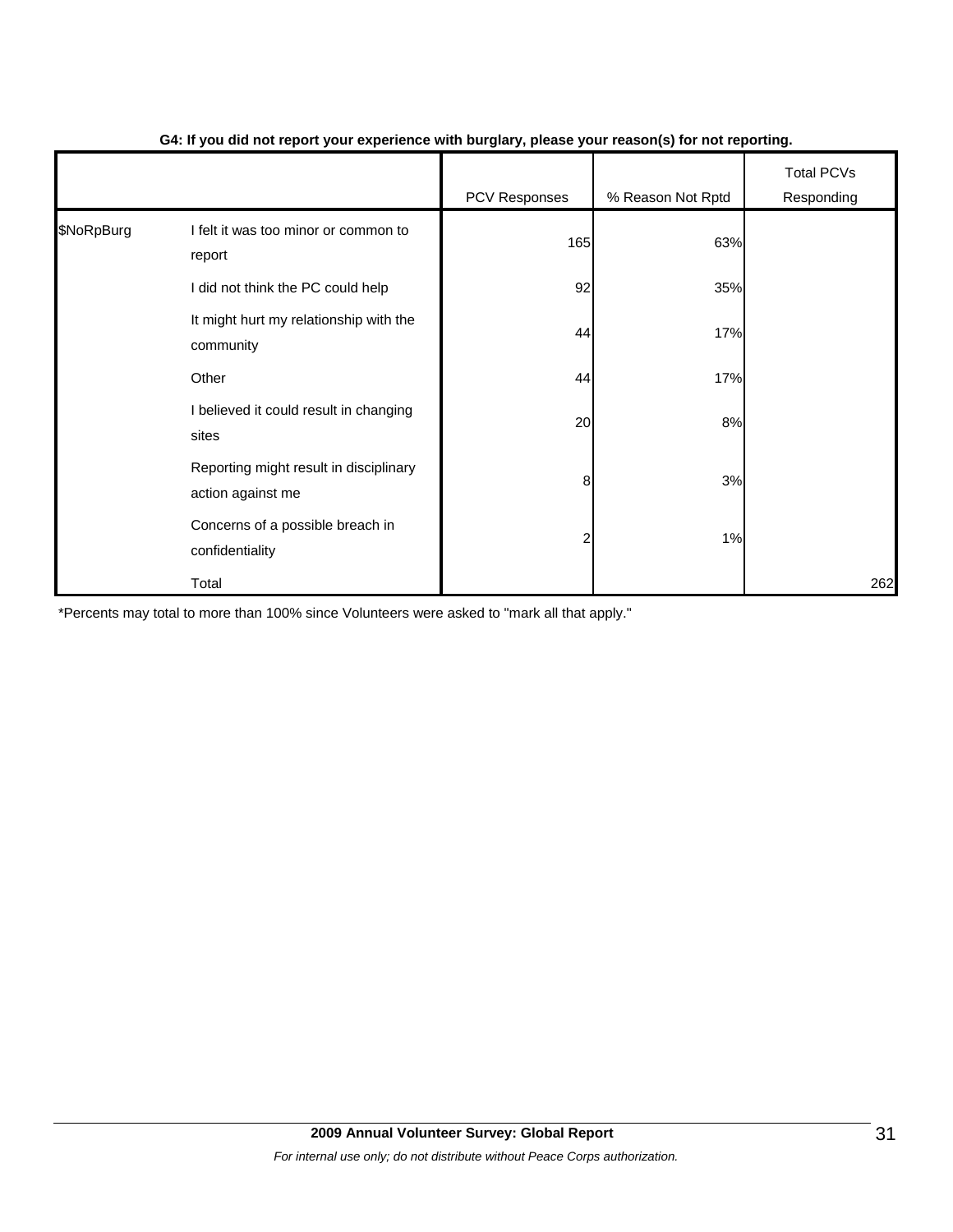**G4: If you did not report your experience with burglary, please your reason(s) for not reporting.**

| | | PCV Responses | % Reason Not Rptd | Total PCVs Responding |
|---|---|---|---|---|
| $NoRpBurg | I felt it was too minor or common to report | 165 | 63% | |
| | I did not think the PC could help | 92 | 35% | |
| | It might hurt my relationship with the community | 44 | 17% | |
| | Other | 44 | 17% | |
| | I believed it could result in changing sites | 20 | 8% | |
| | Reporting might result in disciplinary action against me | 8 | 3% | |
| | Concerns of a possible breach in confidentiality | 2 | 1% | |
| | Total | | | 262 |

*Percents may total to more than 100% since Volunteers were asked to "mark all that apply."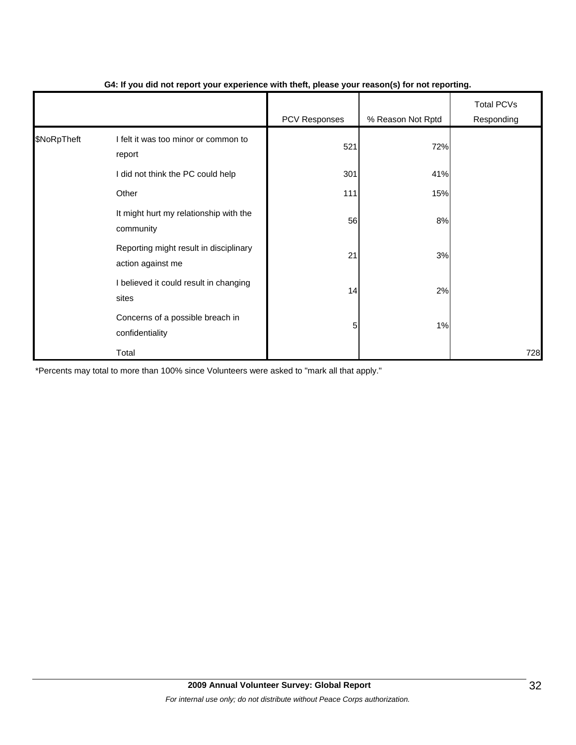**G4: If you did not report your experience with theft, please your reason(s) for not reporting.**

| | | PCV Responses | % Reason Not Rptd | Total PCVs Responding |
|---|---|---|---|---|
| $NoRpTheft | I felt it was too minor or common to report | 521 | 72% | |
| | I did not think the PC could help | 301 | 41% | |
| | Other | 111 | 15% | |
| | It might hurt my relationship with the community | 56 | 8% | |
| | Reporting might result in disciplinary action against me | 21 | 3% | |
| | I believed it could result in changing sites | 14 | 2% | |
| | Concerns of a possible breach in confidentiality | 5 | 1% | |
| | Total | | | 728 |

*Percents may total to more than 100% since Volunteers were asked to "mark all that apply."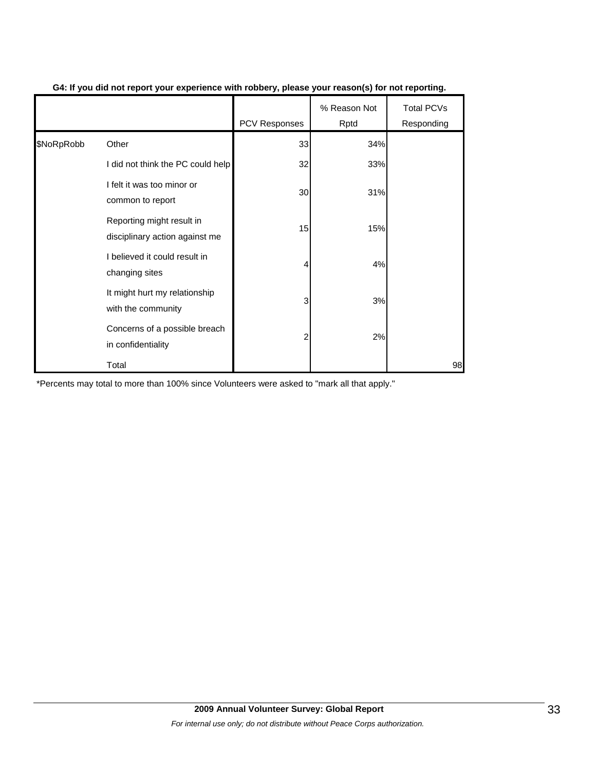**G4: If you did not report your experience with robbery, please your reason(s) for not reporting.**

| | | PCV Responses | % Reason Not Rptd | Total PCVs Responding |
|---|---|---|---|---|
| $NoRpRobb | Other | 33 | 34% | |
| | I did not think the PC could help | 32 | 33% | |
| | I felt it was too minor or common to report | 30 | 31% | |
| | Reporting might result in disciplinary action against me | 15 | 15% | |
| | I believed it could result in changing sites | 4 | 4% | |
| | It might hurt my relationship with the community | 3 | 3% | |
| | Concerns of a possible breach in confidentiality | 2 | 2% | |
| | Total | | | 98 |

*Percents may total to more than 100% since Volunteers were asked to "mark all that apply."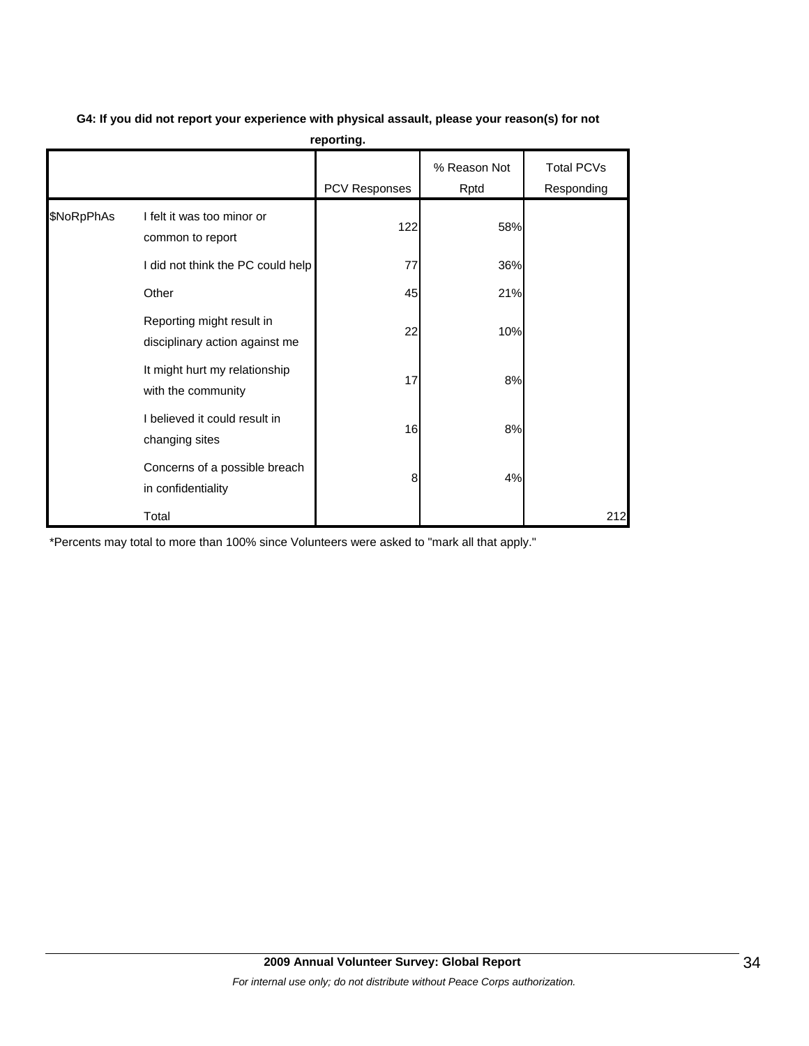**G4: If you did not report your experience with physical assault, please your reason(s) for not reporting.**

| | | PCV Responses | % Reason Not Rptd | Total PCVs Responding |
|---|---|---|---|---|
| $NoRpPhAs | I felt it was too minor or common to report | 122 | 58% | |
| | I did not think the PC could help | 77 | 36% | |
| | Other | 45 | 21% | |
| | Reporting might result in disciplinary action against me | 22 | 10% | |
| | It might hurt my relationship with the community | 17 | 8% | |
| | I believed it could result in changing sites | 16 | 8% | |
| | Concerns of a possible breach in confidentiality | 8 | 4% | |
| | Total | | | 212 |

*Percents may total to more than 100% since Volunteers were asked to "mark all that apply."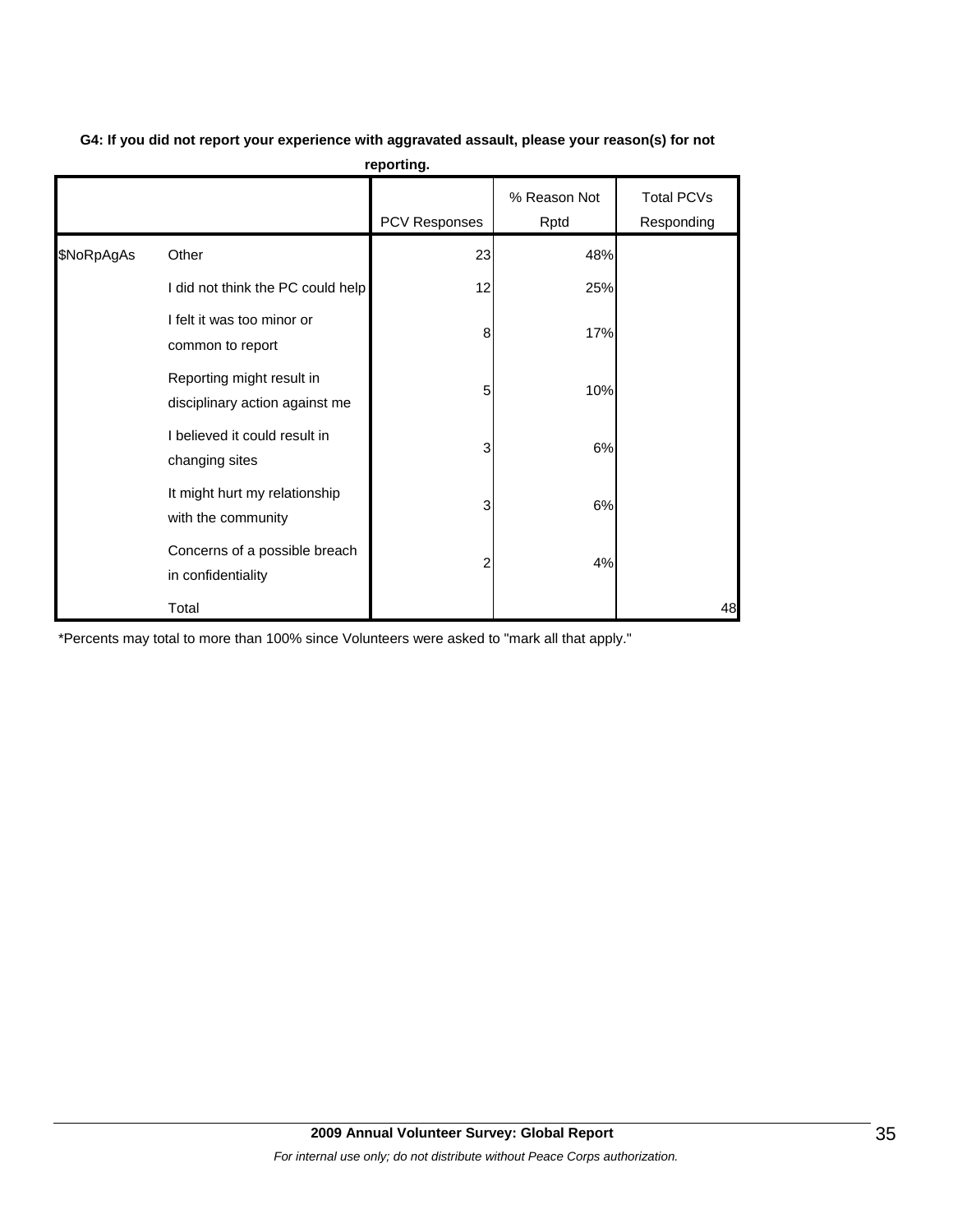**G4: If you did not report your experience with aggravated assault, please your reason(s) for not reporting.**

| | | PCV Responses | % Reason Not Rptd | Total PCVs Responding |
|---|---|---|---|---|
| $NoRpAgAs | Other | 23 | 48% | |
| | I did not think the PC could help | 12 | 25% | |
| | I felt it was too minor or common to report | 8 | 17% | |
| | Reporting might result in disciplinary action against me | 5 | 10% | |
| | I believed it could result in changing sites | 3 | 6% | |
| | It might hurt my relationship with the community | 3 | 6% | |
| | Concerns of a possible breach in confidentiality | 2 | 4% | |
| | Total | | | 48 |

*Percents may total to more than 100% since Volunteers were asked to "mark all that apply."

**2009 Annual Volunteer Survey: Global Report**

*For internal use only; do not distribute without Peace Corps authorization.*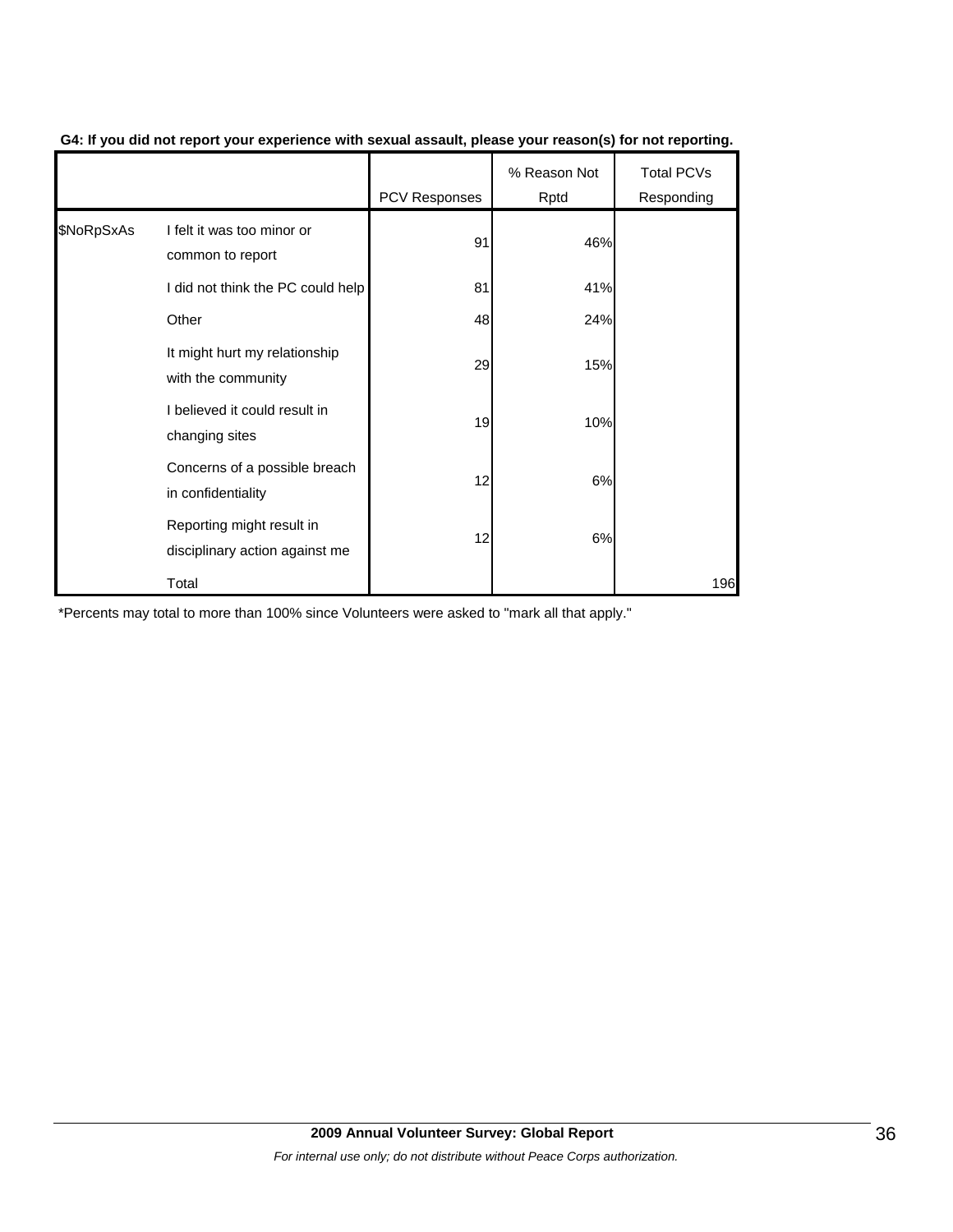**G4: If you did not report your experience with sexual assault, please your reason(s) for not reporting.**

| | | PCV Responses | % Reason Not Rptd | Total PCVs Responding |
|---|---|---|---|---|
| $NoRpSxAs | I felt it was too minor or common to report | 91 | 46% | |
| | I did not think the PC could help | 81 | 41% | |
| | Other | 48 | 24% | |
| | It might hurt my relationship with the community | 29 | 15% | |
| | I believed it could result in changing sites | 19 | 10% | |
| | Concerns of a possible breach in confidentiality | 12 | 6% | |
| | Reporting might result in disciplinary action against me | 12 | 6% | |
| | Total | | | 196 |

*Percents may total to more than 100% since Volunteers were asked to "mark all that apply."

**2009 Annual Volunteer Survey: Global Report**

*For internal use only; do not distribute without Peace Corps authorization.*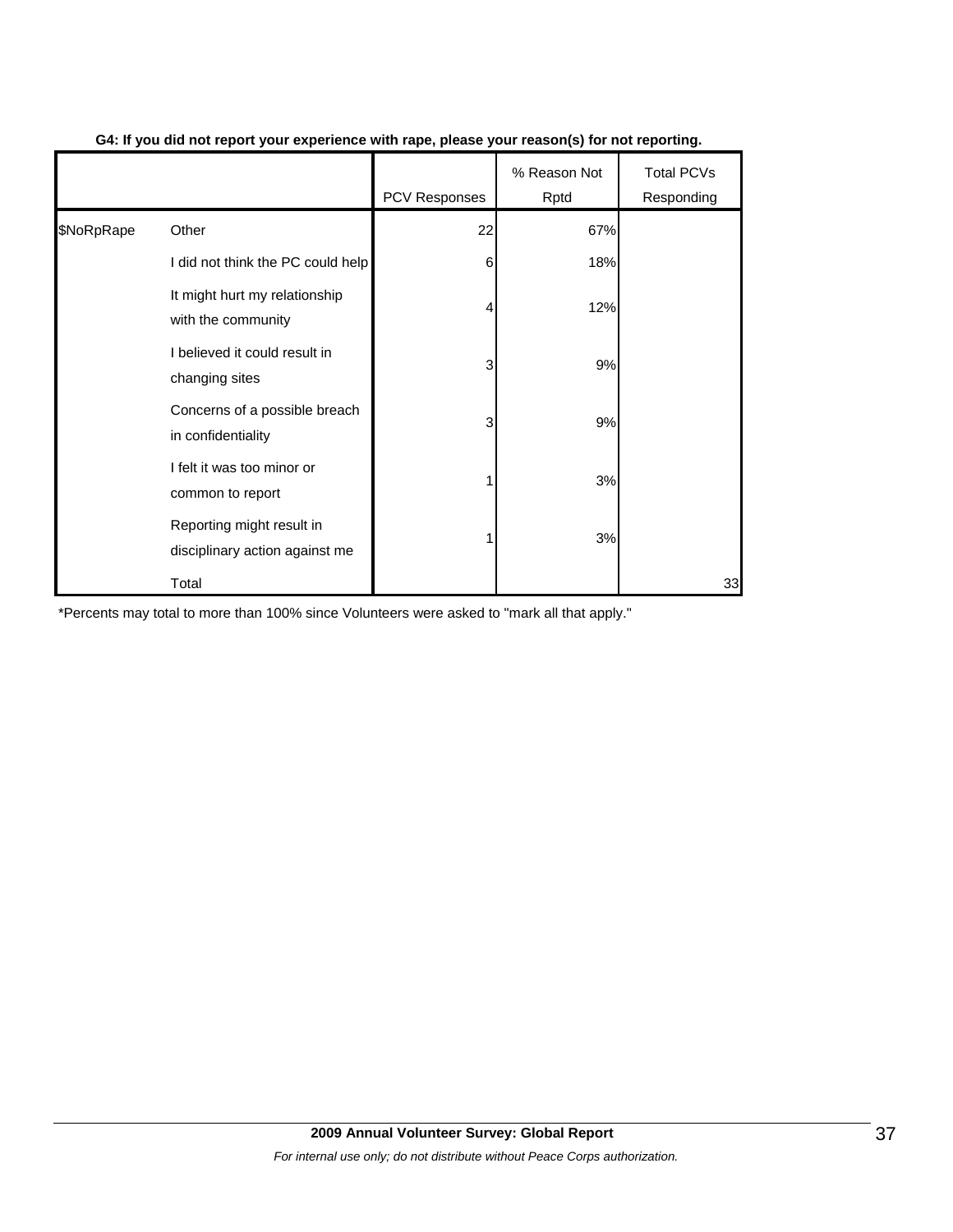**G4: If you did not report your experience with rape, please your reason(s) for not reporting.**

| | | PCV Responses | % Reason Not Rptd | Total PCVs Responding |
|---|---|---|---|---|
| $NoRpRape | Other | 22 | 67% | |
| | I did not think the PC could help | 6 | 18% | |
| | It might hurt my relationship with the community | 4 | 12% | |
| | I believed it could result in changing sites | 3 | 9% | |
| | Concerns of a possible breach in confidentiality | 3 | 9% | |
| | I felt it was too minor or common to report | 1 | 3% | |
| | Reporting might result in disciplinary action against me | 1 | 3% | |
| | Total | | | 33 |

*Percents may total to more than 100% since Volunteers were asked to "mark all that apply."

**2009 Annual Volunteer Survey: Global Report**

*For internal use only; do not distribute without Peace Corps authorization.*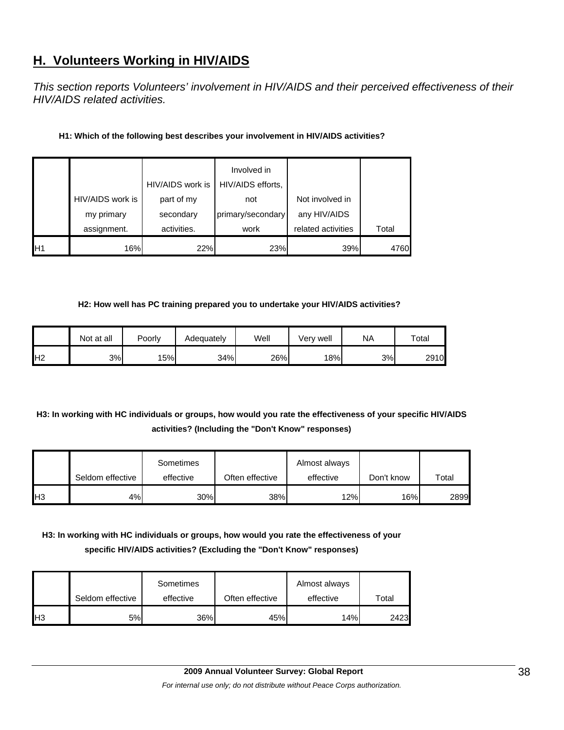## H. Volunteers Working in HIV/AIDS

*This section reports Volunteers' involvement in HIV/AIDS and their perceived effectiveness of their HIV/AIDS related activities.*

**H1: Which of the following best describes your involvement in HIV/AIDS activities?**

| | HIV/AIDS work is my primary assignment. | HIV/AIDS work is part of my secondary activities. | Involved in HIV/AIDS efforts, not primary/secondary work | Not involved in any HIV/AIDS related activities | Total |
|---|---|---|---|---|---|
| H1 | 16% | 22% | 23% | 39% | 4760 |

**H2: How well has PC training prepared you to undertake your HIV/AIDS activities?**

| | Not at all | Poorly | Adequately | Well | Very well | NA | Total |
|---|---|---|---|---|---|---|---|
| H2 | 3% | 15% | 34% | 26% | 18% | 3% | 2910 |

**H3: In working with HC individuals or groups, how would you rate the effectiveness of your specific HIV/AIDS activities? (Including the "Don't Know" responses)**

| | Seldom effective | Sometimes effective | Often effective | Almost always effective | Don't know | Total |
|---|---|---|---|---|---|---|
| H3 | 4% | 30% | 38% | 12% | 16% | 2899 |

**H3: In working with HC individuals or groups, how would you rate the effectiveness of your specific HIV/AIDS activities? (Excluding the "Don't Know" responses)**

| | Seldom effective | Sometimes effective | Often effective | Almost always effective | Total |
|---|---|---|---|---|---|
| H3 | 5% | 36% | 45% | 14% | 2423 |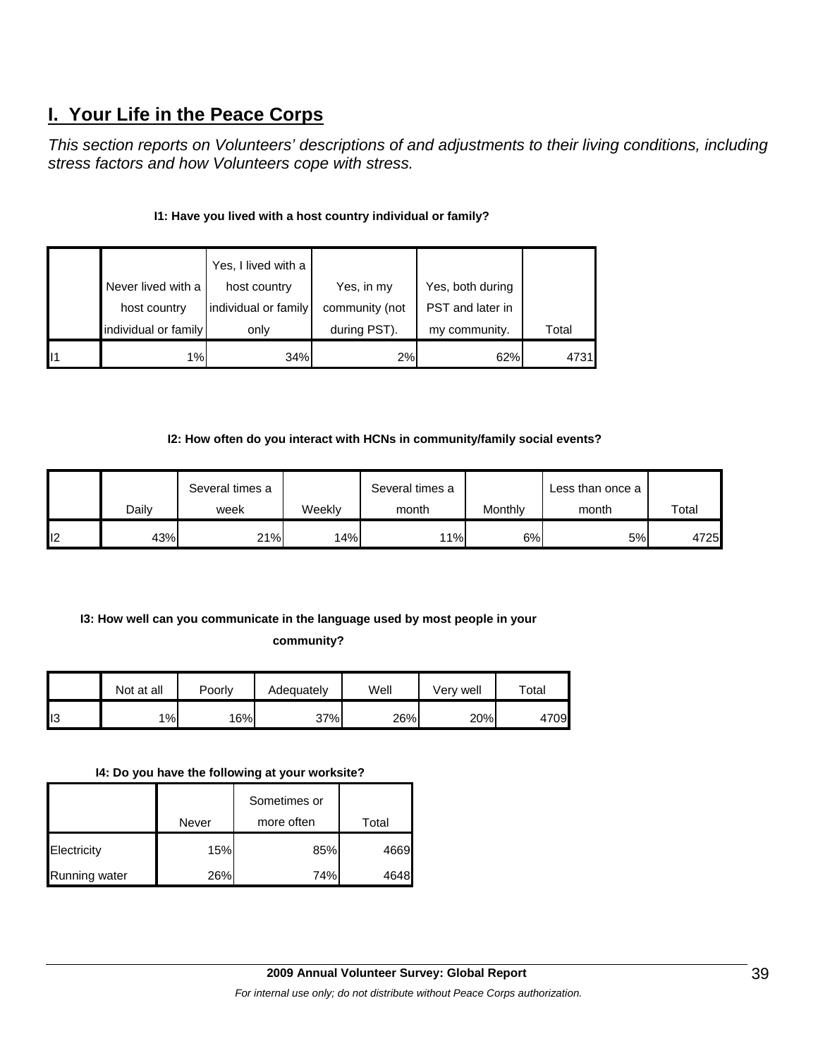## I. Your Life in the Peace Corps

*This section reports on Volunteers' descriptions of and adjustments to their living conditions, including stress factors and how Volunteers cope with stress.*

**I1: Have you lived with a host country individual or family?**

| | Never lived with a host country individual or family | Yes, I lived with a host country individual or family only | Yes, in my community (not during PST). | Yes, both during PST and later in my community. | Total |
|---|---|---|---|---|---|
| I1 | 1% | 34% | 2% | 62% | 4731 |

**I2: How often do you interact with HCNs in community/family social events?**

| | Daily | Several times a week | Weekly | Several times a month | Monthly | Less than once a month | Total |
|---|---|---|---|---|---|---|---|
| I2 | 43% | 21% | 14% | 11% | 6% | 5% | 4725 |

**I3: How well can you communicate in the language used by most people in your community?**

| | Not at all | Poorly | Adequately | Well | Very well | Total |
|---|---|---|---|---|---|---|
| I3 | 1% | 16% | 37% | 26% | 20% | 4709 |

**I4: Do you have the following at your worksite?**

| | Never | Sometimes or more often | Total |
|---|---|---|---|
| Electricity | 15% | 85% | 4669 |
| Running water | 26% | 74% | 4648 |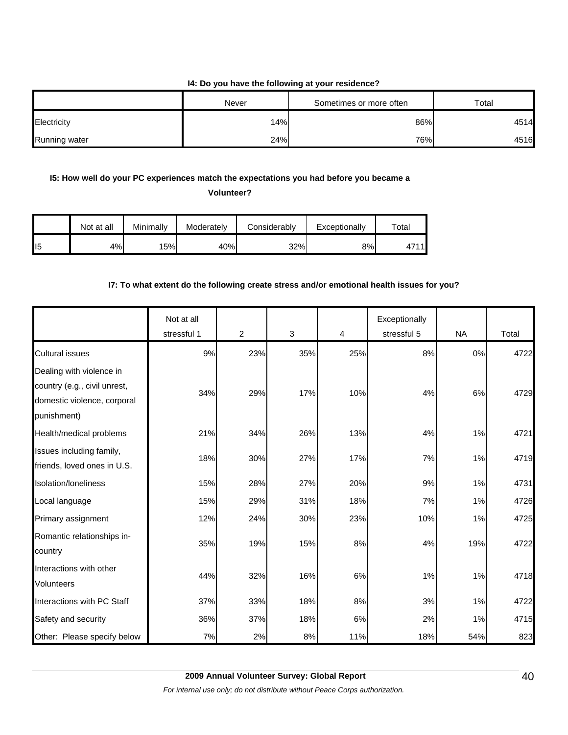**I4: Do you have the following at your residence?**

| | Never | Sometimes or more often | Total |
|---|---|---|---|
| Electricity | 14% | 86% | 4514 |
| Running water | 24% | 76% | 4516 |

**I5: How well do your PC experiences match the expectations you had before you became a Volunteer?**

| | Not at all | Minimally | Moderately | Considerably | Exceptionally | Total |
|---|---|---|---|---|---|---|
| I5 | 4% | 15% | 40% | 32% | 8% | 4711 |

**I7: To what extent do the following create stress and/or emotional health issues for you?**

| | Not at all stressful 1 | 2 | 3 | 4 | Exceptionally stressful 5 | NA | Total |
|---|---|---|---|---|---|---|---|
| Cultural issues | 9% | 23% | 35% | 25% | 8% | 0% | 4722 |
| Dealing with violence in country (e.g., civil unrest, domestic violence, corporal punishment) | 34% | 29% | 17% | 10% | 4% | 6% | 4729 |
| Health/medical problems | 21% | 34% | 26% | 13% | 4% | 1% | 4721 |
| Issues including family, friends, loved ones in U.S. | 18% | 30% | 27% | 17% | 7% | 1% | 4719 |
| Isolation/loneliness | 15% | 28% | 27% | 20% | 9% | 1% | 4731 |
| Local language | 15% | 29% | 31% | 18% | 7% | 1% | 4726 |
| Primary assignment | 12% | 24% | 30% | 23% | 10% | 1% | 4725 |
| Romantic relationships in-country | 35% | 19% | 15% | 8% | 4% | 19% | 4722 |
| Interactions with other Volunteers | 44% | 32% | 16% | 6% | 1% | 1% | 4718 |
| Interactions with PC Staff | 37% | 33% | 18% | 8% | 3% | 1% | 4722 |
| Safety and security | 36% | 37% | 18% | 6% | 2% | 1% | 4715 |
| Other: Please specify below | 7% | 2% | 8% | 11% | 18% | 54% | 823 |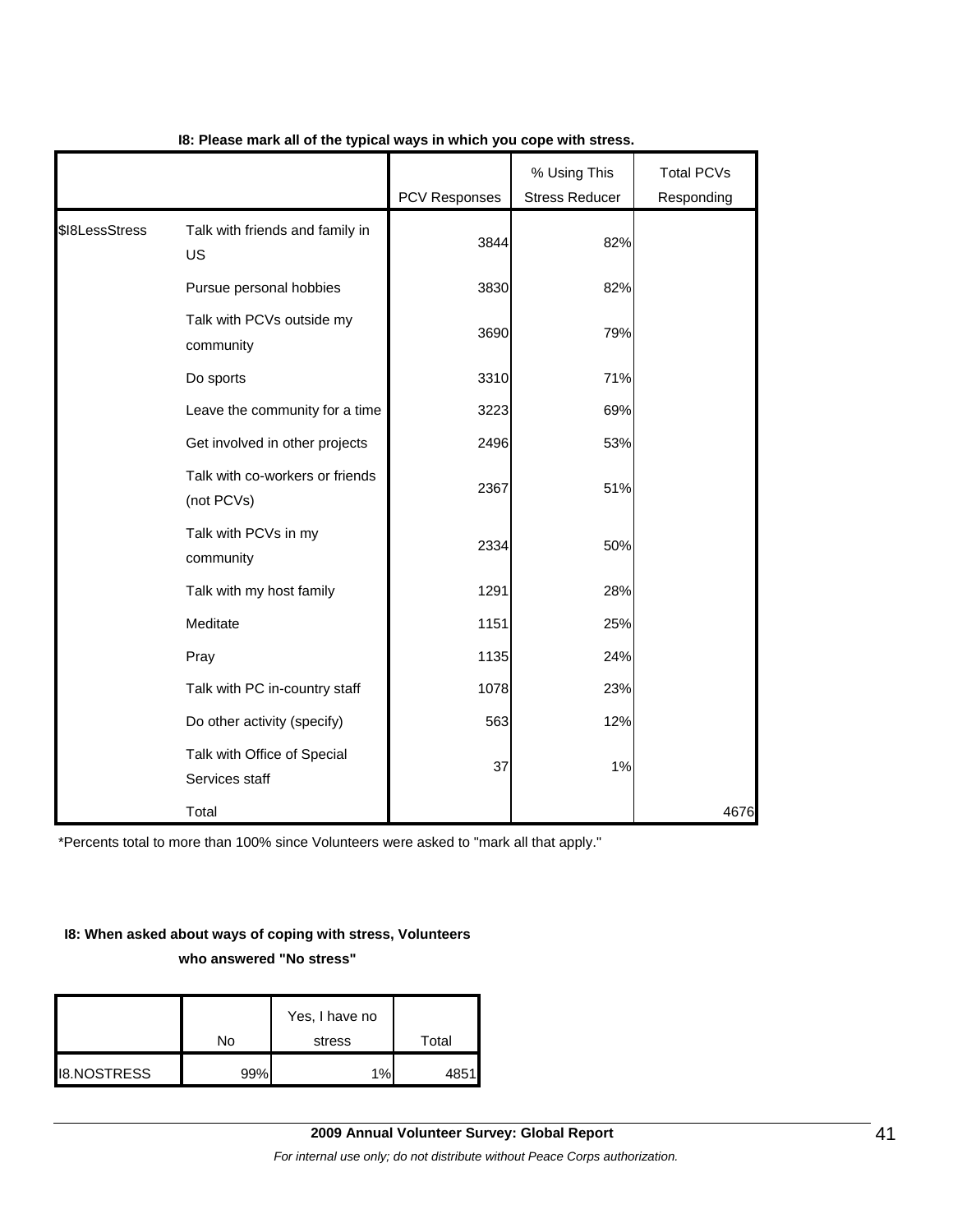**I8: Please mark all of the typical ways in which you cope with stress.**

| | | PCV Responses | % Using This Stress Reducer | Total PCVs Responding |
|---|---|---|---|---|
| $I8LessStress | Talk with friends and family in US | 3844 | 82% | |
| | Pursue personal hobbies | 3830 | 82% | |
| | Talk with PCVs outside my community | 3690 | 79% | |
| | Do sports | 3310 | 71% | |
| | Leave the community for a time | 3223 | 69% | |
| | Get involved in other projects | 2496 | 53% | |
| | Talk with co-workers or friends (not PCVs) | 2367 | 51% | |
| | Talk with PCVs in my community | 2334 | 50% | |
| | Talk with my host family | 1291 | 28% | |
| | Meditate | 1151 | 25% | |
| | Pray | 1135 | 24% | |
| | Talk with PC in-country staff | 1078 | 23% | |
| | Do other activity (specify) | 563 | 12% | |
| | Talk with Office of Special Services staff | 37 | 1% | |
| | Total | | | 4676 |

*Percents total to more than 100% since Volunteers were asked to "mark all that apply."

**I8: When asked about ways of coping with stress, Volunteers who answered "No stress"**

| | No | Yes, I have no stress | Total |
|---|---|---|---|
| I8.NOSTRESS | 99% | 1% | 4851 |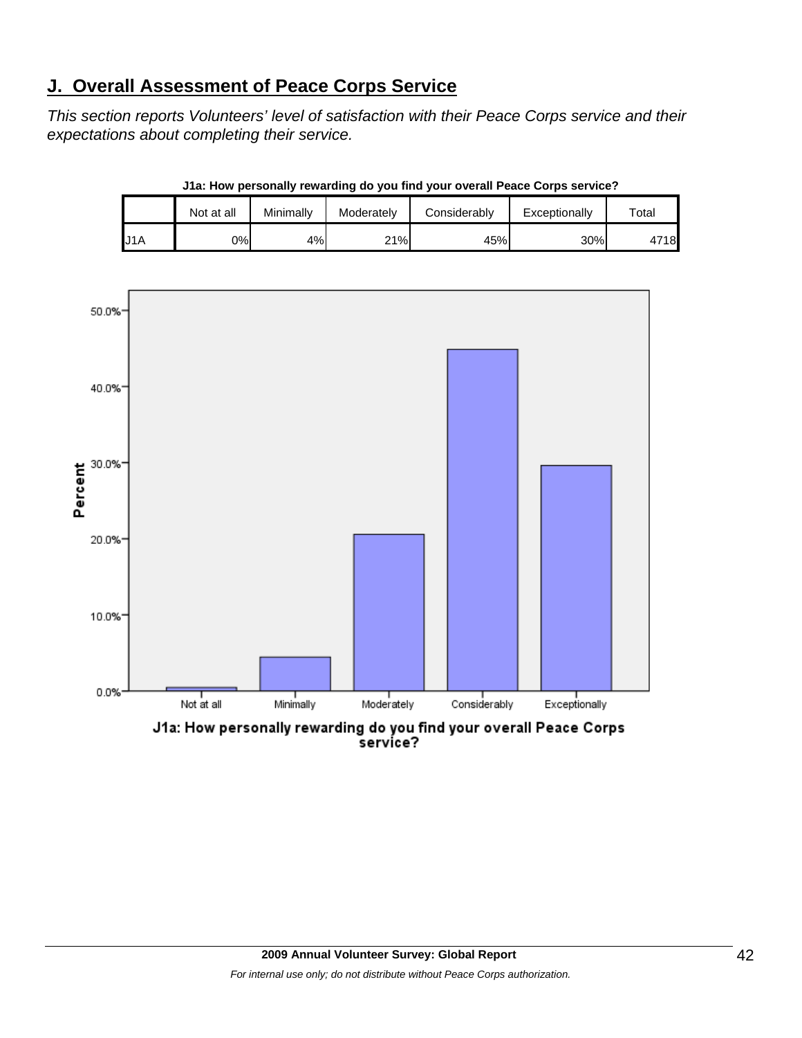## J. Overall Assessment of Peace Corps Service

*This section reports Volunteers' level of satisfaction with their Peace Corps service and their expectations about completing their service.*

**J1a: How personally rewarding do you find your overall Peace Corps service?**

| | Not at all | Minimally | Moderately | Considerably | Exceptionally | Total |
|---|---|---|---|---|---|---|
| J1A | 0% | 4% | 21% | 45% | 30% | 4718 |

**J1a: How personally rewarding do you find your overall Peace Corps service?**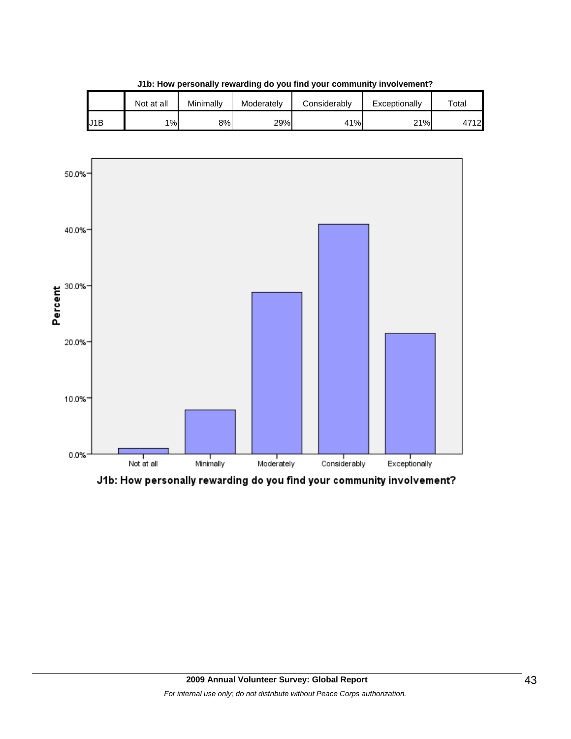**J1b: How personally rewarding do you find your community involvement?**

| | Not at all | Minimally | Moderately | Considerably | Exceptionally | Total |
|---|---|---|---|---|---|---|
| J1B | 1% | 8% | 29% | 41% | 21% | 4712 |

J1b: How personally rewarding do you find your community involvement?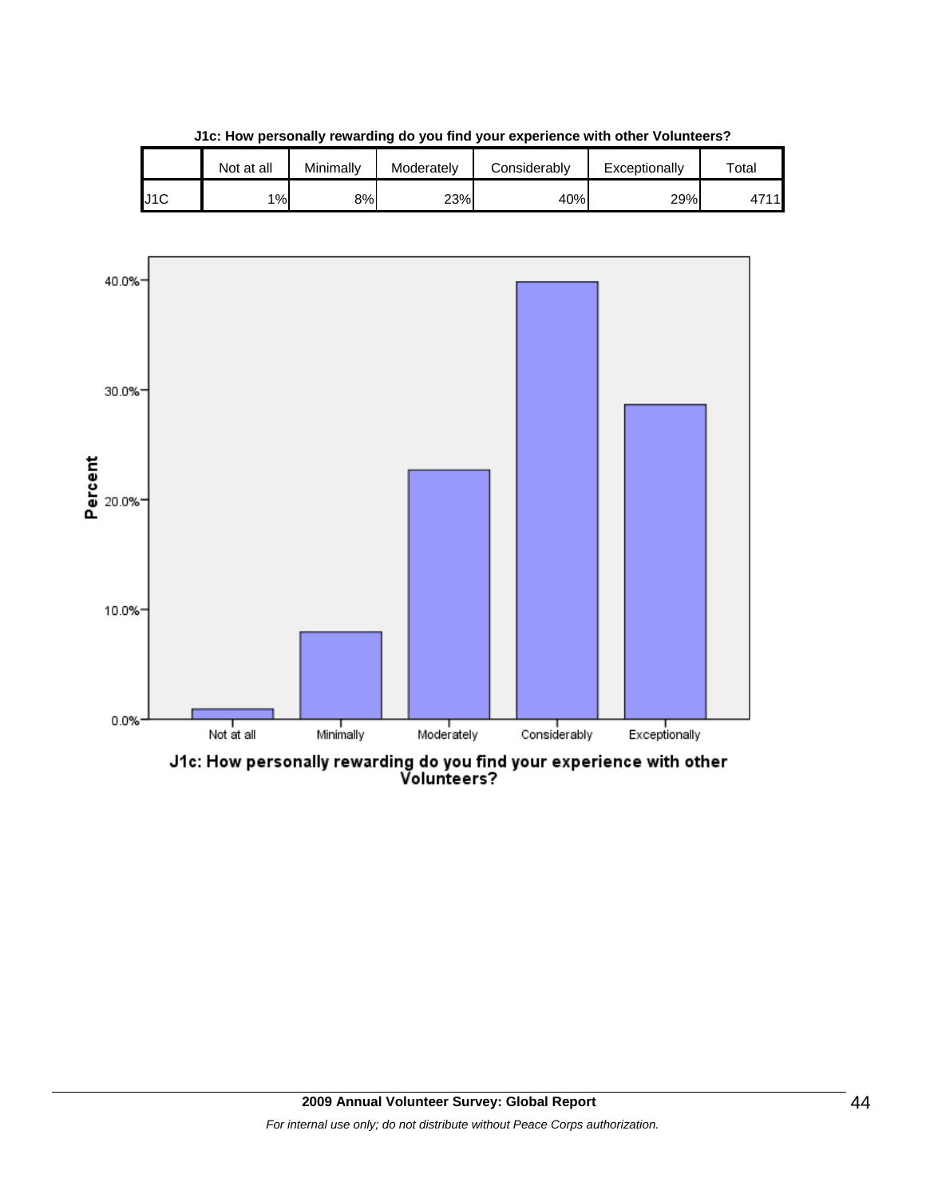**J1c: How personally rewarding do you find your experience with other Volunteers?**

| | Not at all | Minimally | Moderately | Considerably | Exceptionally | Total |
|---|---|---|---|---|---|---|
| J1C | 1% | 8% | 23% | 40% | 29% | 4711 |

Percent

40.0%

30.0%

20.0%

10.0%

0.0%

Not at all | Minimally | Moderately | Considerably | Exceptionally

J1c: How personally rewarding do you find your experience with other Volunteers?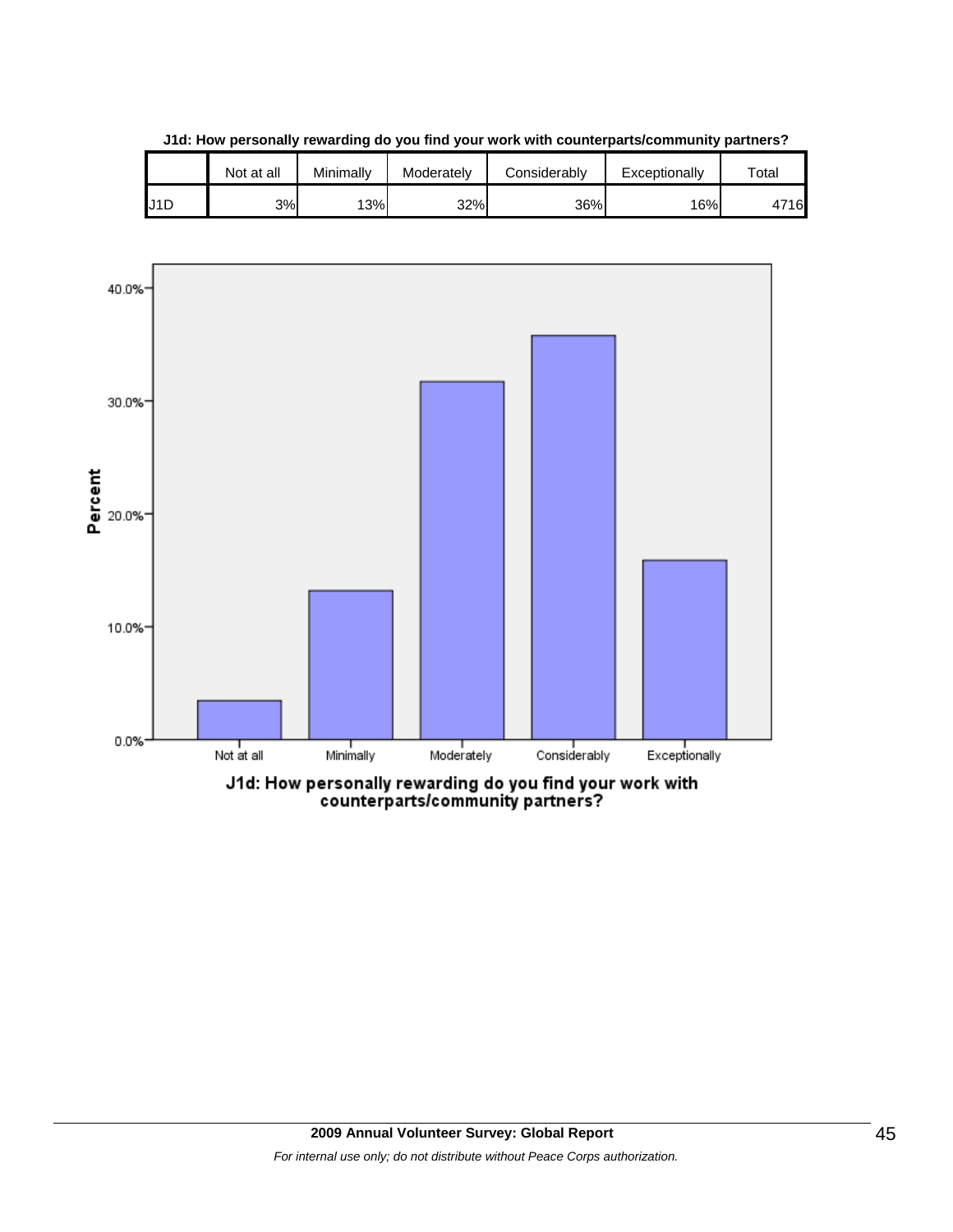**J1d: How personally rewarding do you find your work with counterparts/community partners?**

| | Not at all | Minimally | Moderately | Considerably | Exceptionally | Total |
|---|---|---|---|---|---|---|
| J1D | 3% | 13% | 32% | 36% | 16% | 4716 |

J1d: How personally rewarding do you find your work with counterparts/community partners?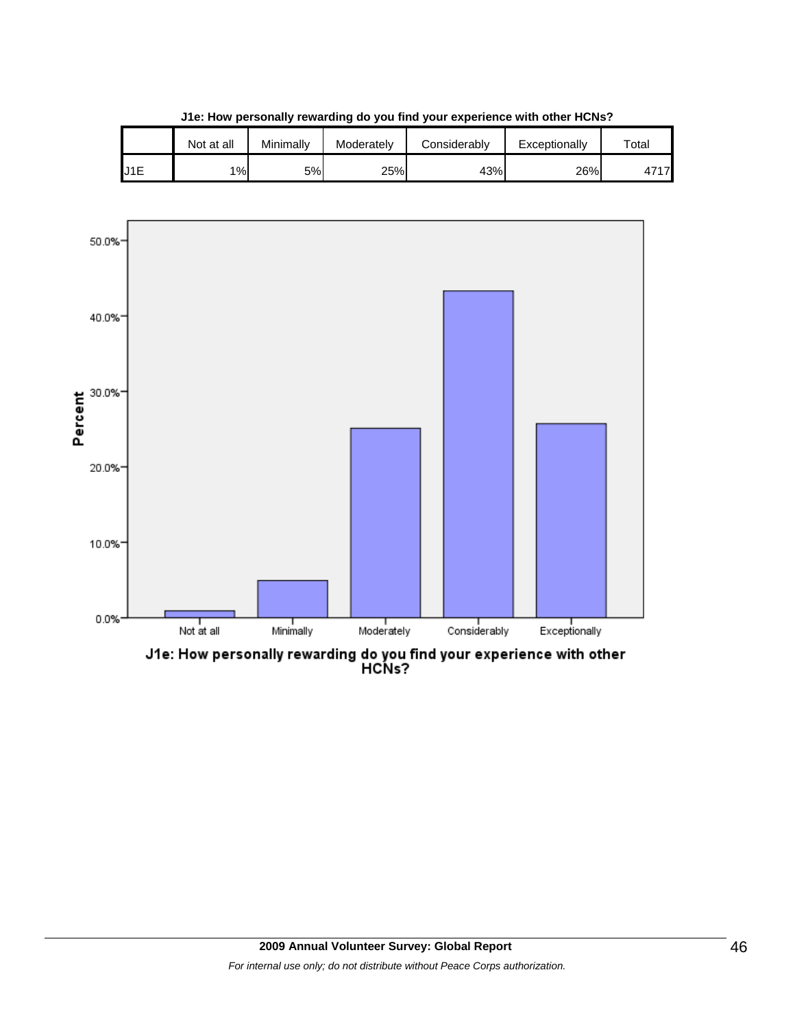**J1e: How personally rewarding do you find your experience with other HCNs?**

| | Not at all | Minimally | Moderately | Considerably | Exceptionally | Total |
|---|---|---|---|---|---|---|
| J1E | 1% | 5% | 25% | 43% | 26% | 4717 |

J1e: How personally rewarding do you find your experience with other HCNs?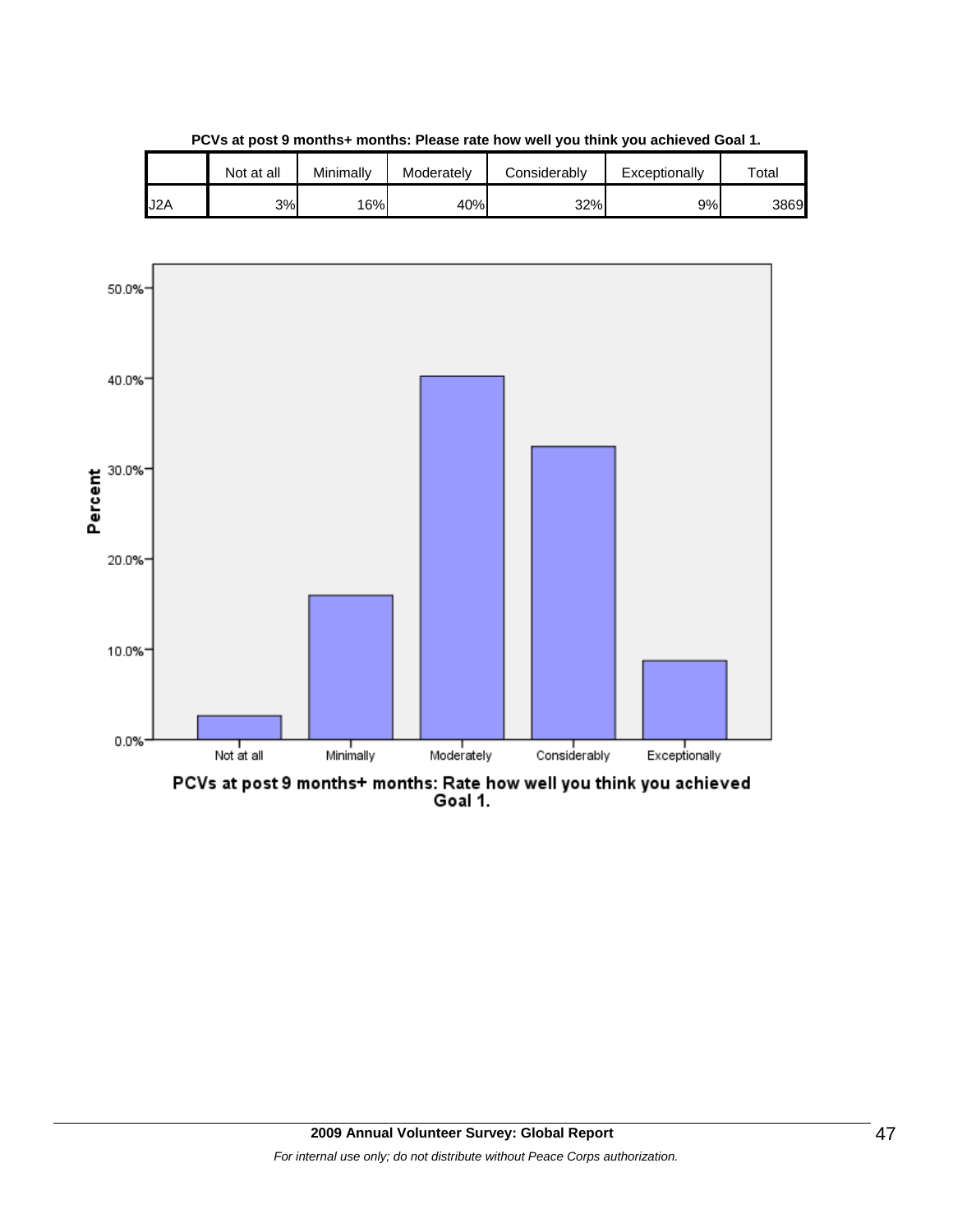**PCVs at post 9 months+ months: Please rate how well you think you achieved Goal 1.**

| | Not at all | Minimally | Moderately | Considerably | Exceptionally | Total |
|---|---|---|---|---|---|---|
| J2A | 3% | 16% | 40% | 32% | 9% | 3869 |

PCVs at post 9 months+ months: Rate how well you think you achieved Goal 1.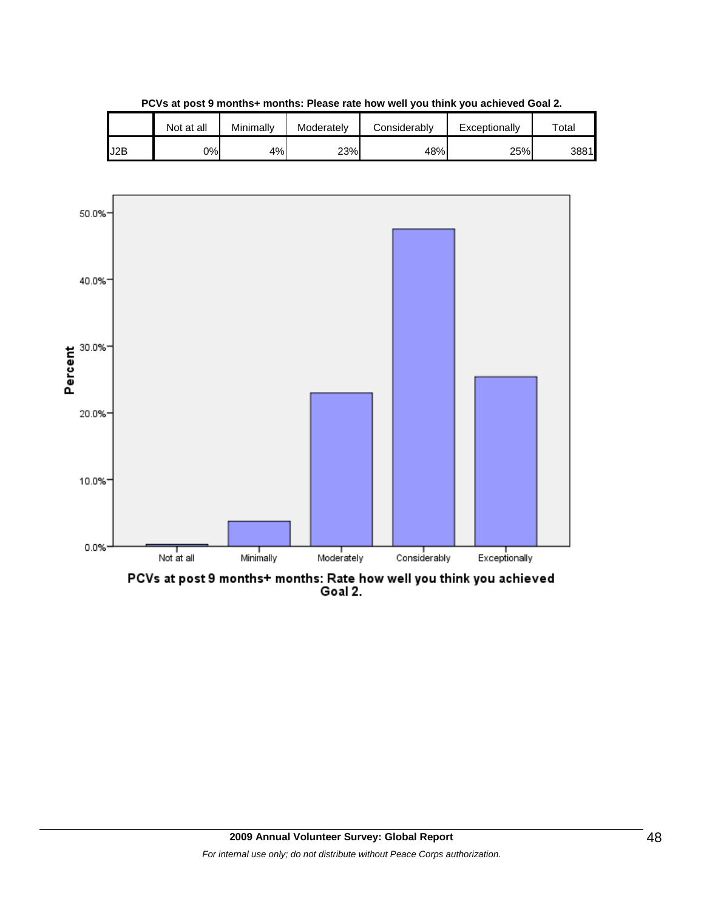**PCVs at post 9 months+ months: Please rate how well you think you achieved Goal 2.**

| | Not at all | Minimally | Moderately | Considerably | Exceptionally | Total |
|---|---|---|---|---|---|---|
| J2B | 0% | 4% | 23% | 48% | 25% | 3881 |

PCVs at post 9 months+ months: Rate how well you think you achieved Goal 2.

**2009 Annual Volunteer Survey: Global Report**

*For internal use only; do not distribute without Peace Corps authorization.*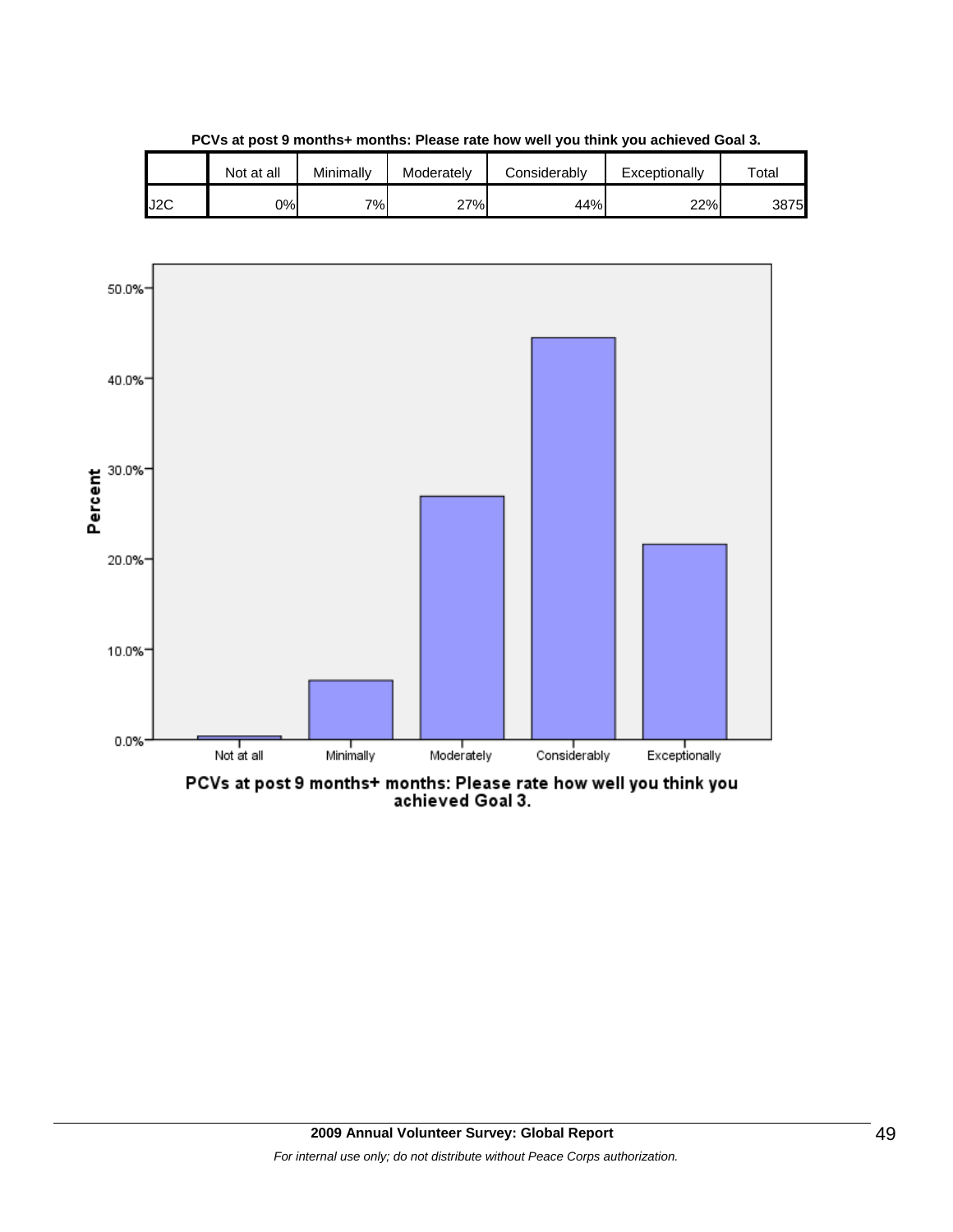**PCVs at post 9 months+ months: Please rate how well you think you achieved Goal 3.**

| | Not at all | Minimally | Moderately | Considerably | Exceptionally | Total |
|---|---|---|---|---|---|---|
| J2C | 0% | 7% | 27% | 44% | 22% | 3875 |

PCVs at post 9 months+ months: Please rate how well you think you achieved Goal 3.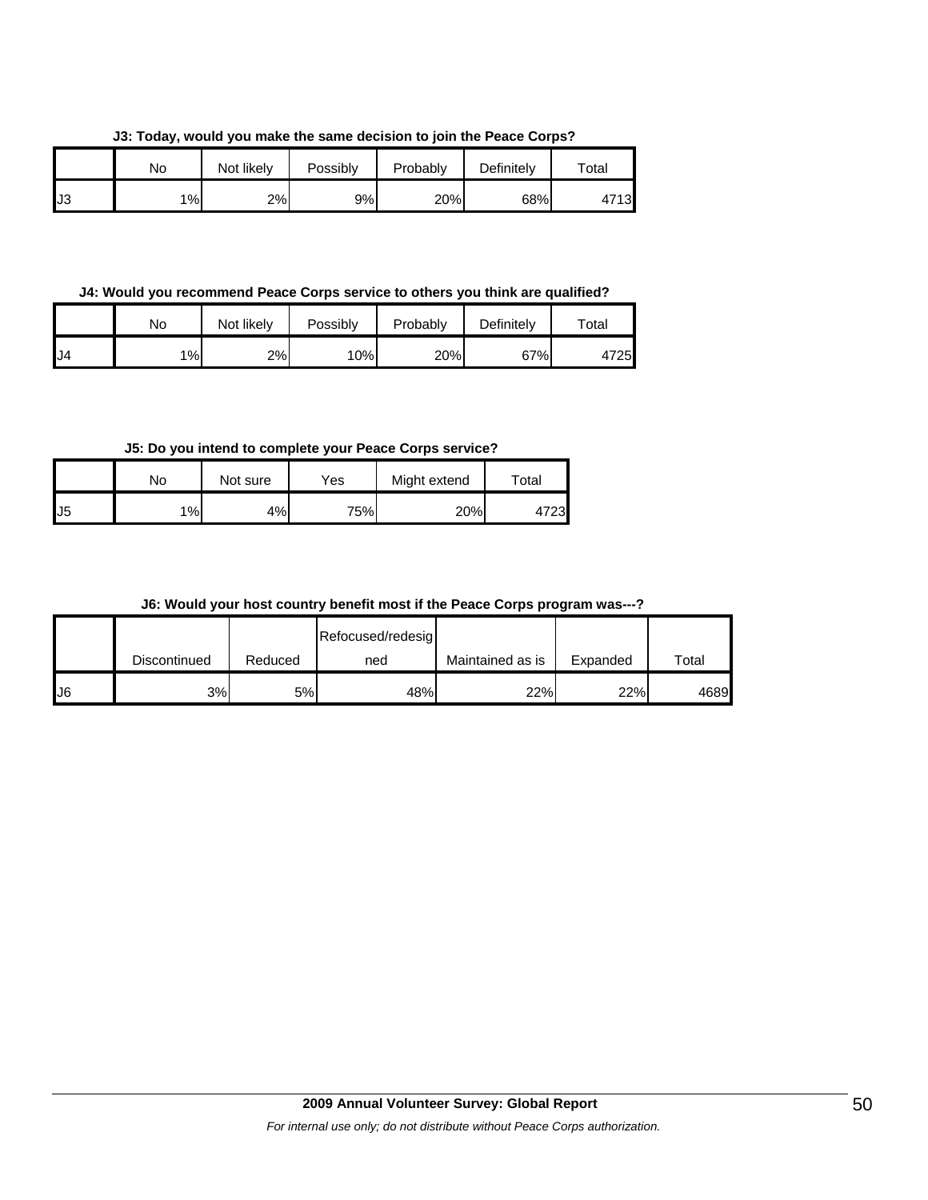**J3: Today, would you make the same decision to join the Peace Corps?**

| | No | Not likely | Possibly | Probably | Definitely | Total |
|---|---|---|---|---|---|---|
| J3 | 1% | 2% | 9% | 20% | 68% | 4713 |

**J4: Would you recommend Peace Corps service to others you think are qualified?**

| | No | Not likely | Possibly | Probably | Definitely | Total |
|---|---|---|---|---|---|---|
| J4 | 1% | 2% | 10% | 20% | 67% | 4725 |

**J5: Do you intend to complete your Peace Corps service?**

| | No | Not sure | Yes | Might extend | Total |
|---|---|---|---|---|---|
| J5 | 1% | 4% | 75% | 20% | 4723 |

**J6: Would your host country benefit most if the Peace Corps program was---?**

| | Discontinued | Reduced | Refocused/redesigned | Maintained as is | Expanded | Total |
|---|---|---|---|---|---|---|
| J6 | 3% | 5% | 48% | 22% | 22% | 4689 |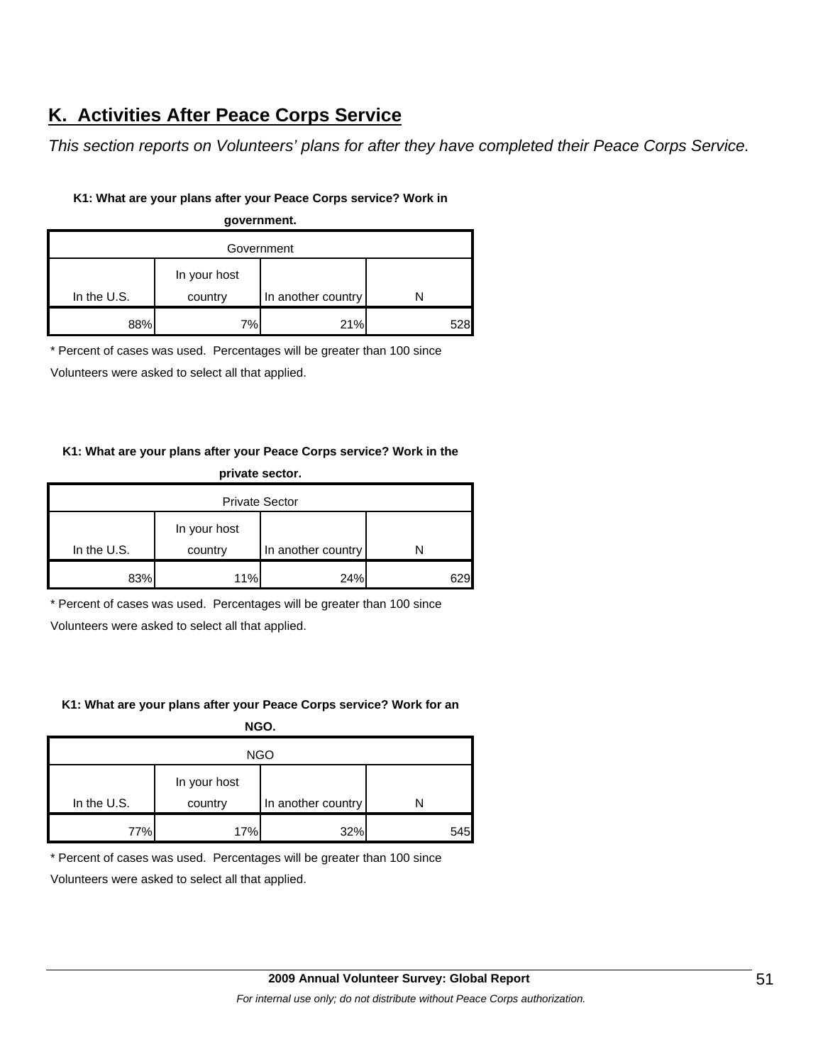## K. Activities After Peace Corps Service

*This section reports on Volunteers' plans for after they have completed their Peace Corps Service.*

**K1: What are your plans after your Peace Corps service? Work in government.**

| Government | | | |
|---|---|---|---|
| In the U.S. | In your host country | In another country | N |
| 88% | 7% | 21% | 528 |

\* Percent of cases was used. Percentages will be greater than 100 since Volunteers were asked to select all that applied.

**K1: What are your plans after your Peace Corps service? Work in the private sector.**

| Private Sector | | | |
|---|---|---|---|
| In the U.S. | In your host country | In another country | N |
| 83% | 11% | 24% | 629 |

\* Percent of cases was used. Percentages will be greater than 100 since Volunteers were asked to select all that applied.

**K1: What are your plans after your Peace Corps service? Work for an NGO.**

| NGO | | | |
|---|---|---|---|
| In the U.S. | In your host country | In another country | N |
| 77% | 17% | 32% | 545 |

\* Percent of cases was used. Percentages will be greater than 100 since Volunteers were asked to select all that applied.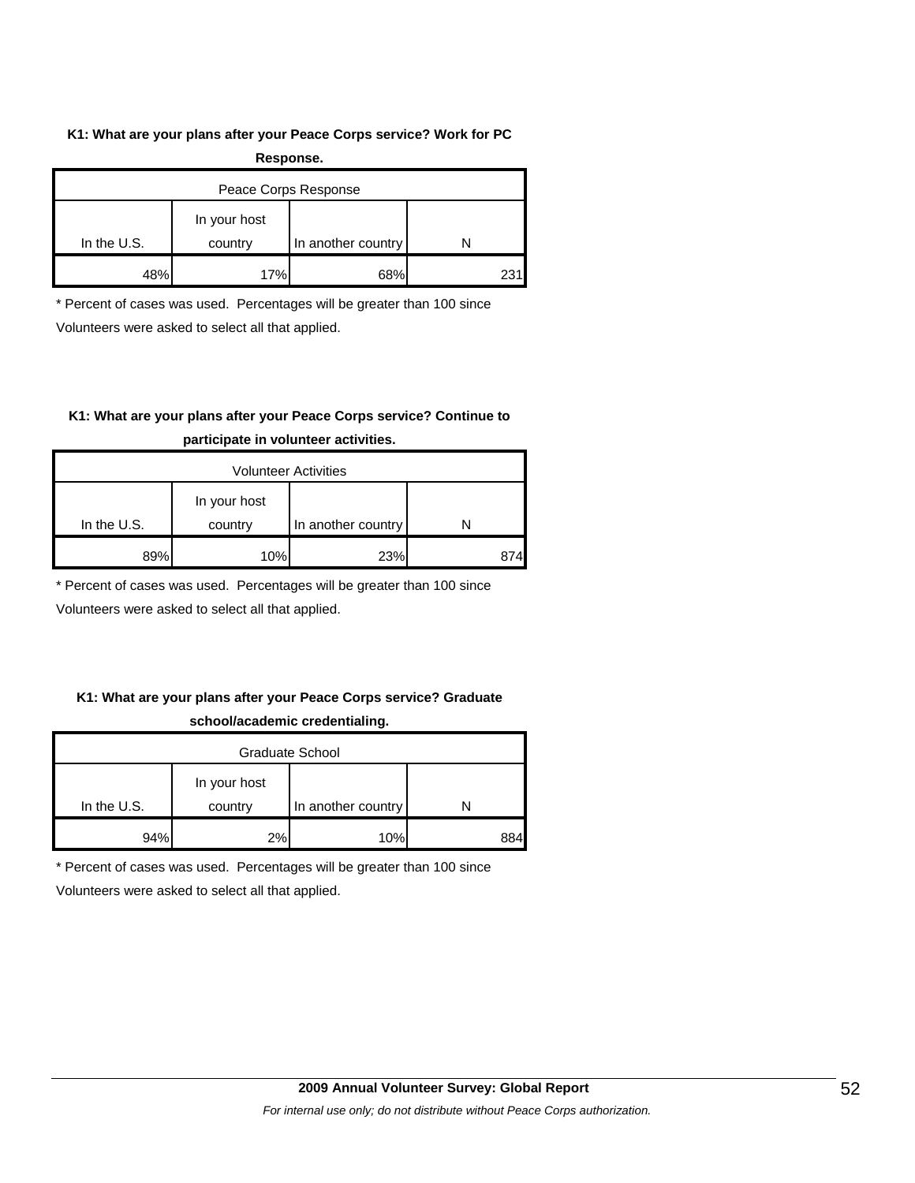**K1: What are your plans after your Peace Corps service? Work for PC Response.**

| Peace Corps Response | | | |
|---|---|---|---|
| In the U.S. | In your host country | In another country | N |
| 48% | 17% | 68% | 231 |

* Percent of cases was used. Percentages will be greater than 100 since Volunteers were asked to select all that applied.

**K1: What are your plans after your Peace Corps service? Continue to participate in volunteer activities.**

| Volunteer Activities | | | |
|---|---|---|---|
| In the U.S. | In your host country | In another country | N |
| 89% | 10% | 23% | 874 |

* Percent of cases was used. Percentages will be greater than 100 since Volunteers were asked to select all that applied.

**K1: What are your plans after your Peace Corps service? Graduate school/academic credentialing.**

| Graduate School | | | |
|---|---|---|---|
| In the U.S. | In your host country | In another country | N |
| 94% | 2% | 10% | 884 |

* Percent of cases was used. Percentages will be greater than 100 since Volunteers were asked to select all that applied.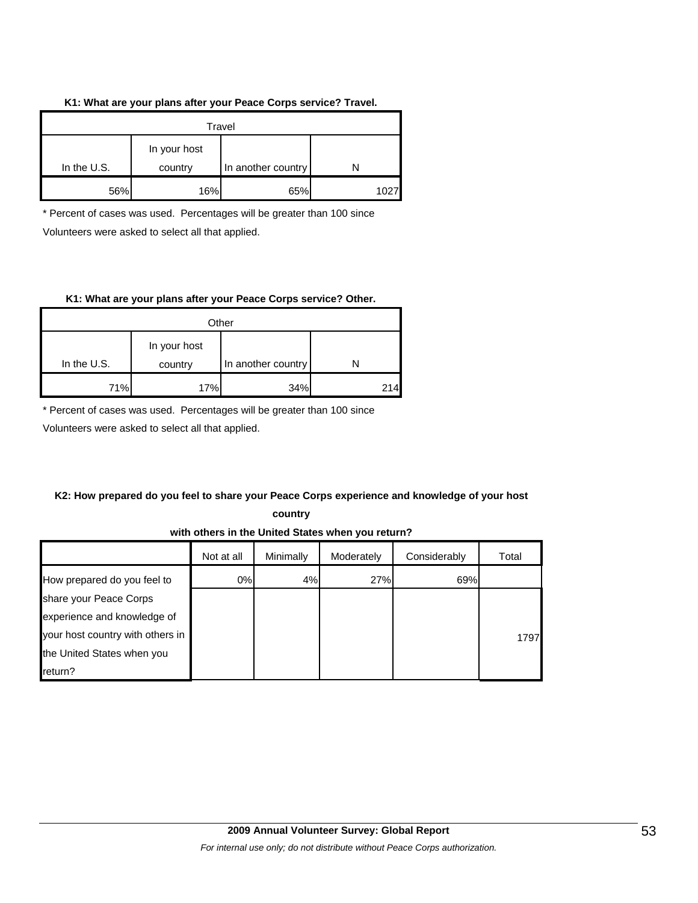**K1: What are your plans after your Peace Corps service? Travel.**

| Travel | | | |
|---|---|---|---|
| In the U.S. | In your host country | In another country | N |
| 56% | 16% | 65% | 1027 |

* Percent of cases was used. Percentages will be greater than 100 since Volunteers were asked to select all that applied.

**K1: What are your plans after your Peace Corps service? Other.**

| Other | | | |
|---|---|---|---|
| In the U.S. | In your host country | In another country | N |
| 71% | 17% | 34% | 214 |

* Percent of cases was used. Percentages will be greater than 100 since Volunteers were asked to select all that applied.

**K2: How prepared do you feel to share your Peace Corps experience and knowledge of your host country with others in the United States when you return?**

| | Not at all | Minimally | Moderately | Considerably | Total |
|---|---|---|---|---|---|
| How prepared do you feel to share your Peace Corps experience and knowledge of your host country with others in the United States when you return? | 0% | 4% | 27% | 69% | 1797 |

**2009 Annual Volunteer Survey: Global Report**

*For internal use only; do not distribute without Peace Corps authorization.*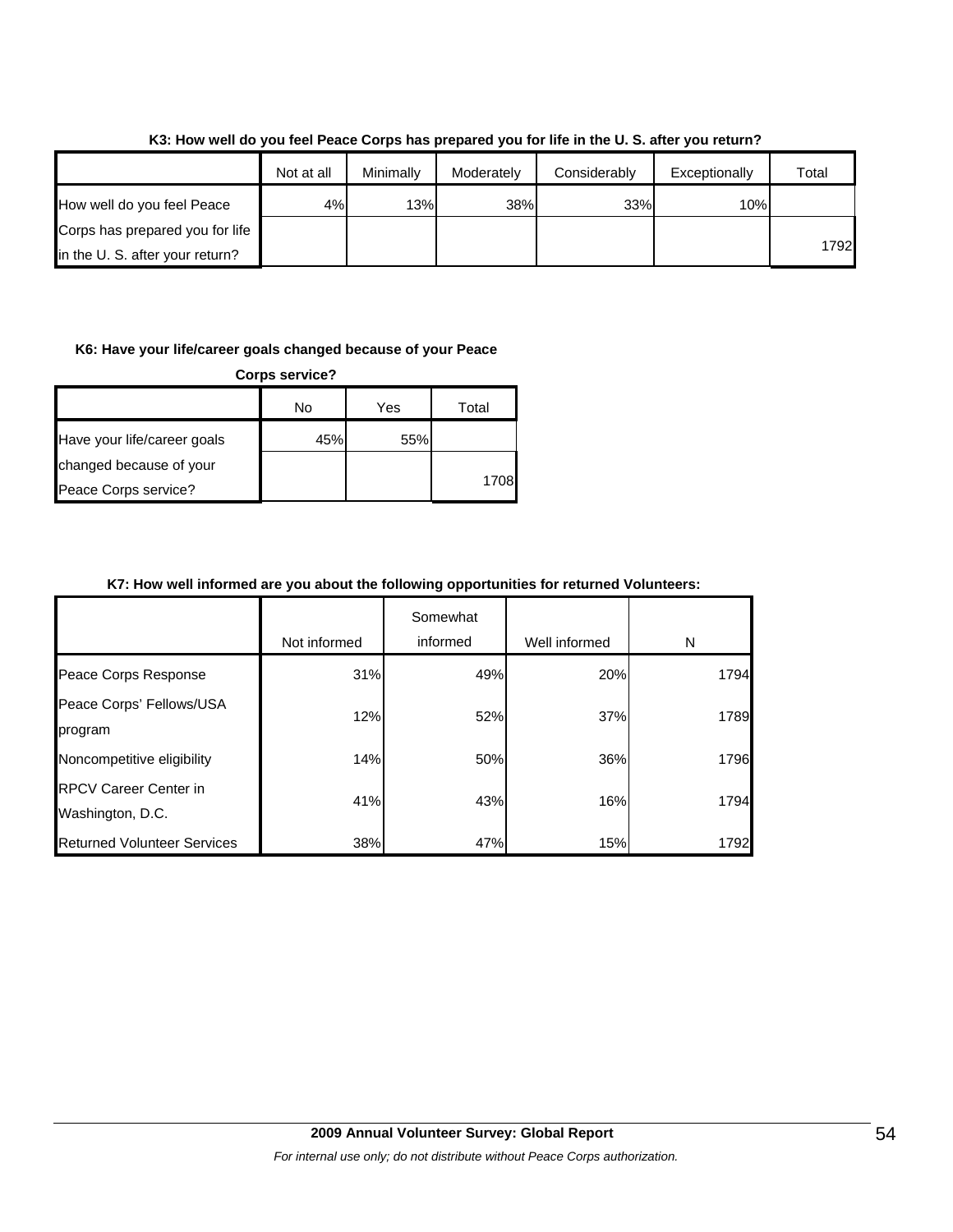**K3: How well do you feel Peace Corps has prepared you for life in the U. S. after you return?**

| | Not at all | Minimally | Moderately | Considerably | Exceptionally | Total |
|---|---|---|---|---|---|---|
| How well do you feel Peace Corps has prepared you for life in the U. S. after your return? | 4% | 13% | 38% | 33% | 10% | 1792 |

**K6: Have your life/career goals changed because of your Peace Corps service?**

| | No | Yes | Total |
|---|---|---|---|
| Have your life/career goals changed because of your Peace Corps service? | 45% | 55% | 1708 |

**K7: How well informed are you about the following opportunities for returned Volunteers:**

| | Not informed | Somewhat informed | Well informed | N |
|---|---|---|---|---|
| Peace Corps Response | 31% | 49% | 20% | 1794 |
| Peace Corps' Fellows/USA program | 12% | 52% | 37% | 1789 |
| Noncompetitive eligibility | 14% | 50% | 36% | 1796 |
| RPCV Career Center in Washington, D.C. | 41% | 43% | 16% | 1794 |
| Returned Volunteer Services | 38% | 47% | 15% | 1792 |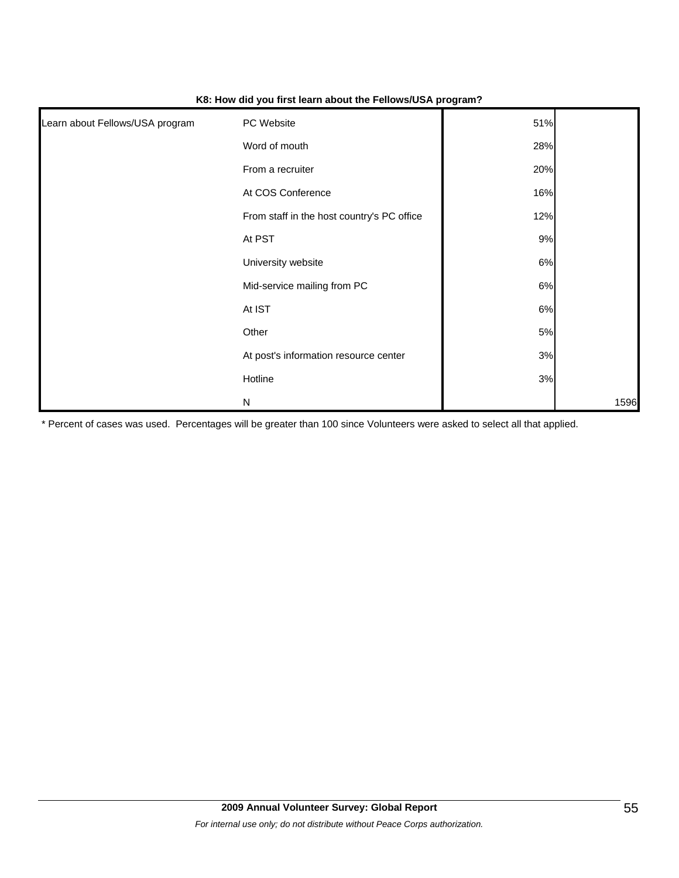**K8: How did you first learn about the Fellows/USA program?**

| | | | |
|---|---|---|---|
| Learn about Fellows/USA program | PC Website | 51% | |
| | Word of mouth | 28% | |
| | From a recruiter | 20% | |
| | At COS Conference | 16% | |
| | From staff in the host country's PC office | 12% | |
| | At PST | 9% | |
| | University website | 6% | |
| | Mid-service mailing from PC | 6% | |
| | At IST | 6% | |
| | Other | 5% | |
| | At post's information resource center | 3% | |
| | Hotline | 3% | |
| | N | | 1596 |

\* Percent of cases was used. Percentages will be greater than 100 since Volunteers were asked to select all that applied.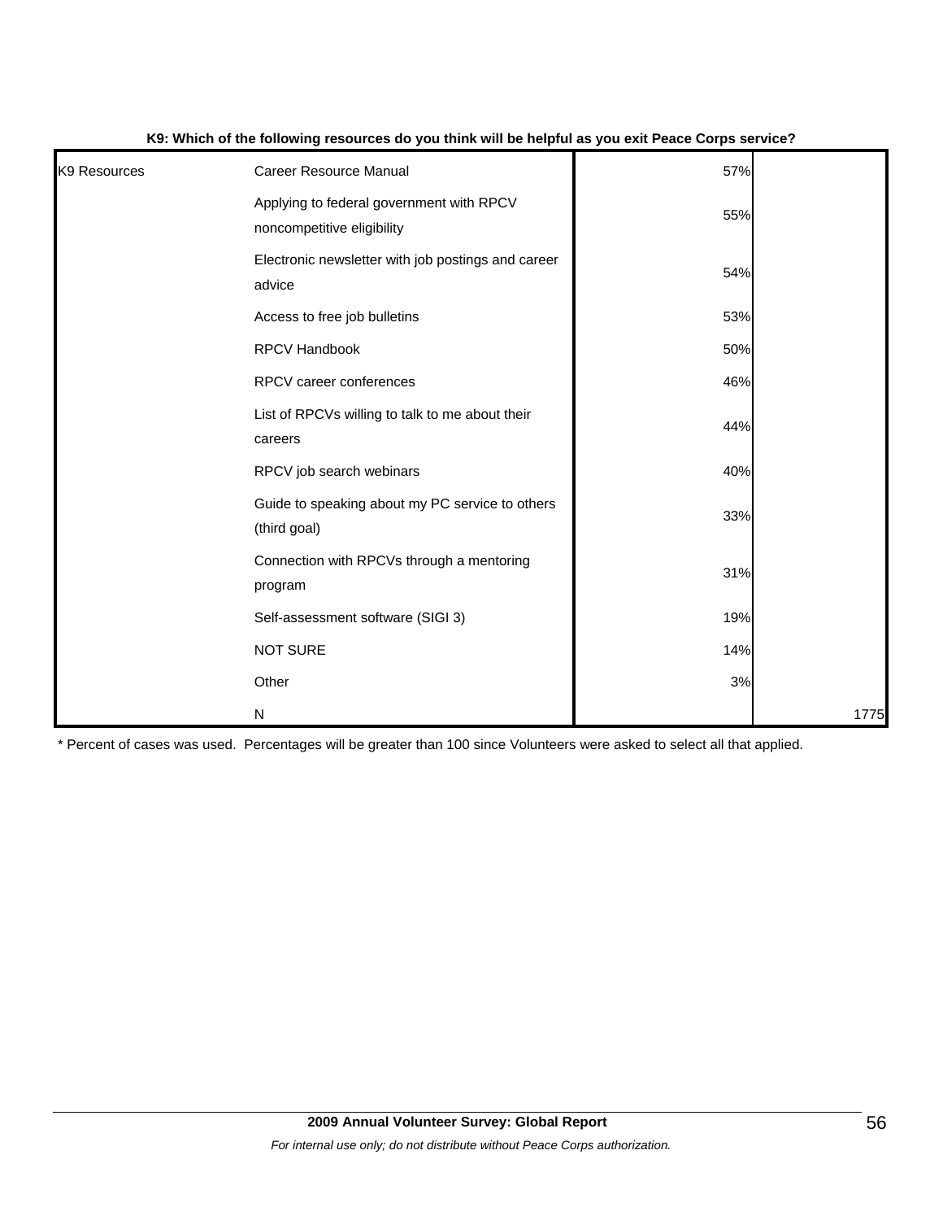**K9: Which of the following resources do you think will be helpful as you exit Peace Corps service?**

| | | | |
|---|---|---|---|
| K9 Resources | Career Resource Manual | 57% | |
| | Applying to federal government with RPCV noncompetitive eligibility | 55% | |
| | Electronic newsletter with job postings and career advice | 54% | |
| | Access to free job bulletins | 53% | |
| | RPCV Handbook | 50% | |
| | RPCV career conferences | 46% | |
| | List of RPCVs willing to talk to me about their careers | 44% | |
| | RPCV job search webinars | 40% | |
| | Guide to speaking about my PC service to others (third goal) | 33% | |
| | Connection with RPCVs through a mentoring program | 31% | |
| | Self-assessment software (SIGI 3) | 19% | |
| | NOT SURE | 14% | |
| | Other | 3% | |
| | N | | 1775 |

* Percent of cases was used. Percentages will be greater than 100 since Volunteers were asked to select all that applied.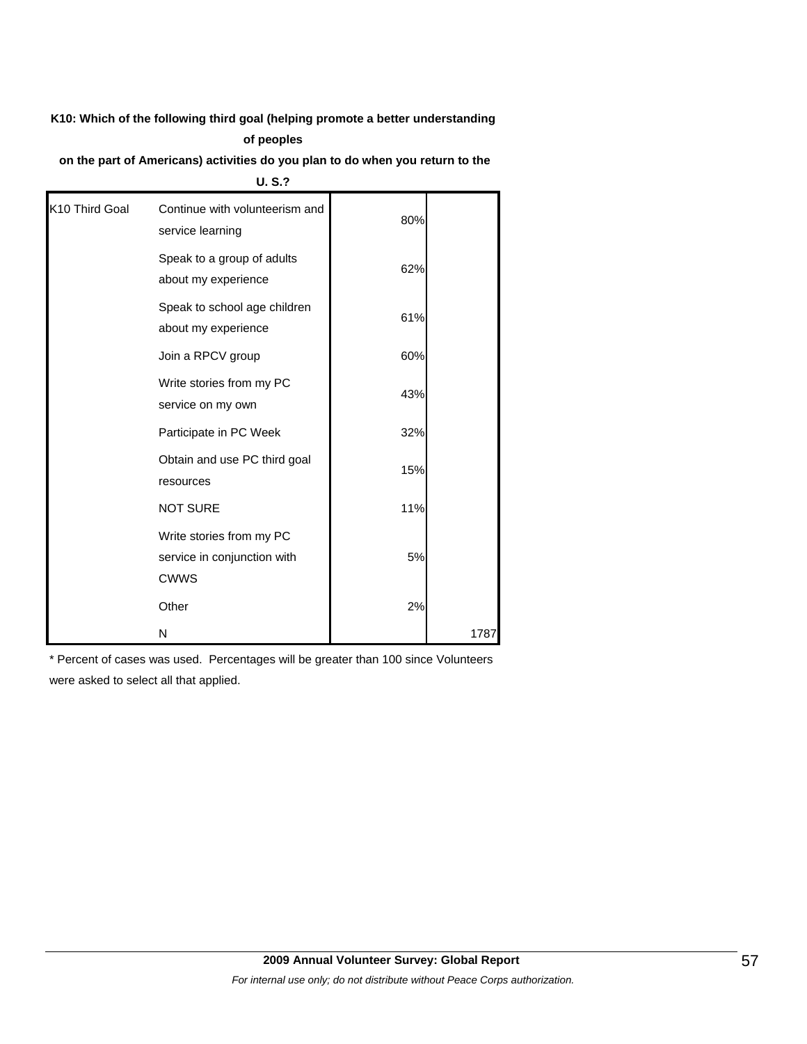**K10: Which of the following third goal (helping promote a better understanding of peoples on the part of Americans) activities do you plan to do when you return to the U. S.?**

| | | | |
|---|---|---|---|
| K10 Third Goal | Continue with volunteerism and service learning | 80% | |
| | Speak to a group of adults about my experience | 62% | |
| | Speak to school age children about my experience | 61% | |
| | Join a RPCV group | 60% | |
| | Write stories from my PC service on my own | 43% | |
| | Participate in PC Week | 32% | |
| | Obtain and use PC third goal resources | 15% | |
| | NOT SURE | 11% | |
| | Write stories from my PC service in conjunction with CWWS | 5% | |
| | Other | 2% | |
| | N | | 1787 |

* Percent of cases was used. Percentages will be greater than 100 since Volunteers were asked to select all that applied.